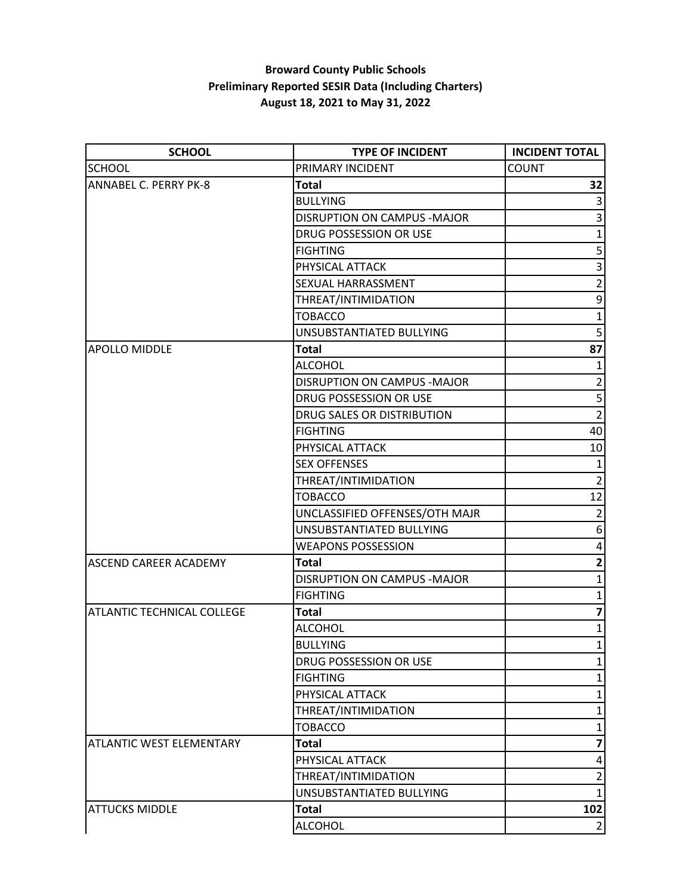**Broward County Public Schools**
**Preliminary Reported SESIR Data (Including Charters)**
**August 18, 2021 to May 31, 2022**

| SCHOOL | TYPE OF INCIDENT | INCIDENT TOTAL |
|---|---|---|
| SCHOOL | PRIMARY INCIDENT | COUNT |
| ANNABEL C. PERRY PK-8 | **Total** | **32** |
| | BULLYING | 3 |
| | DISRUPTION ON CAMPUS -MAJOR | 3 |
| | DRUG POSSESSION OR USE | 1 |
| | FIGHTING | 5 |
| | PHYSICAL ATTACK | 3 |
| | SEXUAL HARRASSMENT | 2 |
| | THREAT/INTIMIDATION | 9 |
| | TOBACCO | 1 |
| | UNSUBSTANTIATED BULLYING | 5 |
| APOLLO MIDDLE | **Total** | **87** |
| | ALCOHOL | 1 |
| | DISRUPTION ON CAMPUS -MAJOR | 2 |
| | DRUG POSSESSION OR USE | 5 |
| | DRUG SALES OR DISTRIBUTION | 2 |
| | FIGHTING | 40 |
| | PHYSICAL ATTACK | 10 |
| | SEX OFFENSES | 1 |
| | THREAT/INTIMIDATION | 2 |
| | TOBACCO | 12 |
| | UNCLASSIFIED OFFENSES/OTH MAJR | 2 |
| | UNSUBSTANTIATED BULLYING | 6 |
| | WEAPONS POSSESSION | 4 |
| ASCEND CAREER ACADEMY | **Total** | **2** |
| | DISRUPTION ON CAMPUS -MAJOR | 1 |
| | FIGHTING | 1 |
| ATLANTIC TECHNICAL COLLEGE | **Total** | **7** |
| | ALCOHOL | 1 |
| | BULLYING | 1 |
| | DRUG POSSESSION OR USE | 1 |
| | FIGHTING | 1 |
| | PHYSICAL ATTACK | 1 |
| | THREAT/INTIMIDATION | 1 |
| | TOBACCO | 1 |
| ATLANTIC WEST ELEMENTARY | **Total** | **7** |
| | PHYSICAL ATTACK | 4 |
| | THREAT/INTIMIDATION | 2 |
| | UNSUBSTANTIATED BULLYING | 1 |
| ATTUCKS MIDDLE | **Total** | **102** |
| | ALCOHOL | 2 |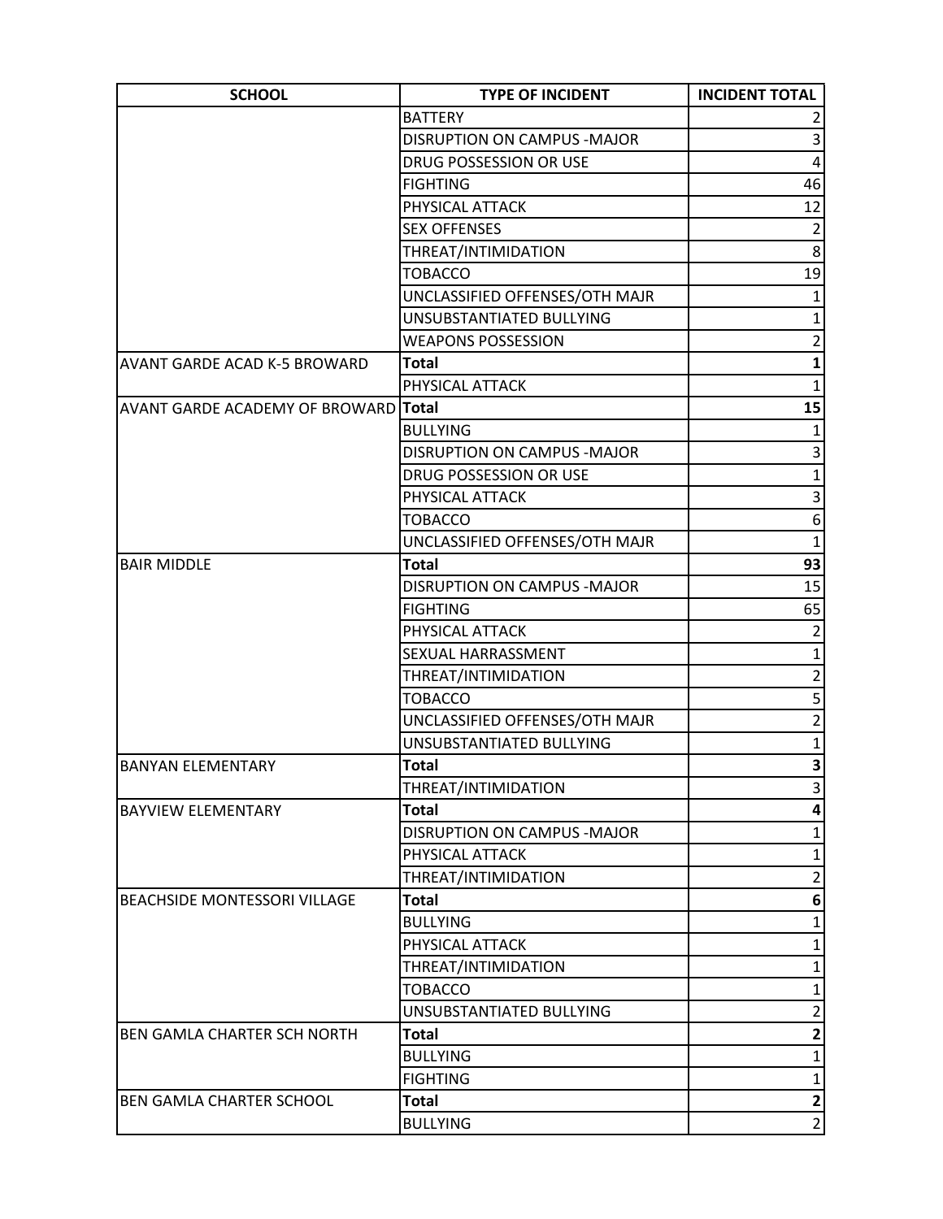| SCHOOL | TYPE OF INCIDENT | INCIDENT TOTAL |
|---|---|---|
| | BATTERY | 2 |
| | DISRUPTION ON CAMPUS -MAJOR | 3 |
| | DRUG POSSESSION OR USE | 4 |
| | FIGHTING | 46 |
| | PHYSICAL ATTACK | 12 |
| | SEX OFFENSES | 2 |
| | THREAT/INTIMIDATION | 8 |
| | TOBACCO | 19 |
| | UNCLASSIFIED OFFENSES/OTH MAJR | 1 |
| | UNSUBSTANTIATED BULLYING | 1 |
| | WEAPONS POSSESSION | 2 |
| AVANT GARDE ACAD K-5 BROWARD | **Total** | **1** |
| | PHYSICAL ATTACK | 1 |
| AVANT GARDE ACADEMY OF BROWARD | **Total** | **15** |
| | BULLYING | 1 |
| | DISRUPTION ON CAMPUS -MAJOR | 3 |
| | DRUG POSSESSION OR USE | 1 |
| | PHYSICAL ATTACK | 3 |
| | TOBACCO | 6 |
| | UNCLASSIFIED OFFENSES/OTH MAJR | 1 |
| BAIR MIDDLE | **Total** | **93** |
| | DISRUPTION ON CAMPUS -MAJOR | 15 |
| | FIGHTING | 65 |
| | PHYSICAL ATTACK | 2 |
| | SEXUAL HARRASSMENT | 1 |
| | THREAT/INTIMIDATION | 2 |
| | TOBACCO | 5 |
| | UNCLASSIFIED OFFENSES/OTH MAJR | 2 |
| | UNSUBSTANTIATED BULLYING | 1 |
| BANYAN ELEMENTARY | **Total** | **3** |
| | THREAT/INTIMIDATION | 3 |
| BAYVIEW ELEMENTARY | **Total** | **4** |
| | DISRUPTION ON CAMPUS -MAJOR | 1 |
| | PHYSICAL ATTACK | 1 |
| | THREAT/INTIMIDATION | 2 |
| BEACHSIDE MONTESSORI VILLAGE | **Total** | **6** |
| | BULLYING | 1 |
| | PHYSICAL ATTACK | 1 |
| | THREAT/INTIMIDATION | 1 |
| | TOBACCO | 1 |
| | UNSUBSTANTIATED BULLYING | 2 |
| BEN GAMLA CHARTER SCH NORTH | **Total** | **2** |
| | BULLYING | 1 |
| | FIGHTING | 1 |
| BEN GAMLA CHARTER SCHOOL | **Total** | **2** |
| | BULLYING | 2 |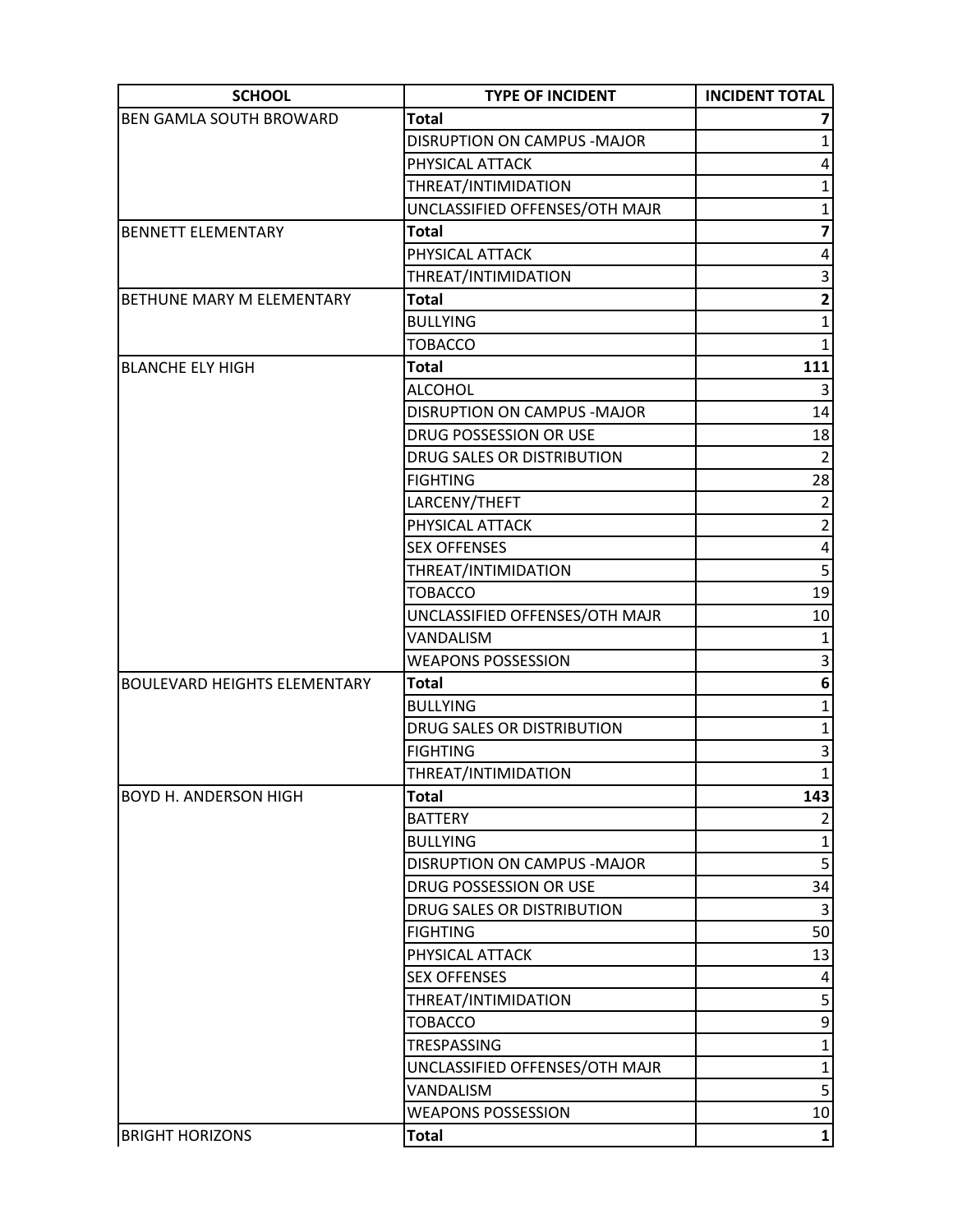| SCHOOL | TYPE OF INCIDENT | INCIDENT TOTAL |
|---|---|---|
| BEN GAMLA SOUTH BROWARD | **Total** | **7** |
| | DISRUPTION ON CAMPUS -MAJOR | 1 |
| | PHYSICAL ATTACK | 4 |
| | THREAT/INTIMIDATION | 1 |
| | UNCLASSIFIED OFFENSES/OTH MAJR | 1 |
| BENNETT ELEMENTARY | **Total** | **7** |
| | PHYSICAL ATTACK | 4 |
| | THREAT/INTIMIDATION | 3 |
| BETHUNE MARY M ELEMENTARY | **Total** | **2** |
| | BULLYING | 1 |
| | TOBACCO | 1 |
| BLANCHE ELY HIGH | **Total** | **111** |
| | ALCOHOL | 3 |
| | DISRUPTION ON CAMPUS -MAJOR | 14 |
| | DRUG POSSESSION OR USE | 18 |
| | DRUG SALES OR DISTRIBUTION | 2 |
| | FIGHTING | 28 |
| | LARCENY/THEFT | 2 |
| | PHYSICAL ATTACK | 2 |
| | SEX OFFENSES | 4 |
| | THREAT/INTIMIDATION | 5 |
| | TOBACCO | 19 |
| | UNCLASSIFIED OFFENSES/OTH MAJR | 10 |
| | VANDALISM | 1 |
| | WEAPONS POSSESSION | 3 |
| BOULEVARD HEIGHTS ELEMENTARY | **Total** | **6** |
| | BULLYING | 1 |
| | DRUG SALES OR DISTRIBUTION | 1 |
| | FIGHTING | 3 |
| | THREAT/INTIMIDATION | 1 |
| BOYD H. ANDERSON HIGH | **Total** | **143** |
| | BATTERY | 2 |
| | BULLYING | 1 |
| | DISRUPTION ON CAMPUS -MAJOR | 5 |
| | DRUG POSSESSION OR USE | 34 |
| | DRUG SALES OR DISTRIBUTION | 3 |
| | FIGHTING | 50 |
| | PHYSICAL ATTACK | 13 |
| | SEX OFFENSES | 4 |
| | THREAT/INTIMIDATION | 5 |
| | TOBACCO | 9 |
| | TRESPASSING | 1 |
| | UNCLASSIFIED OFFENSES/OTH MAJR | 1 |
| | VANDALISM | 5 |
| | WEAPONS POSSESSION | 10 |
| BRIGHT HORIZONS | **Total** | **1** |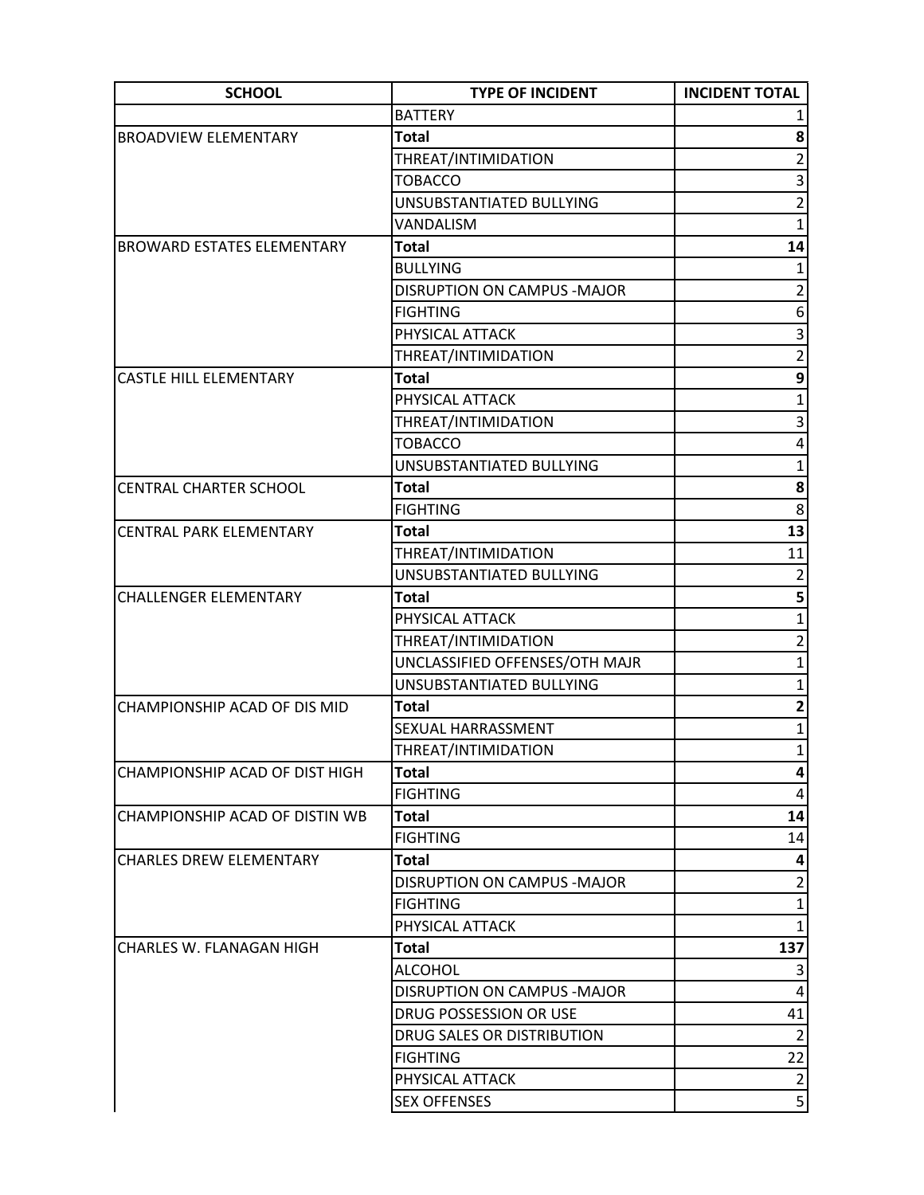| SCHOOL | TYPE OF INCIDENT | INCIDENT TOTAL |
|---|---|---|
| | BATTERY | 1 |
| BROADVIEW ELEMENTARY | **Total** | **8** |
| | THREAT/INTIMIDATION | 2 |
| | TOBACCO | 3 |
| | UNSUBSTANTIATED BULLYING | 2 |
| | VANDALISM | 1 |
| BROWARD ESTATES ELEMENTARY | **Total** | **14** |
| | BULLYING | 1 |
| | DISRUPTION ON CAMPUS -MAJOR | 2 |
| | FIGHTING | 6 |
| | PHYSICAL ATTACK | 3 |
| | THREAT/INTIMIDATION | 2 |
| CASTLE HILL ELEMENTARY | **Total** | **9** |
| | PHYSICAL ATTACK | 1 |
| | THREAT/INTIMIDATION | 3 |
| | TOBACCO | 4 |
| | UNSUBSTANTIATED BULLYING | 1 |
| CENTRAL CHARTER SCHOOL | **Total** | **8** |
| | FIGHTING | 8 |
| CENTRAL PARK ELEMENTARY | **Total** | **13** |
| | THREAT/INTIMIDATION | 11 |
| | UNSUBSTANTIATED BULLYING | 2 |
| CHALLENGER ELEMENTARY | **Total** | **5** |
| | PHYSICAL ATTACK | 1 |
| | THREAT/INTIMIDATION | 2 |
| | UNCLASSIFIED OFFENSES/OTH MAJR | 1 |
| | UNSUBSTANTIATED BULLYING | 1 |
| CHAMPIONSHIP ACAD OF DIS MID | **Total** | **2** |
| | SEXUAL HARRASSMENT | 1 |
| | THREAT/INTIMIDATION | 1 |
| CHAMPIONSHIP ACAD OF DIST HIGH | **Total** | **4** |
| | FIGHTING | 4 |
| CHAMPIONSHIP ACAD OF DISTIN WB | **Total** | **14** |
| | FIGHTING | 14 |
| CHARLES DREW ELEMENTARY | **Total** | **4** |
| | DISRUPTION ON CAMPUS -MAJOR | 2 |
| | FIGHTING | 1 |
| | PHYSICAL ATTACK | 1 |
| CHARLES W. FLANAGAN HIGH | **Total** | **137** |
| | ALCOHOL | 3 |
| | DISRUPTION ON CAMPUS -MAJOR | 4 |
| | DRUG POSSESSION OR USE | 41 |
| | DRUG SALES OR DISTRIBUTION | 2 |
| | FIGHTING | 22 |
| | PHYSICAL ATTACK | 2 |
| | SEX OFFENSES | 5 |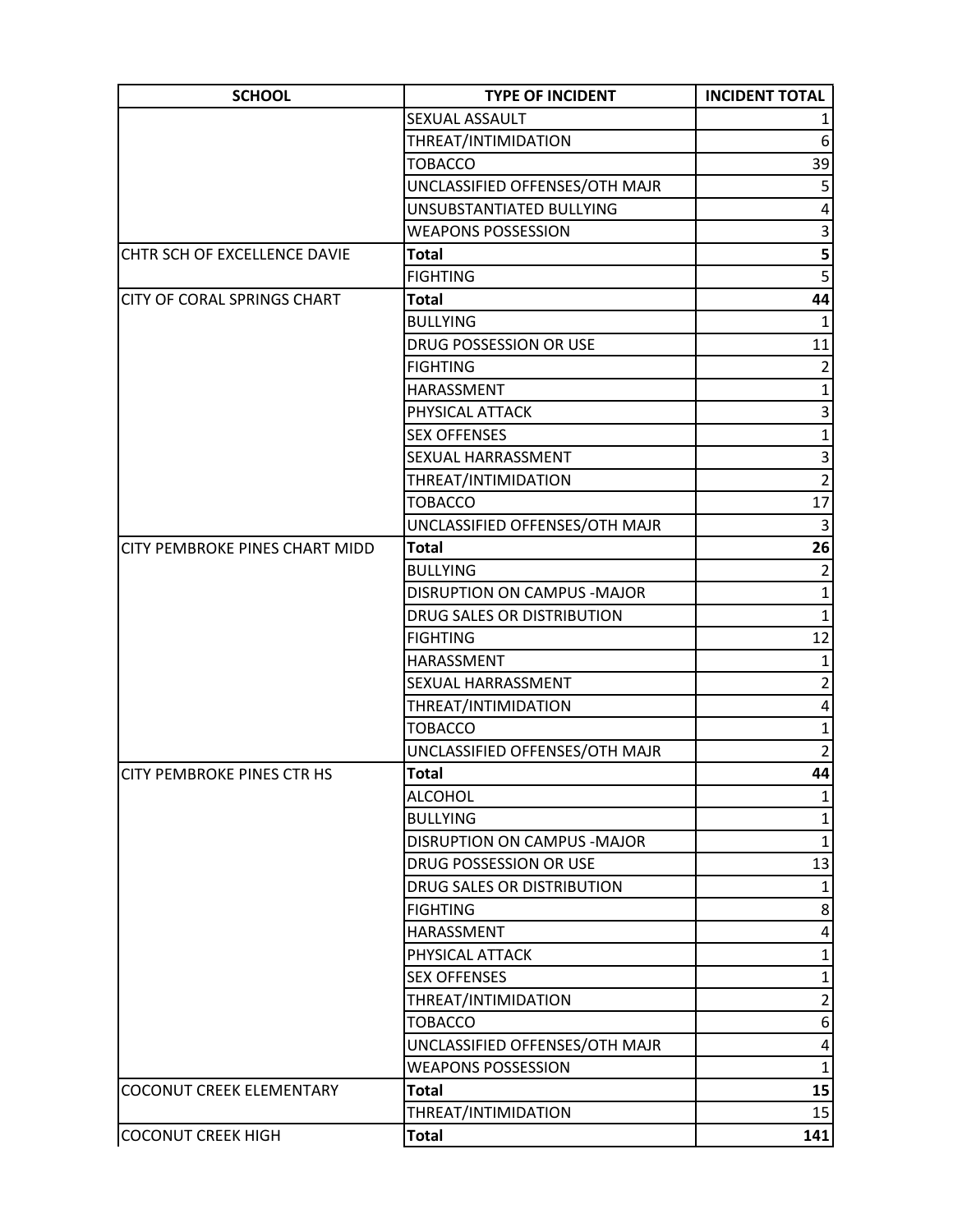| SCHOOL | TYPE OF INCIDENT | INCIDENT TOTAL |
|---|---|---|
| | SEXUAL ASSAULT | 1 |
| | THREAT/INTIMIDATION | 6 |
| | TOBACCO | 39 |
| | UNCLASSIFIED OFFENSES/OTH MAJR | 5 |
| | UNSUBSTANTIATED BULLYING | 4 |
| | WEAPONS POSSESSION | 3 |
| CHTR SCH OF EXCELLENCE DAVIE | **Total** | **5** |
| | FIGHTING | 5 |
| CITY OF CORAL SPRINGS CHART | **Total** | **44** |
| | BULLYING | 1 |
| | DRUG POSSESSION OR USE | 11 |
| | FIGHTING | 2 |
| | HARASSMENT | 1 |
| | PHYSICAL ATTACK | 3 |
| | SEX OFFENSES | 1 |
| | SEXUAL HARRASSMENT | 3 |
| | THREAT/INTIMIDATION | 2 |
| | TOBACCO | 17 |
| | UNCLASSIFIED OFFENSES/OTH MAJR | 3 |
| CITY PEMBROKE PINES CHART MIDD | **Total** | **26** |
| | BULLYING | 2 |
| | DISRUPTION ON CAMPUS -MAJOR | 1 |
| | DRUG SALES OR DISTRIBUTION | 1 |
| | FIGHTING | 12 |
| | HARASSMENT | 1 |
| | SEXUAL HARRASSMENT | 2 |
| | THREAT/INTIMIDATION | 4 |
| | TOBACCO | 1 |
| | UNCLASSIFIED OFFENSES/OTH MAJR | 2 |
| CITY PEMBROKE PINES CTR HS | **Total** | **44** |
| | ALCOHOL | 1 |
| | BULLYING | 1 |
| | DISRUPTION ON CAMPUS -MAJOR | 1 |
| | DRUG POSSESSION OR USE | 13 |
| | DRUG SALES OR DISTRIBUTION | 1 |
| | FIGHTING | 8 |
| | HARASSMENT | 4 |
| | PHYSICAL ATTACK | 1 |
| | SEX OFFENSES | 1 |
| | THREAT/INTIMIDATION | 2 |
| | TOBACCO | 6 |
| | UNCLASSIFIED OFFENSES/OTH MAJR | 4 |
| | WEAPONS POSSESSION | 1 |
| COCONUT CREEK ELEMENTARY | **Total** | **15** |
| | THREAT/INTIMIDATION | 15 |
| COCONUT CREEK HIGH | **Total** | **141** |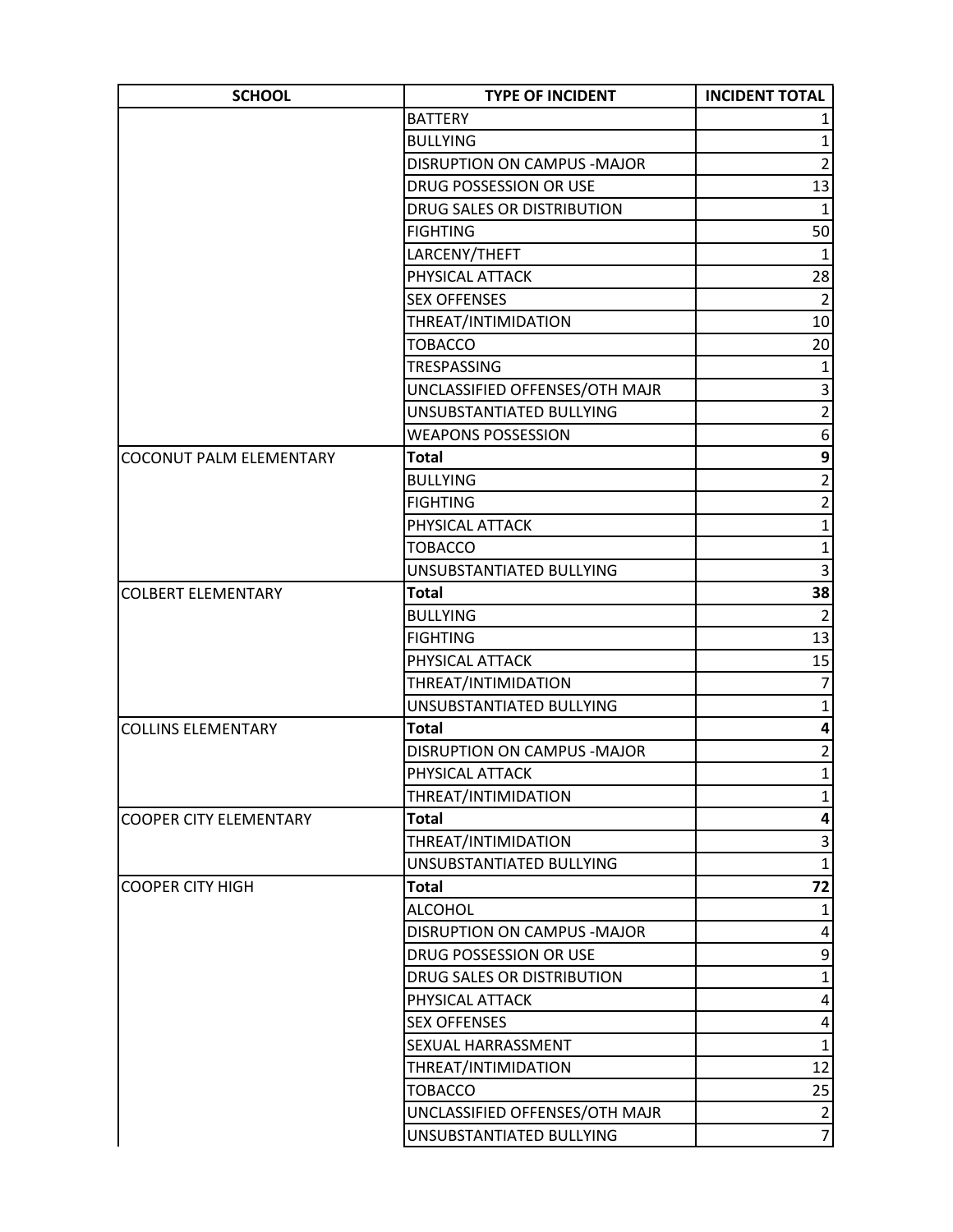| SCHOOL | TYPE OF INCIDENT | INCIDENT TOTAL |
|---|---|---|
| | BATTERY | 1 |
| | BULLYING | 1 |
| | DISRUPTION ON CAMPUS -MAJOR | 2 |
| | DRUG POSSESSION OR USE | 13 |
| | DRUG SALES OR DISTRIBUTION | 1 |
| | FIGHTING | 50 |
| | LARCENY/THEFT | 1 |
| | PHYSICAL ATTACK | 28 |
| | SEX OFFENSES | 2 |
| | THREAT/INTIMIDATION | 10 |
| | TOBACCO | 20 |
| | TRESPASSING | 1 |
| | UNCLASSIFIED OFFENSES/OTH MAJR | 3 |
| | UNSUBSTANTIATED BULLYING | 2 |
| | WEAPONS POSSESSION | 6 |
| COCONUT PALM ELEMENTARY | **Total** | **9** |
| | BULLYING | 2 |
| | FIGHTING | 2 |
| | PHYSICAL ATTACK | 1 |
| | TOBACCO | 1 |
| | UNSUBSTANTIATED BULLYING | 3 |
| COLBERT ELEMENTARY | **Total** | **38** |
| | BULLYING | 2 |
| | FIGHTING | 13 |
| | PHYSICAL ATTACK | 15 |
| | THREAT/INTIMIDATION | 7 |
| | UNSUBSTANTIATED BULLYING | 1 |
| COLLINS ELEMENTARY | **Total** | **4** |
| | DISRUPTION ON CAMPUS -MAJOR | 2 |
| | PHYSICAL ATTACK | 1 |
| | THREAT/INTIMIDATION | 1 |
| COOPER CITY ELEMENTARY | **Total** | **4** |
| | THREAT/INTIMIDATION | 3 |
| | UNSUBSTANTIATED BULLYING | 1 |
| COOPER CITY HIGH | **Total** | **72** |
| | ALCOHOL | 1 |
| | DISRUPTION ON CAMPUS -MAJOR | 4 |
| | DRUG POSSESSION OR USE | 9 |
| | DRUG SALES OR DISTRIBUTION | 1 |
| | PHYSICAL ATTACK | 4 |
| | SEX OFFENSES | 4 |
| | SEXUAL HARRASSMENT | 1 |
| | THREAT/INTIMIDATION | 12 |
| | TOBACCO | 25 |
| | UNCLASSIFIED OFFENSES/OTH MAJR | 2 |
| | UNSUBSTANTIATED BULLYING | 7 |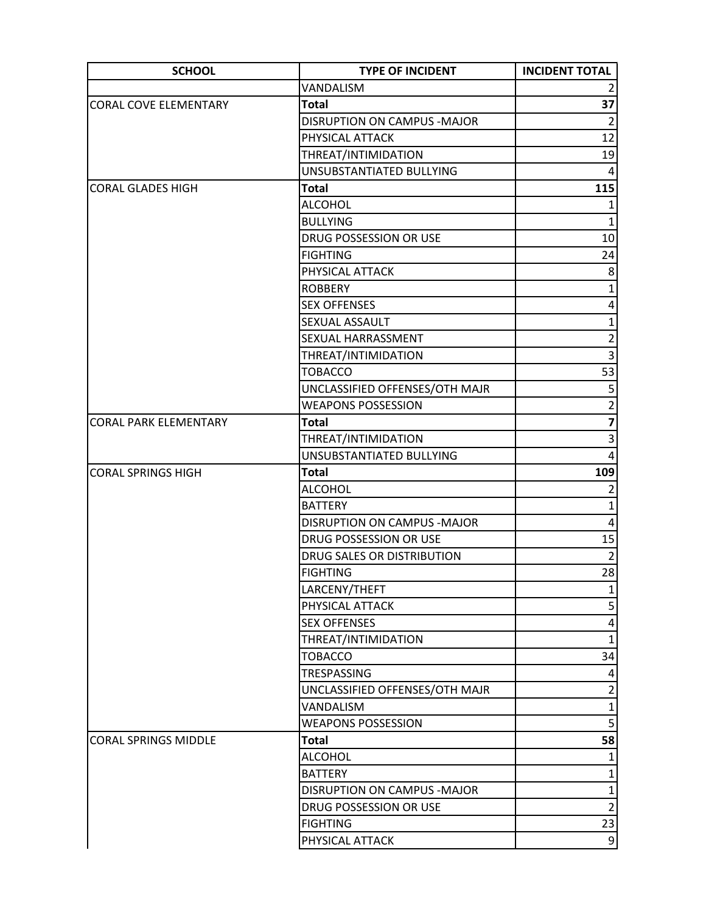| SCHOOL | TYPE OF INCIDENT | INCIDENT TOTAL |
|---|---|---|
| | VANDALISM | 2 |
| CORAL COVE ELEMENTARY | **Total** | **37** |
| | DISRUPTION ON CAMPUS -MAJOR | 2 |
| | PHYSICAL ATTACK | 12 |
| | THREAT/INTIMIDATION | 19 |
| | UNSUBSTANTIATED BULLYING | 4 |
| CORAL GLADES HIGH | **Total** | **115** |
| | ALCOHOL | 1 |
| | BULLYING | 1 |
| | DRUG POSSESSION OR USE | 10 |
| | FIGHTING | 24 |
| | PHYSICAL ATTACK | 8 |
| | ROBBERY | 1 |
| | SEX OFFENSES | 4 |
| | SEXUAL ASSAULT | 1 |
| | SEXUAL HARRASSMENT | 2 |
| | THREAT/INTIMIDATION | 3 |
| | TOBACCO | 53 |
| | UNCLASSIFIED OFFENSES/OTH MAJR | 5 |
| | WEAPONS POSSESSION | 2 |
| CORAL PARK ELEMENTARY | **Total** | **7** |
| | THREAT/INTIMIDATION | 3 |
| | UNSUBSTANTIATED BULLYING | 4 |
| CORAL SPRINGS HIGH | **Total** | **109** |
| | ALCOHOL | 2 |
| | BATTERY | 1 |
| | DISRUPTION ON CAMPUS -MAJOR | 4 |
| | DRUG POSSESSION OR USE | 15 |
| | DRUG SALES OR DISTRIBUTION | 2 |
| | FIGHTING | 28 |
| | LARCENY/THEFT | 1 |
| | PHYSICAL ATTACK | 5 |
| | SEX OFFENSES | 4 |
| | THREAT/INTIMIDATION | 1 |
| | TOBACCO | 34 |
| | TRESPASSING | 4 |
| | UNCLASSIFIED OFFENSES/OTH MAJR | 2 |
| | VANDALISM | 1 |
| | WEAPONS POSSESSION | 5 |
| CORAL SPRINGS MIDDLE | **Total** | **58** |
| | ALCOHOL | 1 |
| | BATTERY | 1 |
| | DISRUPTION ON CAMPUS -MAJOR | 1 |
| | DRUG POSSESSION OR USE | 2 |
| | FIGHTING | 23 |
| | PHYSICAL ATTACK | 9 |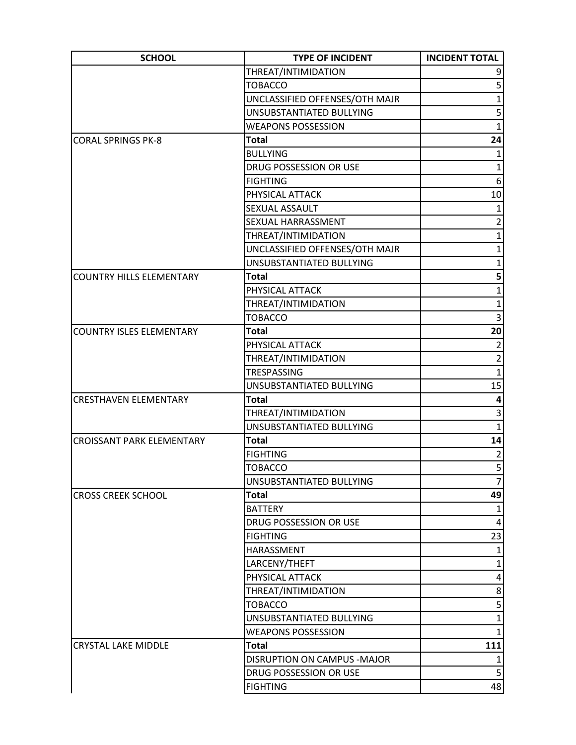| SCHOOL | TYPE OF INCIDENT | INCIDENT TOTAL |
|---|---|---|
| | THREAT/INTIMIDATION | 9 |
| | TOBACCO | 5 |
| | UNCLASSIFIED OFFENSES/OTH MAJR | 1 |
| | UNSUBSTANTIATED BULLYING | 5 |
| | WEAPONS POSSESSION | 1 |
| CORAL SPRINGS PK-8 | **Total** | **24** |
| | BULLYING | 1 |
| | DRUG POSSESSION OR USE | 1 |
| | FIGHTING | 6 |
| | PHYSICAL ATTACK | 10 |
| | SEXUAL ASSAULT | 1 |
| | SEXUAL HARRASSMENT | 2 |
| | THREAT/INTIMIDATION | 1 |
| | UNCLASSIFIED OFFENSES/OTH MAJR | 1 |
| | UNSUBSTANTIATED BULLYING | 1 |
| COUNTRY HILLS ELEMENTARY | **Total** | **5** |
| | PHYSICAL ATTACK | 1 |
| | THREAT/INTIMIDATION | 1 |
| | TOBACCO | 3 |
| COUNTRY ISLES ELEMENTARY | **Total** | **20** |
| | PHYSICAL ATTACK | 2 |
| | THREAT/INTIMIDATION | 2 |
| | TRESPASSING | 1 |
| | UNSUBSTANTIATED BULLYING | 15 |
| CRESTHAVEN ELEMENTARY | **Total** | **4** |
| | THREAT/INTIMIDATION | 3 |
| | UNSUBSTANTIATED BULLYING | 1 |
| CROISSANT PARK ELEMENTARY | **Total** | **14** |
| | FIGHTING | 2 |
| | TOBACCO | 5 |
| | UNSUBSTANTIATED BULLYING | 7 |
| CROSS CREEK SCHOOL | **Total** | **49** |
| | BATTERY | 1 |
| | DRUG POSSESSION OR USE | 4 |
| | FIGHTING | 23 |
| | HARASSMENT | 1 |
| | LARCENY/THEFT | 1 |
| | PHYSICAL ATTACK | 4 |
| | THREAT/INTIMIDATION | 8 |
| | TOBACCO | 5 |
| | UNSUBSTANTIATED BULLYING | 1 |
| | WEAPONS POSSESSION | 1 |
| CRYSTAL LAKE MIDDLE | **Total** | **111** |
| | DISRUPTION ON CAMPUS -MAJOR | 1 |
| | DRUG POSSESSION OR USE | 5 |
| | FIGHTING | 48 |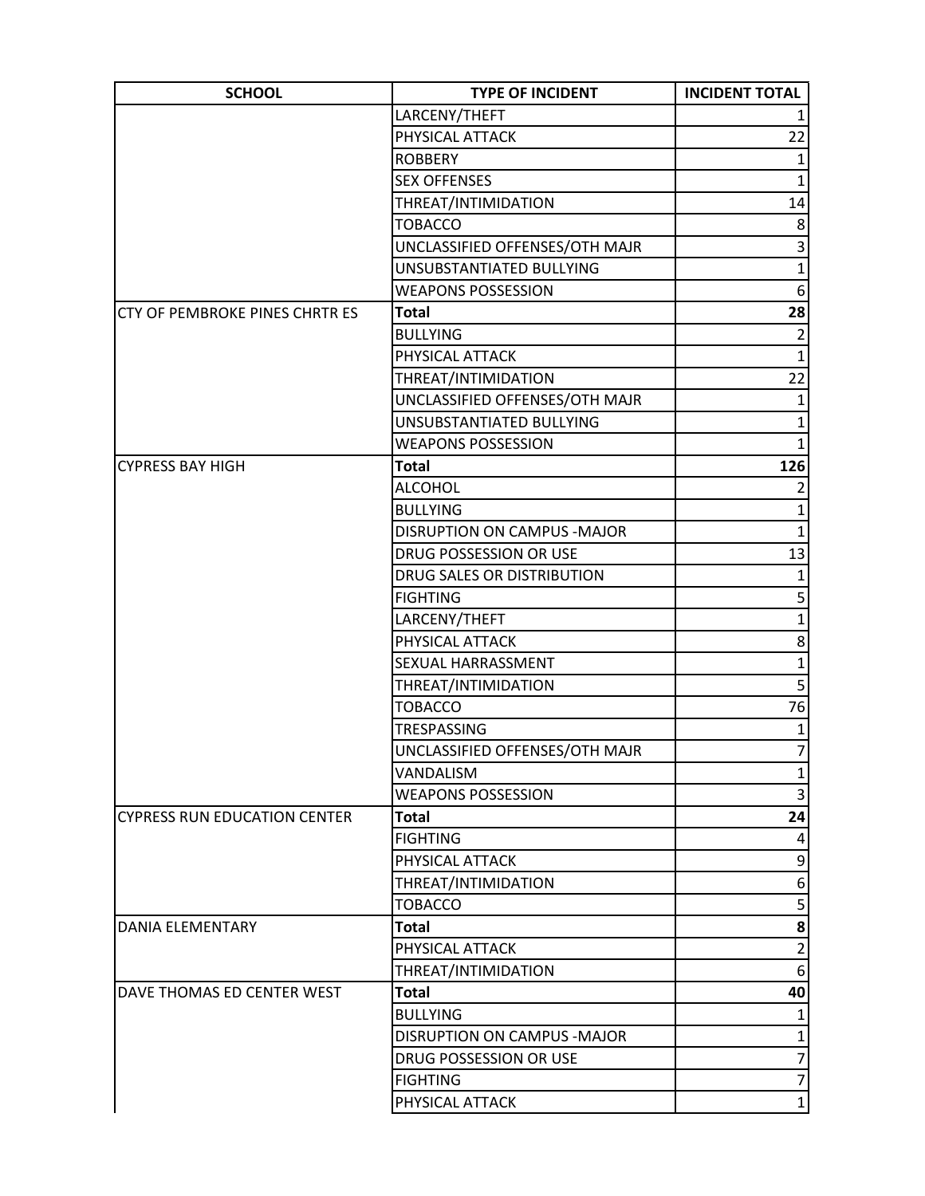| SCHOOL | TYPE OF INCIDENT | INCIDENT TOTAL |
| --- | --- | --- |
| | LARCENY/THEFT | 1 |
| | PHYSICAL ATTACK | 22 |
| | ROBBERY | 1 |
| | SEX OFFENSES | 1 |
| | THREAT/INTIMIDATION | 14 |
| | TOBACCO | 8 |
| | UNCLASSIFIED OFFENSES/OTH MAJR | 3 |
| | UNSUBSTANTIATED BULLYING | 1 |
| | WEAPONS POSSESSION | 6 |
| CTY OF PEMBROKE PINES CHRTR ES | **Total** | **28** |
| | BULLYING | 2 |
| | PHYSICAL ATTACK | 1 |
| | THREAT/INTIMIDATION | 22 |
| | UNCLASSIFIED OFFENSES/OTH MAJR | 1 |
| | UNSUBSTANTIATED BULLYING | 1 |
| | WEAPONS POSSESSION | 1 |
| CYPRESS BAY HIGH | **Total** | **126** |
| | ALCOHOL | 2 |
| | BULLYING | 1 |
| | DISRUPTION ON CAMPUS -MAJOR | 1 |
| | DRUG POSSESSION OR USE | 13 |
| | DRUG SALES OR DISTRIBUTION | 1 |
| | FIGHTING | 5 |
| | LARCENY/THEFT | 1 |
| | PHYSICAL ATTACK | 8 |
| | SEXUAL HARRASSMENT | 1 |
| | THREAT/INTIMIDATION | 5 |
| | TOBACCO | 76 |
| | TRESPASSING | 1 |
| | UNCLASSIFIED OFFENSES/OTH MAJR | 7 |
| | VANDALISM | 1 |
| | WEAPONS POSSESSION | 3 |
| CYPRESS RUN EDUCATION CENTER | **Total** | **24** |
| | FIGHTING | 4 |
| | PHYSICAL ATTACK | 9 |
| | THREAT/INTIMIDATION | 6 |
| | TOBACCO | 5 |
| DANIA ELEMENTARY | **Total** | **8** |
| | PHYSICAL ATTACK | 2 |
| | THREAT/INTIMIDATION | 6 |
| DAVE THOMAS ED CENTER WEST | **Total** | **40** |
| | BULLYING | 1 |
| | DISRUPTION ON CAMPUS -MAJOR | 1 |
| | DRUG POSSESSION OR USE | 7 |
| | FIGHTING | 7 |
| | PHYSICAL ATTACK | 1 |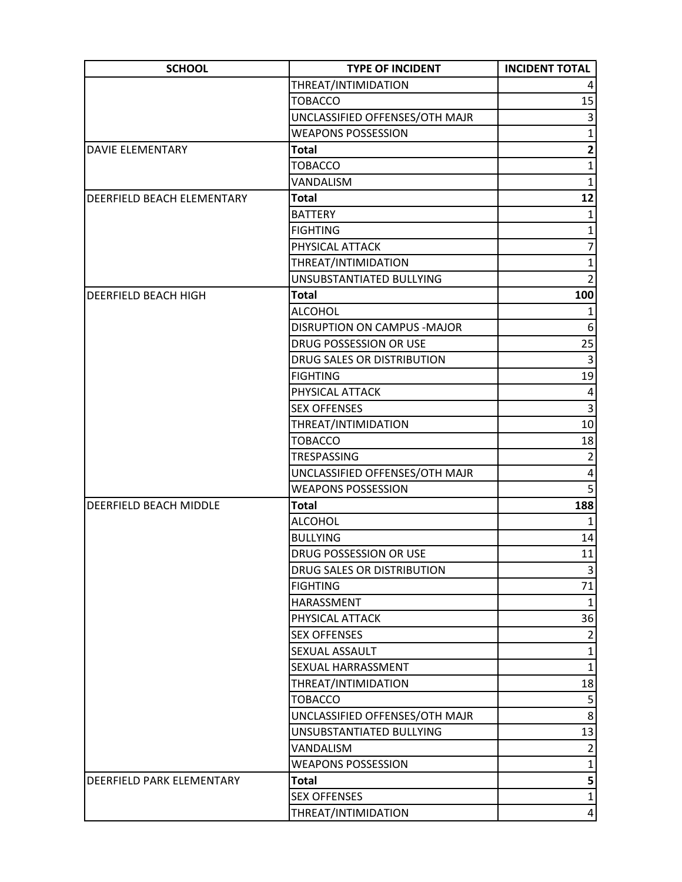| SCHOOL | TYPE OF INCIDENT | INCIDENT TOTAL |
|---|---|---|
| | THREAT/INTIMIDATION | 4 |
| | TOBACCO | 15 |
| | UNCLASSIFIED OFFENSES/OTH MAJR | 3 |
| | WEAPONS POSSESSION | 1 |
| DAVIE ELEMENTARY | **Total** | **2** |
| | TOBACCO | 1 |
| | VANDALISM | 1 |
| DEERFIELD BEACH ELEMENTARY | **Total** | **12** |
| | BATTERY | 1 |
| | FIGHTING | 1 |
| | PHYSICAL ATTACK | 7 |
| | THREAT/INTIMIDATION | 1 |
| | UNSUBSTANTIATED BULLYING | 2 |
| DEERFIELD BEACH HIGH | **Total** | **100** |
| | ALCOHOL | 1 |
| | DISRUPTION ON CAMPUS -MAJOR | 6 |
| | DRUG POSSESSION OR USE | 25 |
| | DRUG SALES OR DISTRIBUTION | 3 |
| | FIGHTING | 19 |
| | PHYSICAL ATTACK | 4 |
| | SEX OFFENSES | 3 |
| | THREAT/INTIMIDATION | 10 |
| | TOBACCO | 18 |
| | TRESPASSING | 2 |
| | UNCLASSIFIED OFFENSES/OTH MAJR | 4 |
| | WEAPONS POSSESSION | 5 |
| DEERFIELD BEACH MIDDLE | **Total** | **188** |
| | ALCOHOL | 1 |
| | BULLYING | 14 |
| | DRUG POSSESSION OR USE | 11 |
| | DRUG SALES OR DISTRIBUTION | 3 |
| | FIGHTING | 71 |
| | HARASSMENT | 1 |
| | PHYSICAL ATTACK | 36 |
| | SEX OFFENSES | 2 |
| | SEXUAL ASSAULT | 1 |
| | SEXUAL HARRASSMENT | 1 |
| | THREAT/INTIMIDATION | 18 |
| | TOBACCO | 5 |
| | UNCLASSIFIED OFFENSES/OTH MAJR | 8 |
| | UNSUBSTANTIATED BULLYING | 13 |
| | VANDALISM | 2 |
| | WEAPONS POSSESSION | 1 |
| DEERFIELD PARK ELEMENTARY | **Total** | **5** |
| | SEX OFFENSES | 1 |
| | THREAT/INTIMIDATION | 4 |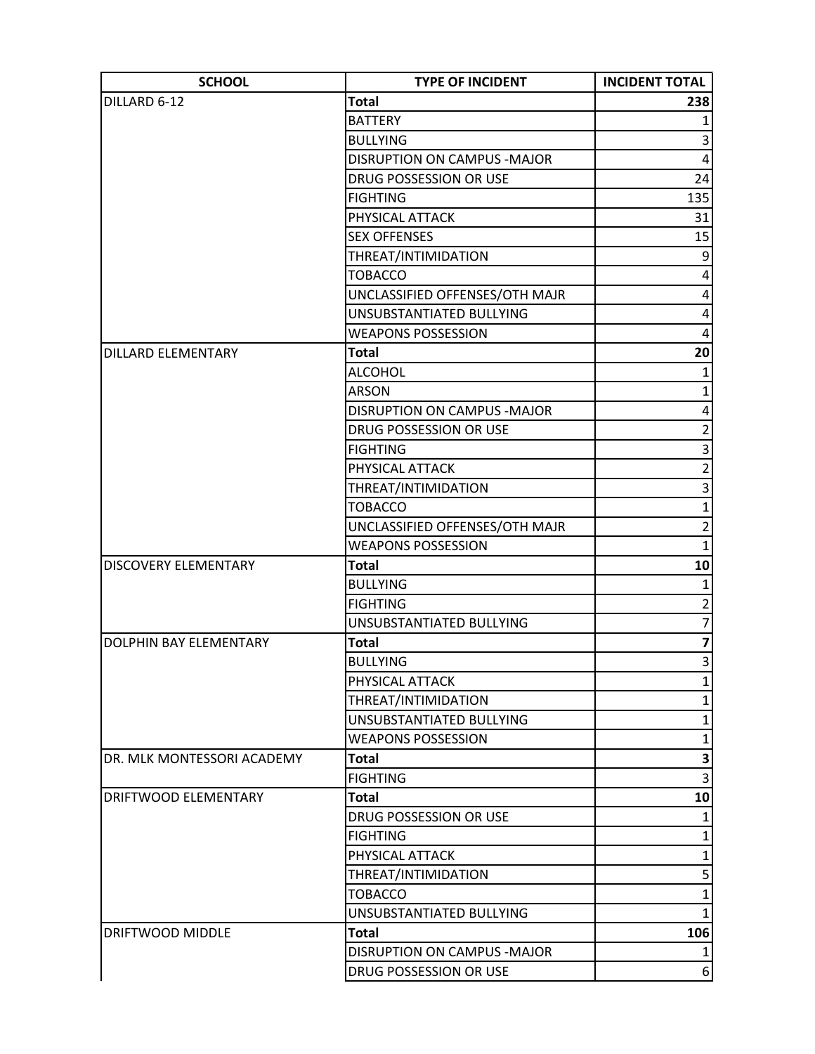| SCHOOL | TYPE OF INCIDENT | INCIDENT TOTAL |
|---|---|---|
| DILLARD 6-12 | **Total** | **238** |
| | BATTERY | 1 |
| | BULLYING | 3 |
| | DISRUPTION ON CAMPUS -MAJOR | 4 |
| | DRUG POSSESSION OR USE | 24 |
| | FIGHTING | 135 |
| | PHYSICAL ATTACK | 31 |
| | SEX OFFENSES | 15 |
| | THREAT/INTIMIDATION | 9 |
| | TOBACCO | 4 |
| | UNCLASSIFIED OFFENSES/OTH MAJR | 4 |
| | UNSUBSTANTIATED BULLYING | 4 |
| | WEAPONS POSSESSION | 4 |
| DILLARD ELEMENTARY | **Total** | **20** |
| | ALCOHOL | 1 |
| | ARSON | 1 |
| | DISRUPTION ON CAMPUS -MAJOR | 4 |
| | DRUG POSSESSION OR USE | 2 |
| | FIGHTING | 3 |
| | PHYSICAL ATTACK | 2 |
| | THREAT/INTIMIDATION | 3 |
| | TOBACCO | 1 |
| | UNCLASSIFIED OFFENSES/OTH MAJR | 2 |
| | WEAPONS POSSESSION | 1 |
| DISCOVERY ELEMENTARY | **Total** | **10** |
| | BULLYING | 1 |
| | FIGHTING | 2 |
| | UNSUBSTANTIATED BULLYING | 7 |
| DOLPHIN BAY ELEMENTARY | **Total** | **7** |
| | BULLYING | 3 |
| | PHYSICAL ATTACK | 1 |
| | THREAT/INTIMIDATION | 1 |
| | UNSUBSTANTIATED BULLYING | 1 |
| | WEAPONS POSSESSION | 1 |
| DR. MLK MONTESSORI ACADEMY | **Total** | **3** |
| | FIGHTING | 3 |
| DRIFTWOOD ELEMENTARY | **Total** | **10** |
| | DRUG POSSESSION OR USE | 1 |
| | FIGHTING | 1 |
| | PHYSICAL ATTACK | 1 |
| | THREAT/INTIMIDATION | 5 |
| | TOBACCO | 1 |
| | UNSUBSTANTIATED BULLYING | 1 |
| DRIFTWOOD MIDDLE | **Total** | **106** |
| | DISRUPTION ON CAMPUS -MAJOR | 1 |
| | DRUG POSSESSION OR USE | 6 |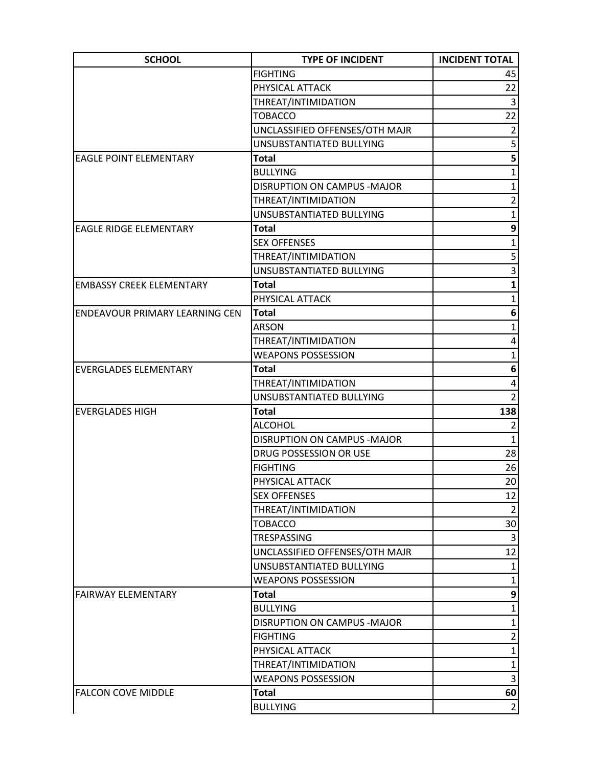| SCHOOL | TYPE OF INCIDENT | INCIDENT TOTAL |
|---|---|---|
| | FIGHTING | 45 |
| | PHYSICAL ATTACK | 22 |
| | THREAT/INTIMIDATION | 3 |
| | TOBACCO | 22 |
| | UNCLASSIFIED OFFENSES/OTH MAJR | 2 |
| | UNSUBSTANTIATED BULLYING | 5 |
| EAGLE POINT ELEMENTARY | **Total** | **5** |
| | BULLYING | 1 |
| | DISRUPTION ON CAMPUS -MAJOR | 1 |
| | THREAT/INTIMIDATION | 2 |
| | UNSUBSTANTIATED BULLYING | 1 |
| EAGLE RIDGE ELEMENTARY | **Total** | **9** |
| | SEX OFFENSES | 1 |
| | THREAT/INTIMIDATION | 5 |
| | UNSUBSTANTIATED BULLYING | 3 |
| EMBASSY CREEK ELEMENTARY | **Total** | **1** |
| | PHYSICAL ATTACK | 1 |
| ENDEAVOUR PRIMARY LEARNING CEN | **Total** | **6** |
| | ARSON | 1 |
| | THREAT/INTIMIDATION | 4 |
| | WEAPONS POSSESSION | 1 |
| EVERGLADES ELEMENTARY | **Total** | **6** |
| | THREAT/INTIMIDATION | 4 |
| | UNSUBSTANTIATED BULLYING | 2 |
| EVERGLADES HIGH | **Total** | **138** |
| | ALCOHOL | 2 |
| | DISRUPTION ON CAMPUS -MAJOR | 1 |
| | DRUG POSSESSION OR USE | 28 |
| | FIGHTING | 26 |
| | PHYSICAL ATTACK | 20 |
| | SEX OFFENSES | 12 |
| | THREAT/INTIMIDATION | 2 |
| | TOBACCO | 30 |
| | TRESPASSING | 3 |
| | UNCLASSIFIED OFFENSES/OTH MAJR | 12 |
| | UNSUBSTANTIATED BULLYING | 1 |
| | WEAPONS POSSESSION | 1 |
| FAIRWAY ELEMENTARY | **Total** | **9** |
| | BULLYING | 1 |
| | DISRUPTION ON CAMPUS -MAJOR | 1 |
| | FIGHTING | 2 |
| | PHYSICAL ATTACK | 1 |
| | THREAT/INTIMIDATION | 1 |
| | WEAPONS POSSESSION | 3 |
| FALCON COVE MIDDLE | **Total** | **60** |
| | BULLYING | 2 |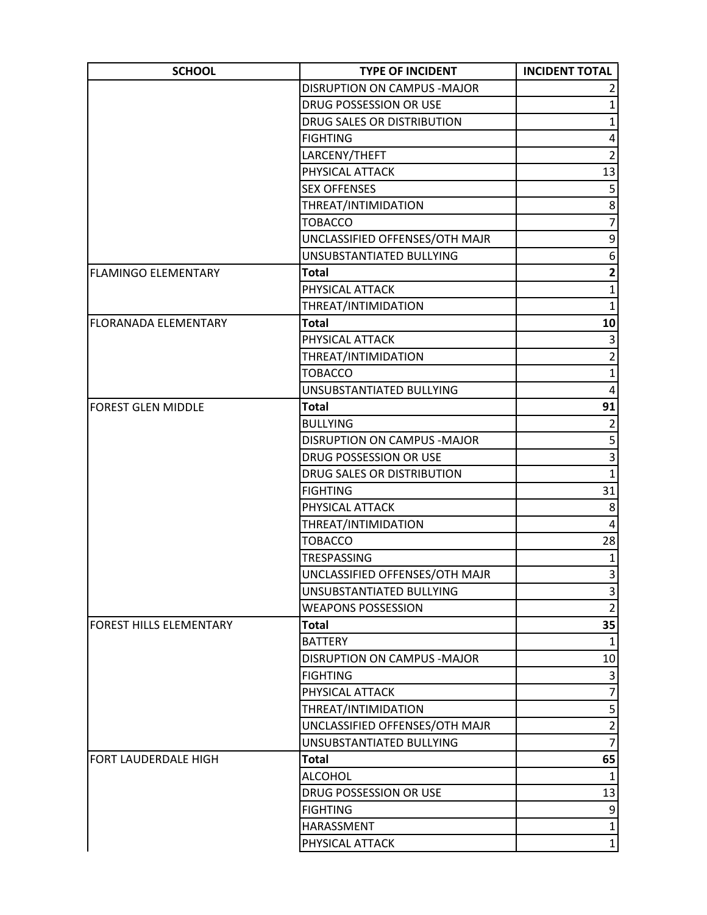| SCHOOL | TYPE OF INCIDENT | INCIDENT TOTAL |
|---|---|---|
| | DISRUPTION ON CAMPUS -MAJOR | 2 |
| | DRUG POSSESSION OR USE | 1 |
| | DRUG SALES OR DISTRIBUTION | 1 |
| | FIGHTING | 4 |
| | LARCENY/THEFT | 2 |
| | PHYSICAL ATTACK | 13 |
| | SEX OFFENSES | 5 |
| | THREAT/INTIMIDATION | 8 |
| | TOBACCO | 7 |
| | UNCLASSIFIED OFFENSES/OTH MAJR | 9 |
| | UNSUBSTANTIATED BULLYING | 6 |
| FLAMINGO ELEMENTARY | **Total** | **2** |
| | PHYSICAL ATTACK | 1 |
| | THREAT/INTIMIDATION | 1 |
| FLORANADA ELEMENTARY | **Total** | **10** |
| | PHYSICAL ATTACK | 3 |
| | THREAT/INTIMIDATION | 2 |
| | TOBACCO | 1 |
| | UNSUBSTANTIATED BULLYING | 4 |
| FOREST GLEN MIDDLE | **Total** | **91** |
| | BULLYING | 2 |
| | DISRUPTION ON CAMPUS -MAJOR | 5 |
| | DRUG POSSESSION OR USE | 3 |
| | DRUG SALES OR DISTRIBUTION | 1 |
| | FIGHTING | 31 |
| | PHYSICAL ATTACK | 8 |
| | THREAT/INTIMIDATION | 4 |
| | TOBACCO | 28 |
| | TRESPASSING | 1 |
| | UNCLASSIFIED OFFENSES/OTH MAJR | 3 |
| | UNSUBSTANTIATED BULLYING | 3 |
| | WEAPONS POSSESSION | 2 |
| FOREST HILLS ELEMENTARY | **Total** | **35** |
| | BATTERY | 1 |
| | DISRUPTION ON CAMPUS -MAJOR | 10 |
| | FIGHTING | 3 |
| | PHYSICAL ATTACK | 7 |
| | THREAT/INTIMIDATION | 5 |
| | UNCLASSIFIED OFFENSES/OTH MAJR | 2 |
| | UNSUBSTANTIATED BULLYING | 7 |
| FORT LAUDERDALE HIGH | **Total** | **65** |
| | ALCOHOL | 1 |
| | DRUG POSSESSION OR USE | 13 |
| | FIGHTING | 9 |
| | HARASSMENT | 1 |
| | PHYSICAL ATTACK | 1 |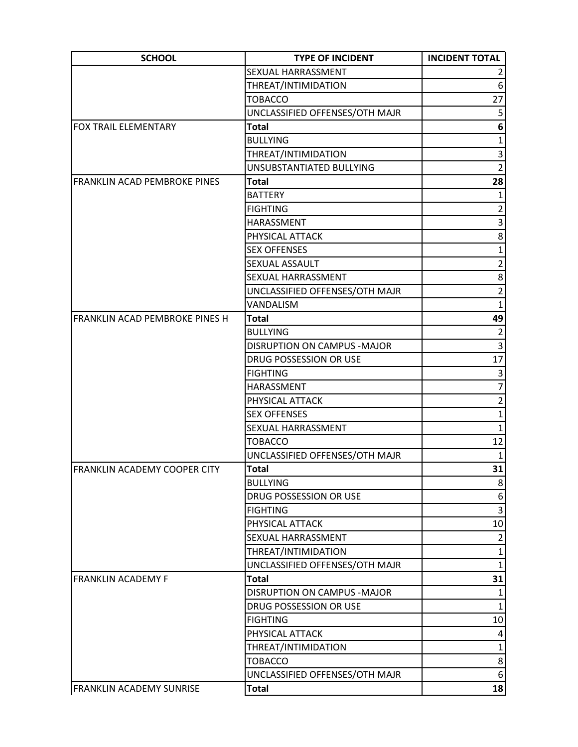| SCHOOL | TYPE OF INCIDENT | INCIDENT TOTAL |
|---|---|---|
| | SEXUAL HARRASSMENT | 2 |
| | THREAT/INTIMIDATION | 6 |
| | TOBACCO | 27 |
| | UNCLASSIFIED OFFENSES/OTH MAJR | 5 |
| FOX TRAIL ELEMENTARY | **Total** | **6** |
| | BULLYING | 1 |
| | THREAT/INTIMIDATION | 3 |
| | UNSUBSTANTIATED BULLYING | 2 |
| FRANKLIN ACAD PEMBROKE PINES | **Total** | **28** |
| | BATTERY | 1 |
| | FIGHTING | 2 |
| | HARASSMENT | 3 |
| | PHYSICAL ATTACK | 8 |
| | SEX OFFENSES | 1 |
| | SEXUAL ASSAULT | 2 |
| | SEXUAL HARRASSMENT | 8 |
| | UNCLASSIFIED OFFENSES/OTH MAJR | 2 |
| | VANDALISM | 1 |
| FRANKLIN ACAD PEMBROKE PINES H | **Total** | **49** |
| | BULLYING | 2 |
| | DISRUPTION ON CAMPUS -MAJOR | 3 |
| | DRUG POSSESSION OR USE | 17 |
| | FIGHTING | 3 |
| | HARASSMENT | 7 |
| | PHYSICAL ATTACK | 2 |
| | SEX OFFENSES | 1 |
| | SEXUAL HARRASSMENT | 1 |
| | TOBACCO | 12 |
| | UNCLASSIFIED OFFENSES/OTH MAJR | 1 |
| FRANKLIN ACADEMY COOPER CITY | **Total** | **31** |
| | BULLYING | 8 |
| | DRUG POSSESSION OR USE | 6 |
| | FIGHTING | 3 |
| | PHYSICAL ATTACK | 10 |
| | SEXUAL HARRASSMENT | 2 |
| | THREAT/INTIMIDATION | 1 |
| | UNCLASSIFIED OFFENSES/OTH MAJR | 1 |
| FRANKLIN ACADEMY F | **Total** | **31** |
| | DISRUPTION ON CAMPUS -MAJOR | 1 |
| | DRUG POSSESSION OR USE | 1 |
| | FIGHTING | 10 |
| | PHYSICAL ATTACK | 4 |
| | THREAT/INTIMIDATION | 1 |
| | TOBACCO | 8 |
| | UNCLASSIFIED OFFENSES/OTH MAJR | 6 |
| FRANKLIN ACADEMY SUNRISE | **Total** | **18** |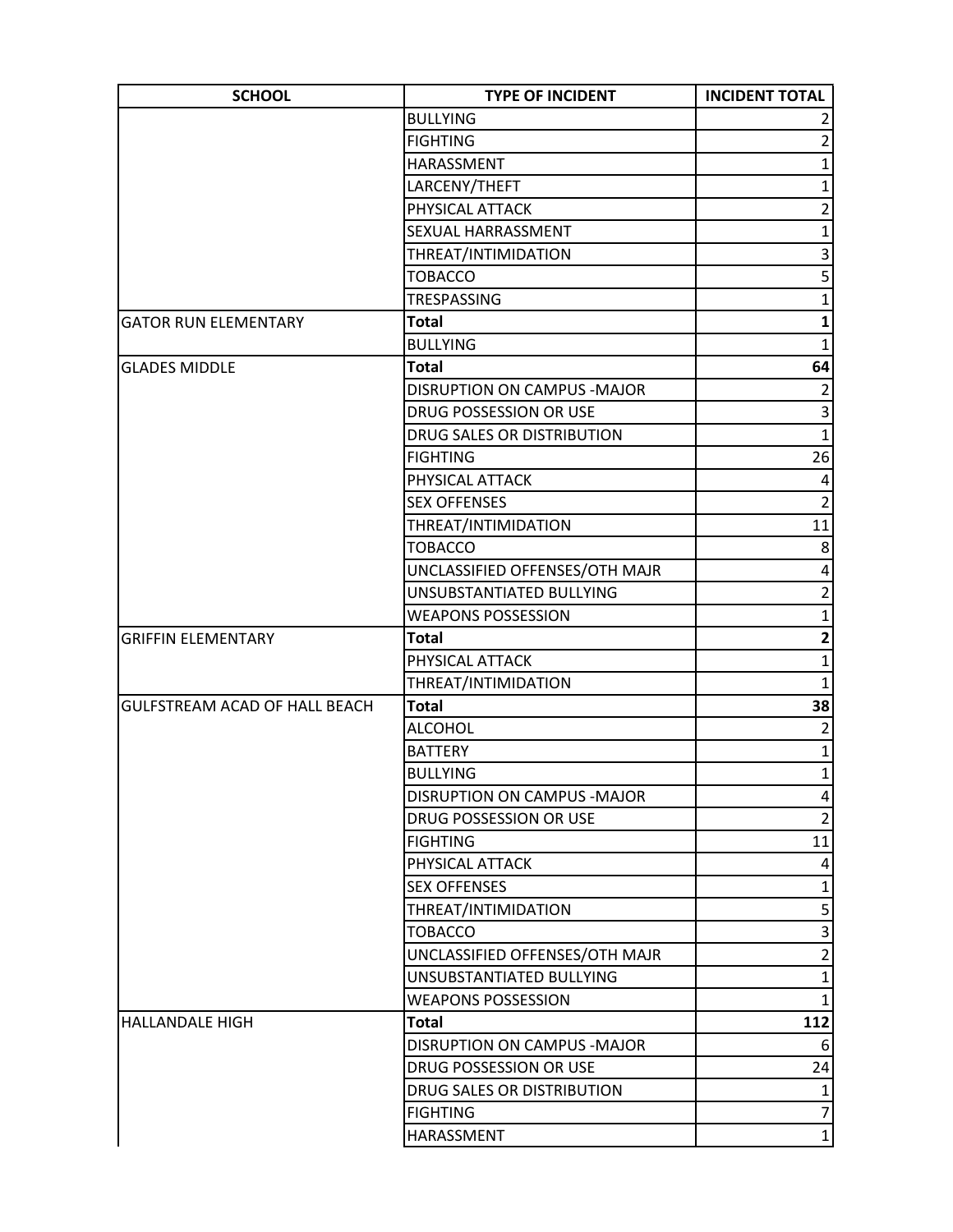| SCHOOL | TYPE OF INCIDENT | INCIDENT TOTAL |
|---|---|---|
| | BULLYING | 2 |
| | FIGHTING | 2 |
| | HARASSMENT | 1 |
| | LARCENY/THEFT | 1 |
| | PHYSICAL ATTACK | 2 |
| | SEXUAL HARRASSMENT | 1 |
| | THREAT/INTIMIDATION | 3 |
| | TOBACCO | 5 |
| | TRESPASSING | 1 |
| GATOR RUN ELEMENTARY | **Total** | **1** |
| | BULLYING | 1 |
| GLADES MIDDLE | **Total** | **64** |
| | DISRUPTION ON CAMPUS -MAJOR | 2 |
| | DRUG POSSESSION OR USE | 3 |
| | DRUG SALES OR DISTRIBUTION | 1 |
| | FIGHTING | 26 |
| | PHYSICAL ATTACK | 4 |
| | SEX OFFENSES | 2 |
| | THREAT/INTIMIDATION | 11 |
| | TOBACCO | 8 |
| | UNCLASSIFIED OFFENSES/OTH MAJR | 4 |
| | UNSUBSTANTIATED BULLYING | 2 |
| | WEAPONS POSSESSION | 1 |
| GRIFFIN ELEMENTARY | **Total** | **2** |
| | PHYSICAL ATTACK | 1 |
| | THREAT/INTIMIDATION | 1 |
| GULFSTREAM ACAD OF HALL BEACH | **Total** | **38** |
| | ALCOHOL | 2 |
| | BATTERY | 1 |
| | BULLYING | 1 |
| | DISRUPTION ON CAMPUS -MAJOR | 4 |
| | DRUG POSSESSION OR USE | 2 |
| | FIGHTING | 11 |
| | PHYSICAL ATTACK | 4 |
| | SEX OFFENSES | 1 |
| | THREAT/INTIMIDATION | 5 |
| | TOBACCO | 3 |
| | UNCLASSIFIED OFFENSES/OTH MAJR | 2 |
| | UNSUBSTANTIATED BULLYING | 1 |
| | WEAPONS POSSESSION | 1 |
| HALLANDALE HIGH | **Total** | **112** |
| | DISRUPTION ON CAMPUS -MAJOR | 6 |
| | DRUG POSSESSION OR USE | 24 |
| | DRUG SALES OR DISTRIBUTION | 1 |
| | FIGHTING | 7 |
| | HARASSMENT | 1 |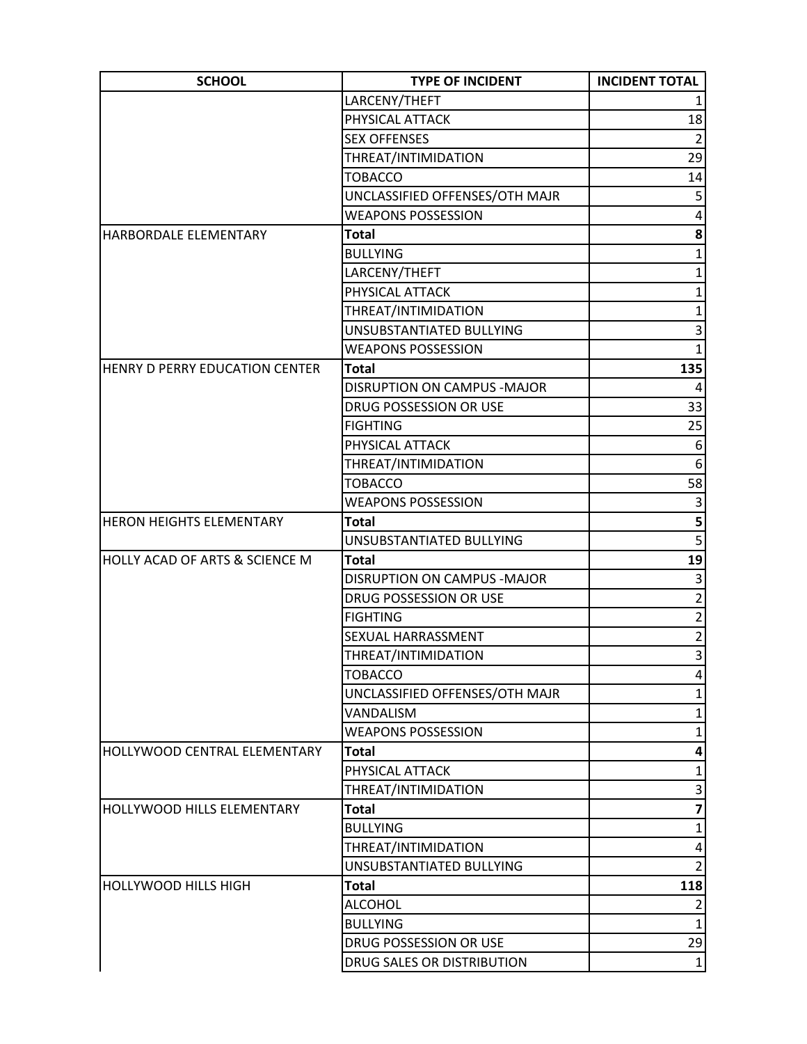| SCHOOL | TYPE OF INCIDENT | INCIDENT TOTAL |
|---|---|---|
| | LARCENY/THEFT | 1 |
| | PHYSICAL ATTACK | 18 |
| | SEX OFFENSES | 2 |
| | THREAT/INTIMIDATION | 29 |
| | TOBACCO | 14 |
| | UNCLASSIFIED OFFENSES/OTH MAJR | 5 |
| | WEAPONS POSSESSION | 4 |
| HARBORDALE ELEMENTARY | **Total** | **8** |
| | BULLYING | 1 |
| | LARCENY/THEFT | 1 |
| | PHYSICAL ATTACK | 1 |
| | THREAT/INTIMIDATION | 1 |
| | UNSUBSTANTIATED BULLYING | 3 |
| | WEAPONS POSSESSION | 1 |
| HENRY D PERRY EDUCATION CENTER | **Total** | **135** |
| | DISRUPTION ON CAMPUS -MAJOR | 4 |
| | DRUG POSSESSION OR USE | 33 |
| | FIGHTING | 25 |
| | PHYSICAL ATTACK | 6 |
| | THREAT/INTIMIDATION | 6 |
| | TOBACCO | 58 |
| | WEAPONS POSSESSION | 3 |
| HERON HEIGHTS ELEMENTARY | **Total** | **5** |
| | UNSUBSTANTIATED BULLYING | 5 |
| HOLLY ACAD OF ARTS & SCIENCE M | **Total** | **19** |
| | DISRUPTION ON CAMPUS -MAJOR | 3 |
| | DRUG POSSESSION OR USE | 2 |
| | FIGHTING | 2 |
| | SEXUAL HARRASSMENT | 2 |
| | THREAT/INTIMIDATION | 3 |
| | TOBACCO | 4 |
| | UNCLASSIFIED OFFENSES/OTH MAJR | 1 |
| | VANDALISM | 1 |
| | WEAPONS POSSESSION | 1 |
| HOLLYWOOD CENTRAL ELEMENTARY | **Total** | **4** |
| | PHYSICAL ATTACK | 1 |
| | THREAT/INTIMIDATION | 3 |
| HOLLYWOOD HILLS ELEMENTARY | **Total** | **7** |
| | BULLYING | 1 |
| | THREAT/INTIMIDATION | 4 |
| | UNSUBSTANTIATED BULLYING | 2 |
| HOLLYWOOD HILLS HIGH | **Total** | **118** |
| | ALCOHOL | 2 |
| | BULLYING | 1 |
| | DRUG POSSESSION OR USE | 29 |
| | DRUG SALES OR DISTRIBUTION | 1 |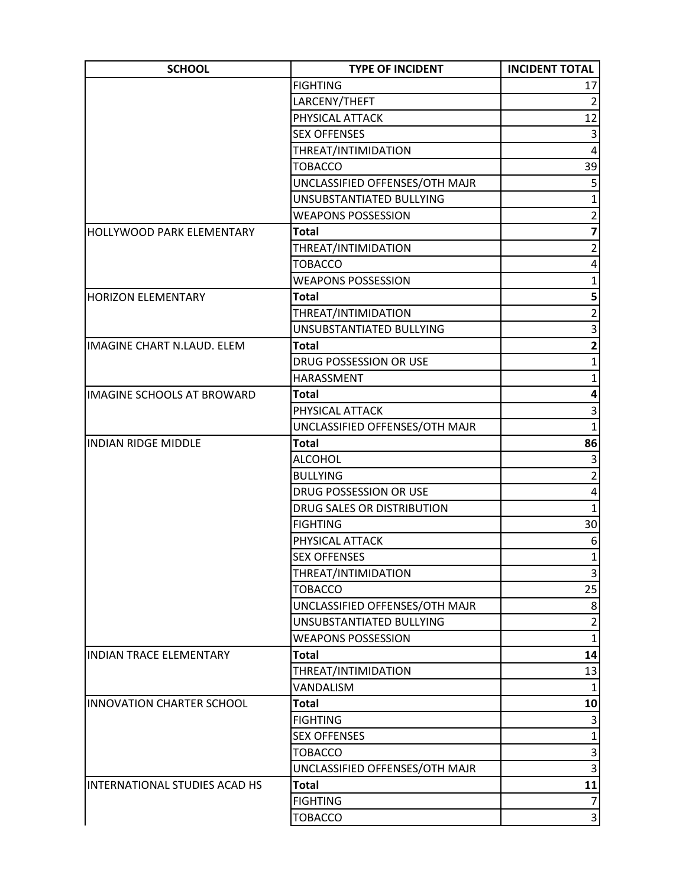| SCHOOL | TYPE OF INCIDENT | INCIDENT TOTAL |
| --- | --- | --- |
| | FIGHTING | 17 |
| | LARCENY/THEFT | 2 |
| | PHYSICAL ATTACK | 12 |
| | SEX OFFENSES | 3 |
| | THREAT/INTIMIDATION | 4 |
| | TOBACCO | 39 |
| | UNCLASSIFIED OFFENSES/OTH MAJR | 5 |
| | UNSUBSTANTIATED BULLYING | 1 |
| | WEAPONS POSSESSION | 2 |
| HOLLYWOOD PARK ELEMENTARY | **Total** | **7** |
| | THREAT/INTIMIDATION | 2 |
| | TOBACCO | 4 |
| | WEAPONS POSSESSION | 1 |
| HORIZON ELEMENTARY | **Total** | **5** |
| | THREAT/INTIMIDATION | 2 |
| | UNSUBSTANTIATED BULLYING | 3 |
| IMAGINE CHART N.LAUD. ELEM | **Total** | **2** |
| | DRUG POSSESSION OR USE | 1 |
| | HARASSMENT | 1 |
| IMAGINE SCHOOLS AT BROWARD | **Total** | **4** |
| | PHYSICAL ATTACK | 3 |
| | UNCLASSIFIED OFFENSES/OTH MAJR | 1 |
| INDIAN RIDGE MIDDLE | **Total** | **86** |
| | ALCOHOL | 3 |
| | BULLYING | 2 |
| | DRUG POSSESSION OR USE | 4 |
| | DRUG SALES OR DISTRIBUTION | 1 |
| | FIGHTING | 30 |
| | PHYSICAL ATTACK | 6 |
| | SEX OFFENSES | 1 |
| | THREAT/INTIMIDATION | 3 |
| | TOBACCO | 25 |
| | UNCLASSIFIED OFFENSES/OTH MAJR | 8 |
| | UNSUBSTANTIATED BULLYING | 2 |
| | WEAPONS POSSESSION | 1 |
| INDIAN TRACE ELEMENTARY | **Total** | **14** |
| | THREAT/INTIMIDATION | 13 |
| | VANDALISM | 1 |
| INNOVATION CHARTER SCHOOL | **Total** | **10** |
| | FIGHTING | 3 |
| | SEX OFFENSES | 1 |
| | TOBACCO | 3 |
| | UNCLASSIFIED OFFENSES/OTH MAJR | 3 |
| INTERNATIONAL STUDIES ACAD HS | **Total** | **11** |
| | FIGHTING | 7 |
| | TOBACCO | 3 |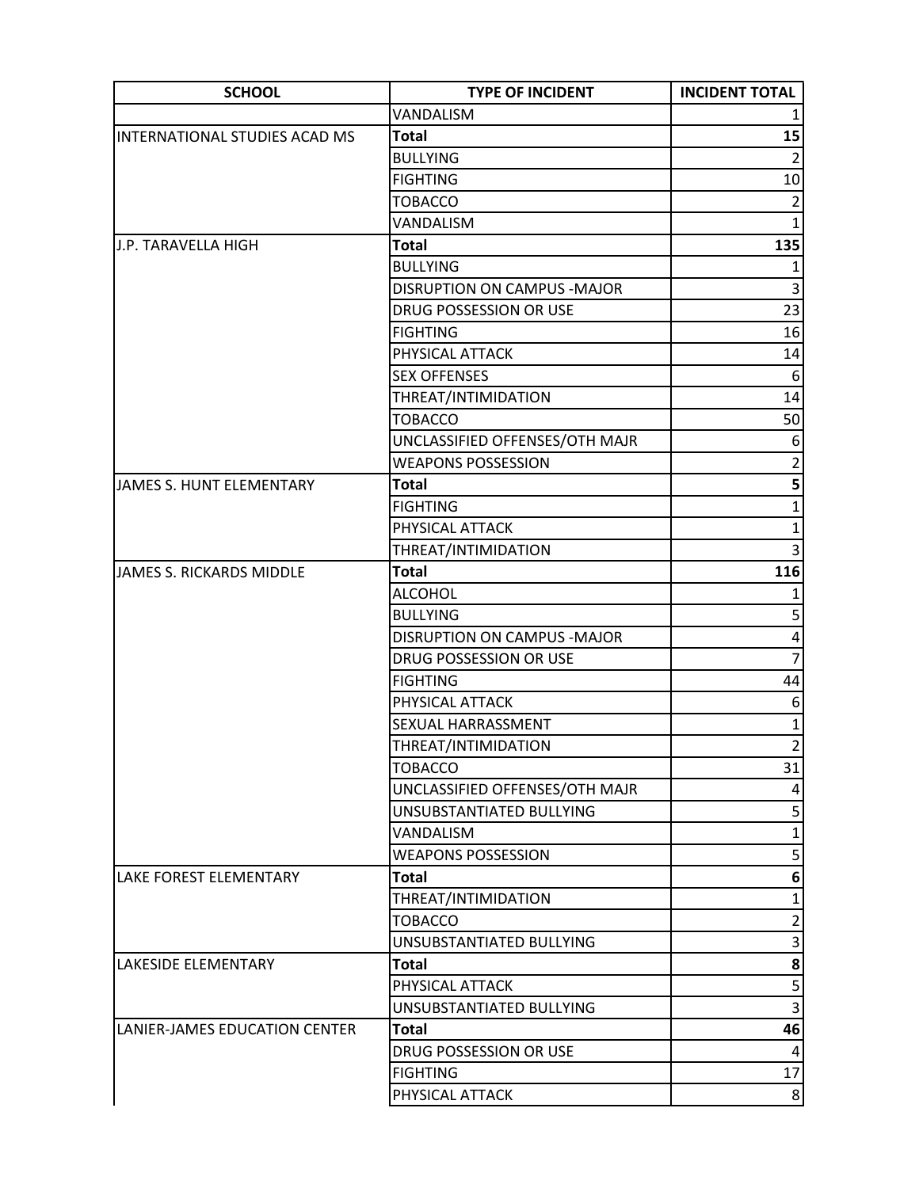| SCHOOL | TYPE OF INCIDENT | INCIDENT TOTAL |
|---|---|---|
| | VANDALISM | 1 |
| INTERNATIONAL STUDIES ACAD MS | **Total** | **15** |
| | BULLYING | 2 |
| | FIGHTING | 10 |
| | TOBACCO | 2 |
| | VANDALISM | 1 |
| J.P. TARAVELLA HIGH | **Total** | **135** |
| | BULLYING | 1 |
| | DISRUPTION ON CAMPUS -MAJOR | 3 |
| | DRUG POSSESSION OR USE | 23 |
| | FIGHTING | 16 |
| | PHYSICAL ATTACK | 14 |
| | SEX OFFENSES | 6 |
| | THREAT/INTIMIDATION | 14 |
| | TOBACCO | 50 |
| | UNCLASSIFIED OFFENSES/OTH MAJR | 6 |
| | WEAPONS POSSESSION | 2 |
| JAMES S. HUNT ELEMENTARY | **Total** | **5** |
| | FIGHTING | 1 |
| | PHYSICAL ATTACK | 1 |
| | THREAT/INTIMIDATION | 3 |
| JAMES S. RICKARDS MIDDLE | **Total** | **116** |
| | ALCOHOL | 1 |
| | BULLYING | 5 |
| | DISRUPTION ON CAMPUS -MAJOR | 4 |
| | DRUG POSSESSION OR USE | 7 |
| | FIGHTING | 44 |
| | PHYSICAL ATTACK | 6 |
| | SEXUAL HARRASSMENT | 1 |
| | THREAT/INTIMIDATION | 2 |
| | TOBACCO | 31 |
| | UNCLASSIFIED OFFENSES/OTH MAJR | 4 |
| | UNSUBSTANTIATED BULLYING | 5 |
| | VANDALISM | 1 |
| | WEAPONS POSSESSION | 5 |
| LAKE FOREST ELEMENTARY | **Total** | **6** |
| | THREAT/INTIMIDATION | 1 |
| | TOBACCO | 2 |
| | UNSUBSTANTIATED BULLYING | 3 |
| LAKESIDE ELEMENTARY | **Total** | **8** |
| | PHYSICAL ATTACK | 5 |
| | UNSUBSTANTIATED BULLYING | 3 |
| LANIER-JAMES EDUCATION CENTER | **Total** | **46** |
| | DRUG POSSESSION OR USE | 4 |
| | FIGHTING | 17 |
| | PHYSICAL ATTACK | 8 |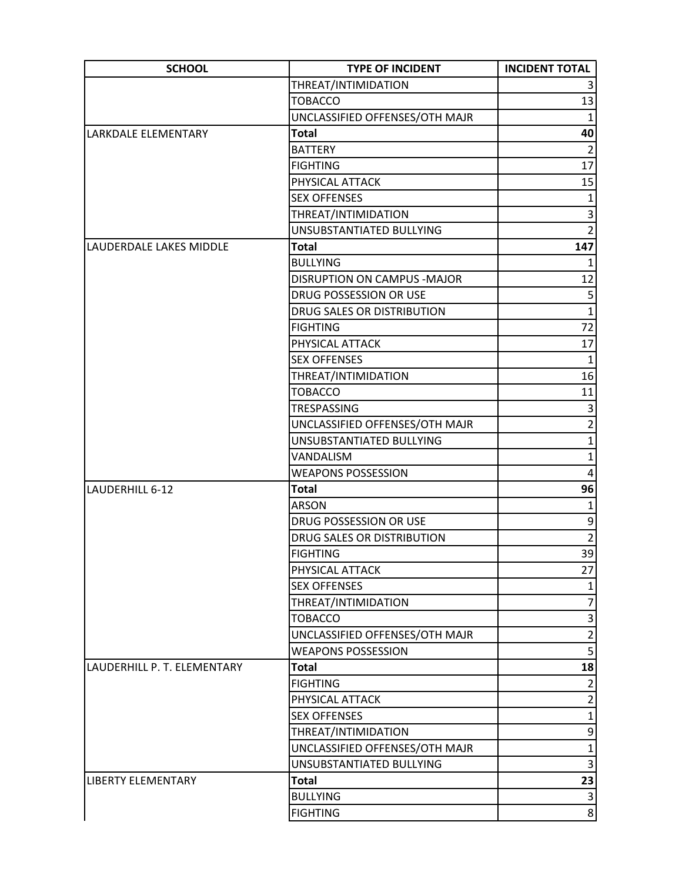| SCHOOL | TYPE OF INCIDENT | INCIDENT TOTAL |
|---|---|---|
| | THREAT/INTIMIDATION | 3 |
| | TOBACCO | 13 |
| | UNCLASSIFIED OFFENSES/OTH MAJR | 1 |
| LARKDALE ELEMENTARY | **Total** | **40** |
| | BATTERY | 2 |
| | FIGHTING | 17 |
| | PHYSICAL ATTACK | 15 |
| | SEX OFFENSES | 1 |
| | THREAT/INTIMIDATION | 3 |
| | UNSUBSTANTIATED BULLYING | 2 |
| LAUDERDALE LAKES MIDDLE | **Total** | **147** |
| | BULLYING | 1 |
| | DISRUPTION ON CAMPUS -MAJOR | 12 |
| | DRUG POSSESSION OR USE | 5 |
| | DRUG SALES OR DISTRIBUTION | 1 |
| | FIGHTING | 72 |
| | PHYSICAL ATTACK | 17 |
| | SEX OFFENSES | 1 |
| | THREAT/INTIMIDATION | 16 |
| | TOBACCO | 11 |
| | TRESPASSING | 3 |
| | UNCLASSIFIED OFFENSES/OTH MAJR | 2 |
| | UNSUBSTANTIATED BULLYING | 1 |
| | VANDALISM | 1 |
| | WEAPONS POSSESSION | 4 |
| LAUDERHILL 6-12 | **Total** | **96** |
| | ARSON | 1 |
| | DRUG POSSESSION OR USE | 9 |
| | DRUG SALES OR DISTRIBUTION | 2 |
| | FIGHTING | 39 |
| | PHYSICAL ATTACK | 27 |
| | SEX OFFENSES | 1 |
| | THREAT/INTIMIDATION | 7 |
| | TOBACCO | 3 |
| | UNCLASSIFIED OFFENSES/OTH MAJR | 2 |
| | WEAPONS POSSESSION | 5 |
| LAUDERHILL P. T. ELEMENTARY | **Total** | **18** |
| | FIGHTING | 2 |
| | PHYSICAL ATTACK | 2 |
| | SEX OFFENSES | 1 |
| | THREAT/INTIMIDATION | 9 |
| | UNCLASSIFIED OFFENSES/OTH MAJR | 1 |
| | UNSUBSTANTIATED BULLYING | 3 |
| LIBERTY ELEMENTARY | **Total** | **23** |
| | BULLYING | 3 |
| | FIGHTING | 8 |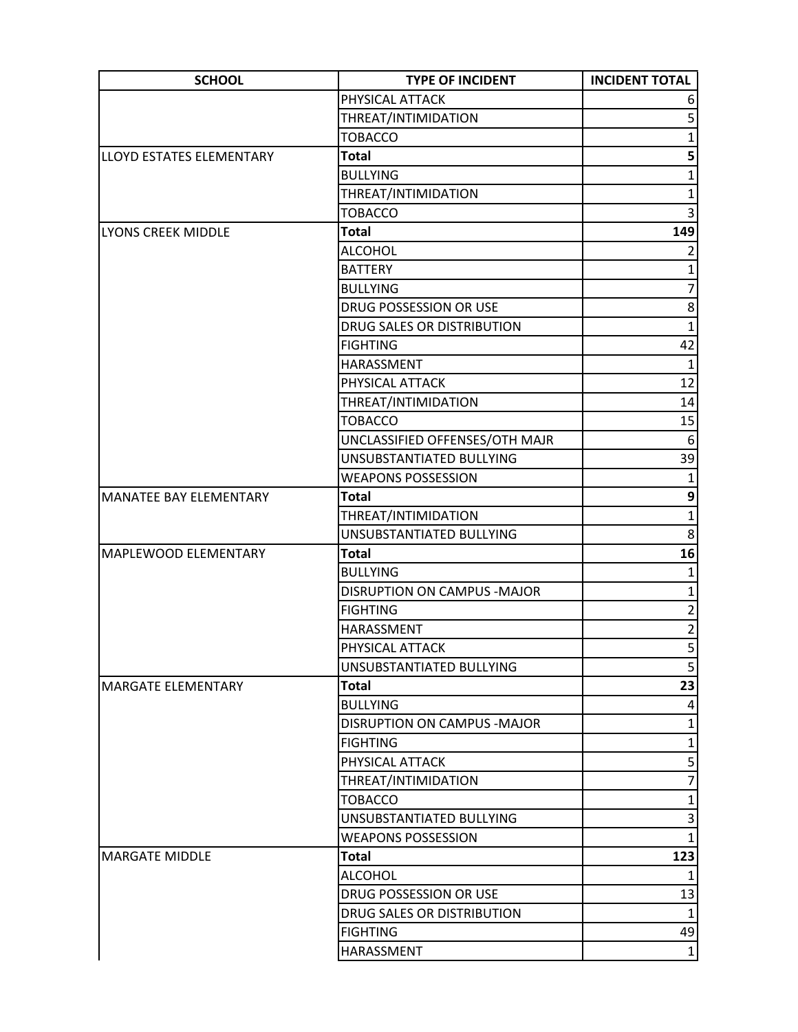| SCHOOL | TYPE OF INCIDENT | INCIDENT TOTAL |
|---|---|---|
| | PHYSICAL ATTACK | 6 |
| | THREAT/INTIMIDATION | 5 |
| | TOBACCO | 1 |
| LLOYD ESTATES ELEMENTARY | **Total** | **5** |
| | BULLYING | 1 |
| | THREAT/INTIMIDATION | 1 |
| | TOBACCO | 3 |
| LYONS CREEK MIDDLE | **Total** | **149** |
| | ALCOHOL | 2 |
| | BATTERY | 1 |
| | BULLYING | 7 |
| | DRUG POSSESSION OR USE | 8 |
| | DRUG SALES OR DISTRIBUTION | 1 |
| | FIGHTING | 42 |
| | HARASSMENT | 1 |
| | PHYSICAL ATTACK | 12 |
| | THREAT/INTIMIDATION | 14 |
| | TOBACCO | 15 |
| | UNCLASSIFIED OFFENSES/OTH MAJR | 6 |
| | UNSUBSTANTIATED BULLYING | 39 |
| | WEAPONS POSSESSION | 1 |
| MANATEE BAY ELEMENTARY | **Total** | **9** |
| | THREAT/INTIMIDATION | 1 |
| | UNSUBSTANTIATED BULLYING | 8 |
| MAPLEWOOD ELEMENTARY | **Total** | **16** |
| | BULLYING | 1 |
| | DISRUPTION ON CAMPUS -MAJOR | 1 |
| | FIGHTING | 2 |
| | HARASSMENT | 2 |
| | PHYSICAL ATTACK | 5 |
| | UNSUBSTANTIATED BULLYING | 5 |
| MARGATE ELEMENTARY | **Total** | **23** |
| | BULLYING | 4 |
| | DISRUPTION ON CAMPUS -MAJOR | 1 |
| | FIGHTING | 1 |
| | PHYSICAL ATTACK | 5 |
| | THREAT/INTIMIDATION | 7 |
| | TOBACCO | 1 |
| | UNSUBSTANTIATED BULLYING | 3 |
| | WEAPONS POSSESSION | 1 |
| MARGATE MIDDLE | **Total** | **123** |
| | ALCOHOL | 1 |
| | DRUG POSSESSION OR USE | 13 |
| | DRUG SALES OR DISTRIBUTION | 1 |
| | FIGHTING | 49 |
| | HARASSMENT | 1 |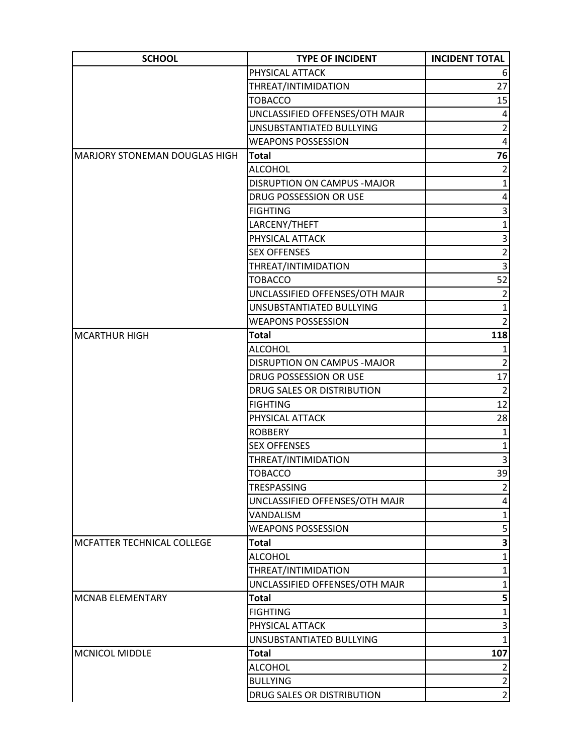| SCHOOL | TYPE OF INCIDENT | INCIDENT TOTAL |
|---|---|---|
| | PHYSICAL ATTACK | 6 |
| | THREAT/INTIMIDATION | 27 |
| | TOBACCO | 15 |
| | UNCLASSIFIED OFFENSES/OTH MAJR | 4 |
| | UNSUBSTANTIATED BULLYING | 2 |
| | WEAPONS POSSESSION | 4 |
| MARJORY STONEMAN DOUGLAS HIGH | **Total** | **76** |
| | ALCOHOL | 2 |
| | DISRUPTION ON CAMPUS -MAJOR | 1 |
| | DRUG POSSESSION OR USE | 4 |
| | FIGHTING | 3 |
| | LARCENY/THEFT | 1 |
| | PHYSICAL ATTACK | 3 |
| | SEX OFFENSES | 2 |
| | THREAT/INTIMIDATION | 3 |
| | TOBACCO | 52 |
| | UNCLASSIFIED OFFENSES/OTH MAJR | 2 |
| | UNSUBSTANTIATED BULLYING | 1 |
| | WEAPONS POSSESSION | 2 |
| MCARTHUR HIGH | **Total** | **118** |
| | ALCOHOL | 1 |
| | DISRUPTION ON CAMPUS -MAJOR | 2 |
| | DRUG POSSESSION OR USE | 17 |
| | DRUG SALES OR DISTRIBUTION | 2 |
| | FIGHTING | 12 |
| | PHYSICAL ATTACK | 28 |
| | ROBBERY | 1 |
| | SEX OFFENSES | 1 |
| | THREAT/INTIMIDATION | 3 |
| | TOBACCO | 39 |
| | TRESPASSING | 2 |
| | UNCLASSIFIED OFFENSES/OTH MAJR | 4 |
| | VANDALISM | 1 |
| | WEAPONS POSSESSION | 5 |
| MCFATTER TECHNICAL COLLEGE | **Total** | **3** |
| | ALCOHOL | 1 |
| | THREAT/INTIMIDATION | 1 |
| | UNCLASSIFIED OFFENSES/OTH MAJR | 1 |
| MCNAB ELEMENTARY | **Total** | **5** |
| | FIGHTING | 1 |
| | PHYSICAL ATTACK | 3 |
| | UNSUBSTANTIATED BULLYING | 1 |
| MCNICOL MIDDLE | **Total** | **107** |
| | ALCOHOL | 2 |
| | BULLYING | 2 |
| | DRUG SALES OR DISTRIBUTION | 2 |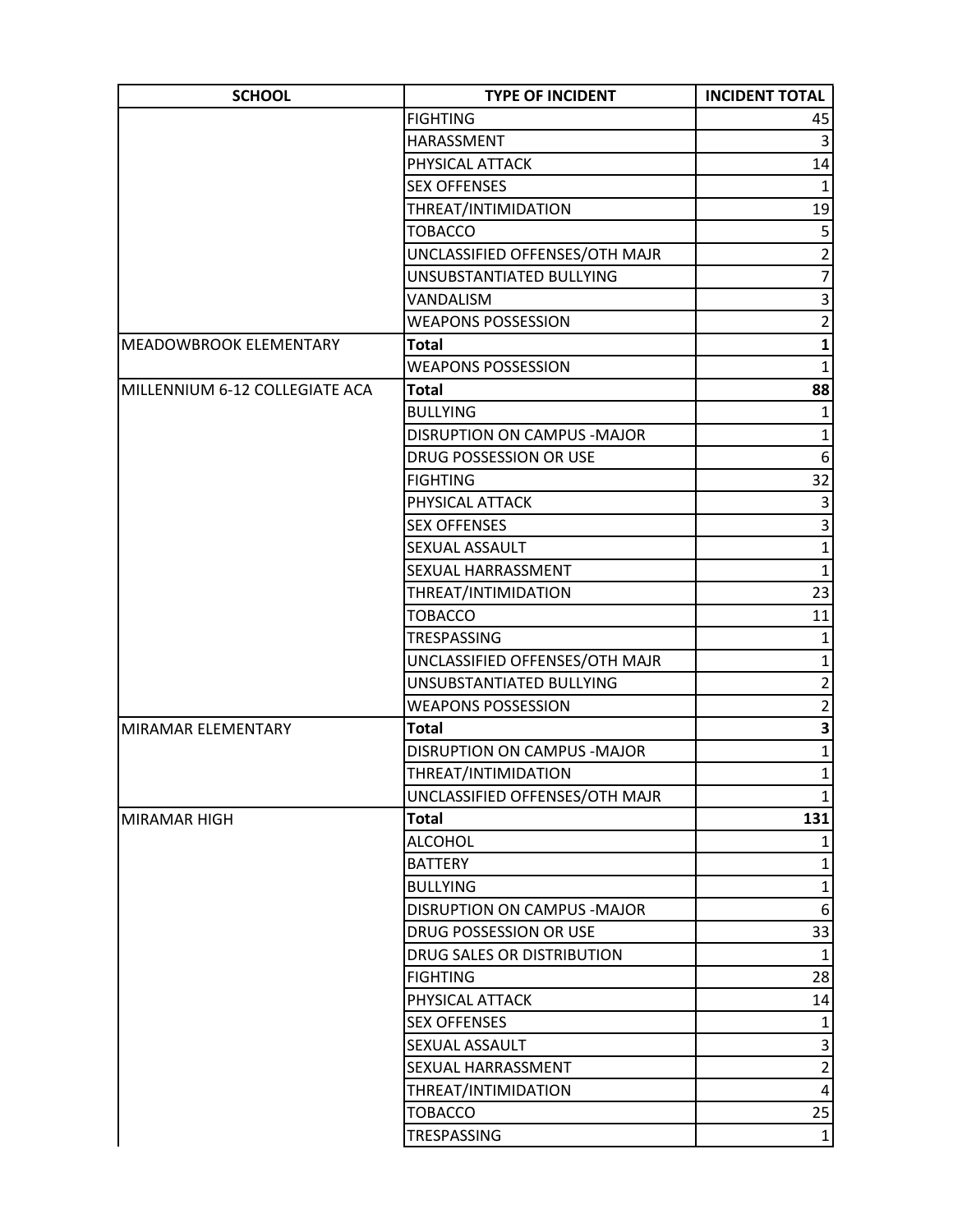| SCHOOL | TYPE OF INCIDENT | INCIDENT TOTAL |
|---|---|---|
| | FIGHTING | 45 |
| | HARASSMENT | 3 |
| | PHYSICAL ATTACK | 14 |
| | SEX OFFENSES | 1 |
| | THREAT/INTIMIDATION | 19 |
| | TOBACCO | 5 |
| | UNCLASSIFIED OFFENSES/OTH MAJR | 2 |
| | UNSUBSTANTIATED BULLYING | 7 |
| | VANDALISM | 3 |
| | WEAPONS POSSESSION | 2 |
| MEADOWBROOK ELEMENTARY | **Total** | **1** |
| | WEAPONS POSSESSION | 1 |
| MILLENNIUM 6-12 COLLEGIATE ACA | **Total** | **88** |
| | BULLYING | 1 |
| | DISRUPTION ON CAMPUS -MAJOR | 1 |
| | DRUG POSSESSION OR USE | 6 |
| | FIGHTING | 32 |
| | PHYSICAL ATTACK | 3 |
| | SEX OFFENSES | 3 |
| | SEXUAL ASSAULT | 1 |
| | SEXUAL HARRASSMENT | 1 |
| | THREAT/INTIMIDATION | 23 |
| | TOBACCO | 11 |
| | TRESPASSING | 1 |
| | UNCLASSIFIED OFFENSES/OTH MAJR | 1 |
| | UNSUBSTANTIATED BULLYING | 2 |
| | WEAPONS POSSESSION | 2 |
| MIRAMAR ELEMENTARY | **Total** | **3** |
| | DISRUPTION ON CAMPUS -MAJOR | 1 |
| | THREAT/INTIMIDATION | 1 |
| | UNCLASSIFIED OFFENSES/OTH MAJR | 1 |
| MIRAMAR HIGH | **Total** | **131** |
| | ALCOHOL | 1 |
| | BATTERY | 1 |
| | BULLYING | 1 |
| | DISRUPTION ON CAMPUS -MAJOR | 6 |
| | DRUG POSSESSION OR USE | 33 |
| | DRUG SALES OR DISTRIBUTION | 1 |
| | FIGHTING | 28 |
| | PHYSICAL ATTACK | 14 |
| | SEX OFFENSES | 1 |
| | SEXUAL ASSAULT | 3 |
| | SEXUAL HARRASSMENT | 2 |
| | THREAT/INTIMIDATION | 4 |
| | TOBACCO | 25 |
| | TRESPASSING | 1 |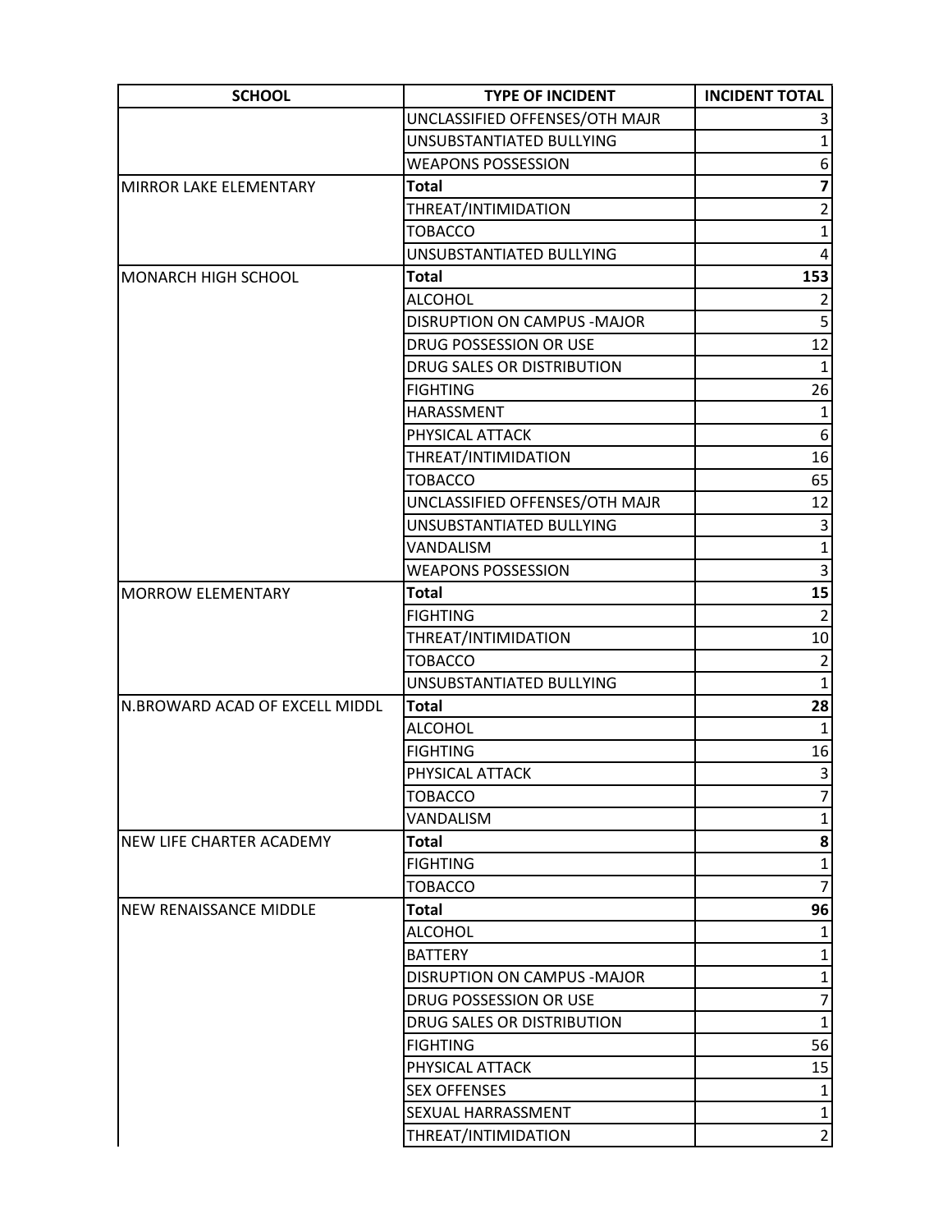| SCHOOL | TYPE OF INCIDENT | INCIDENT TOTAL |
|---|---|---|
| | UNCLASSIFIED OFFENSES/OTH MAJR | 3 |
| | UNSUBSTANTIATED BULLYING | 1 |
| | WEAPONS POSSESSION | 6 |
| MIRROR LAKE ELEMENTARY | **Total** | **7** |
| | THREAT/INTIMIDATION | 2 |
| | TOBACCO | 1 |
| | UNSUBSTANTIATED BULLYING | 4 |
| MONARCH HIGH SCHOOL | **Total** | **153** |
| | ALCOHOL | 2 |
| | DISRUPTION ON CAMPUS -MAJOR | 5 |
| | DRUG POSSESSION OR USE | 12 |
| | DRUG SALES OR DISTRIBUTION | 1 |
| | FIGHTING | 26 |
| | HARASSMENT | 1 |
| | PHYSICAL ATTACK | 6 |
| | THREAT/INTIMIDATION | 16 |
| | TOBACCO | 65 |
| | UNCLASSIFIED OFFENSES/OTH MAJR | 12 |
| | UNSUBSTANTIATED BULLYING | 3 |
| | VANDALISM | 1 |
| | WEAPONS POSSESSION | 3 |
| MORROW ELEMENTARY | **Total** | **15** |
| | FIGHTING | 2 |
| | THREAT/INTIMIDATION | 10 |
| | TOBACCO | 2 |
| | UNSUBSTANTIATED BULLYING | 1 |
| N.BROWARD ACAD OF EXCELL MIDDL | **Total** | **28** |
| | ALCOHOL | 1 |
| | FIGHTING | 16 |
| | PHYSICAL ATTACK | 3 |
| | TOBACCO | 7 |
| | VANDALISM | 1 |
| NEW LIFE CHARTER ACADEMY | **Total** | **8** |
| | FIGHTING | 1 |
| | TOBACCO | 7 |
| NEW RENAISSANCE MIDDLE | **Total** | **96** |
| | ALCOHOL | 1 |
| | BATTERY | 1 |
| | DISRUPTION ON CAMPUS -MAJOR | 1 |
| | DRUG POSSESSION OR USE | 7 |
| | DRUG SALES OR DISTRIBUTION | 1 |
| | FIGHTING | 56 |
| | PHYSICAL ATTACK | 15 |
| | SEX OFFENSES | 1 |
| | SEXUAL HARRASSMENT | 1 |
| | THREAT/INTIMIDATION | 2 |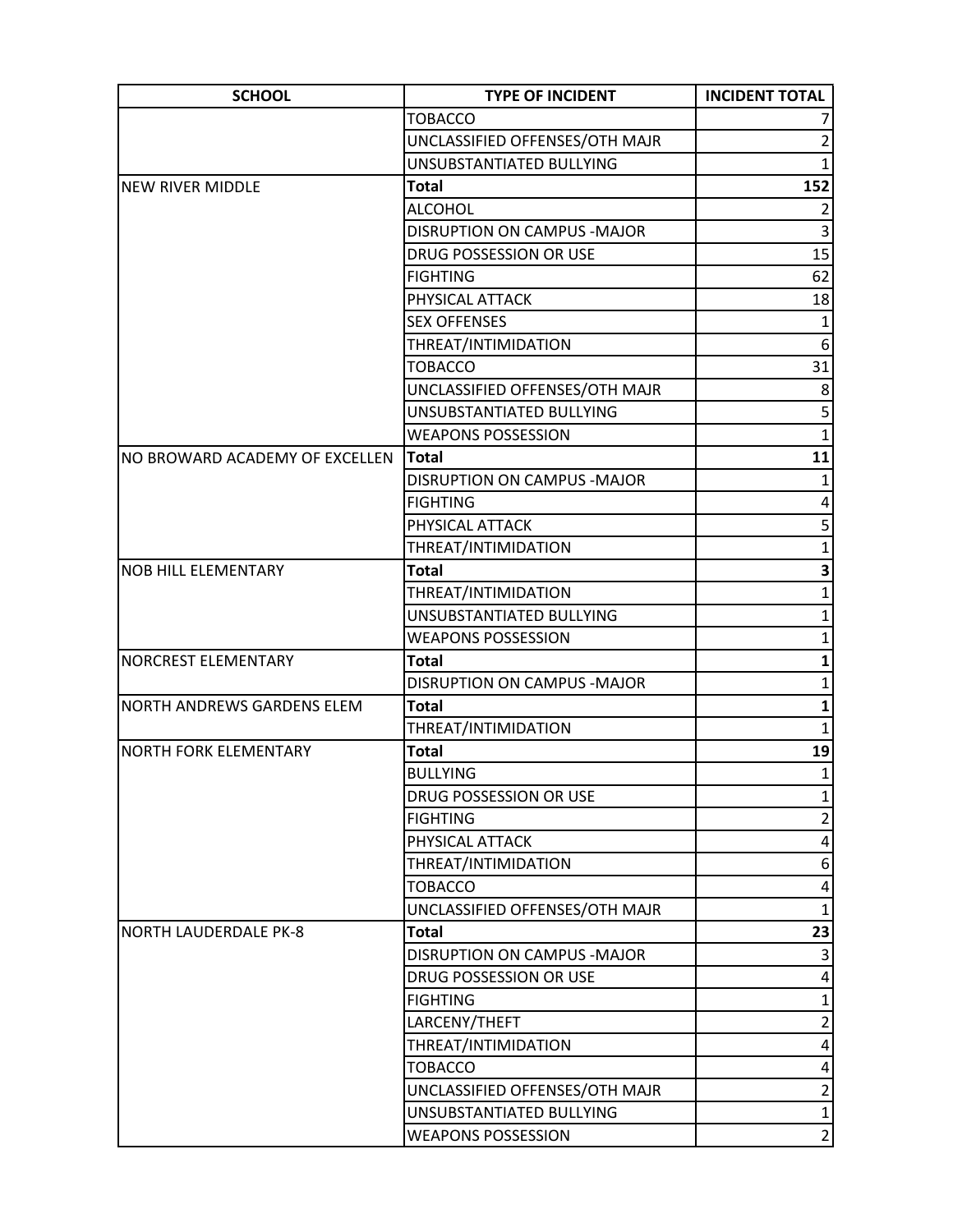| SCHOOL | TYPE OF INCIDENT | INCIDENT TOTAL |
|---|---|---|
| | TOBACCO | 7 |
| | UNCLASSIFIED OFFENSES/OTH MAJR | 2 |
| | UNSUBSTANTIATED BULLYING | 1 |
| NEW RIVER MIDDLE | **Total** | **152** |
| | ALCOHOL | 2 |
| | DISRUPTION ON CAMPUS -MAJOR | 3 |
| | DRUG POSSESSION OR USE | 15 |
| | FIGHTING | 62 |
| | PHYSICAL ATTACK | 18 |
| | SEX OFFENSES | 1 |
| | THREAT/INTIMIDATION | 6 |
| | TOBACCO | 31 |
| | UNCLASSIFIED OFFENSES/OTH MAJR | 8 |
| | UNSUBSTANTIATED BULLYING | 5 |
| | WEAPONS POSSESSION | 1 |
| NO BROWARD ACADEMY OF EXCELLEN | **Total** | **11** |
| | DISRUPTION ON CAMPUS -MAJOR | 1 |
| | FIGHTING | 4 |
| | PHYSICAL ATTACK | 5 |
| | THREAT/INTIMIDATION | 1 |
| NOB HILL ELEMENTARY | **Total** | **3** |
| | THREAT/INTIMIDATION | 1 |
| | UNSUBSTANTIATED BULLYING | 1 |
| | WEAPONS POSSESSION | 1 |
| NORCREST ELEMENTARY | **Total** | **1** |
| | DISRUPTION ON CAMPUS -MAJOR | 1 |
| NORTH ANDREWS GARDENS ELEM | **Total** | **1** |
| | THREAT/INTIMIDATION | 1 |
| NORTH FORK ELEMENTARY | **Total** | **19** |
| | BULLYING | 1 |
| | DRUG POSSESSION OR USE | 1 |
| | FIGHTING | 2 |
| | PHYSICAL ATTACK | 4 |
| | THREAT/INTIMIDATION | 6 |
| | TOBACCO | 4 |
| | UNCLASSIFIED OFFENSES/OTH MAJR | 1 |
| NORTH LAUDERDALE PK-8 | **Total** | **23** |
| | DISRUPTION ON CAMPUS -MAJOR | 3 |
| | DRUG POSSESSION OR USE | 4 |
| | FIGHTING | 1 |
| | LARCENY/THEFT | 2 |
| | THREAT/INTIMIDATION | 4 |
| | TOBACCO | 4 |
| | UNCLASSIFIED OFFENSES/OTH MAJR | 2 |
| | UNSUBSTANTIATED BULLYING | 1 |
| | WEAPONS POSSESSION | 2 |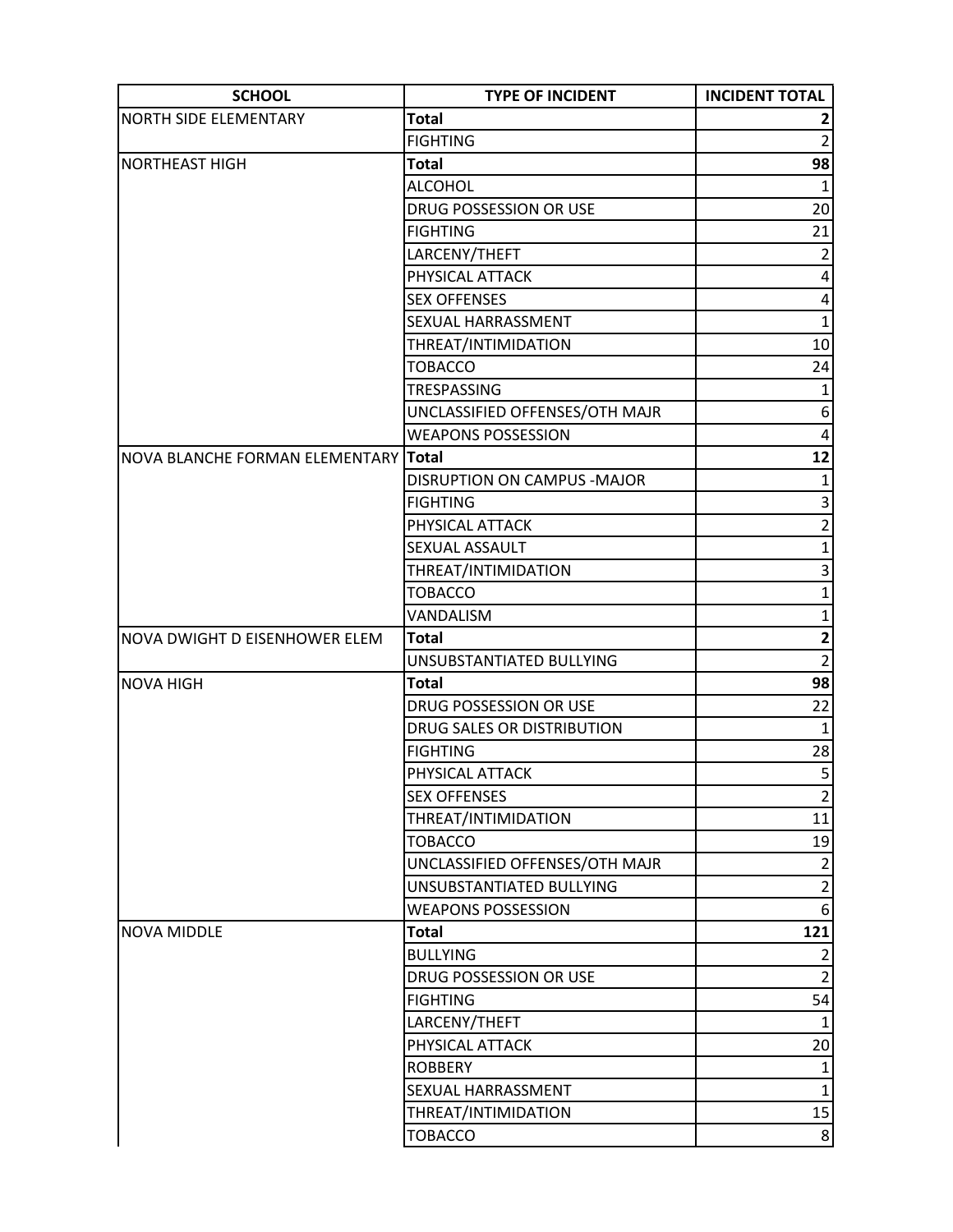| SCHOOL | TYPE OF INCIDENT | INCIDENT TOTAL |
| --- | --- | --- |
| NORTH SIDE ELEMENTARY | **Total** | **2** |
| | FIGHTING | 2 |
| NORTHEAST HIGH | **Total** | **98** |
| | ALCOHOL | 1 |
| | DRUG POSSESSION OR USE | 20 |
| | FIGHTING | 21 |
| | LARCENY/THEFT | 2 |
| | PHYSICAL ATTACK | 4 |
| | SEX OFFENSES | 4 |
| | SEXUAL HARRASSMENT | 1 |
| | THREAT/INTIMIDATION | 10 |
| | TOBACCO | 24 |
| | TRESPASSING | 1 |
| | UNCLASSIFIED OFFENSES/OTH MAJR | 6 |
| | WEAPONS POSSESSION | 4 |
| NOVA BLANCHE FORMAN ELEMENTARY | **Total** | **12** |
| | DISRUPTION ON CAMPUS -MAJOR | 1 |
| | FIGHTING | 3 |
| | PHYSICAL ATTACK | 2 |
| | SEXUAL ASSAULT | 1 |
| | THREAT/INTIMIDATION | 3 |
| | TOBACCO | 1 |
| | VANDALISM | 1 |
| NOVA DWIGHT D EISENHOWER ELEM | **Total** | **2** |
| | UNSUBSTANTIATED BULLYING | 2 |
| NOVA HIGH | **Total** | **98** |
| | DRUG POSSESSION OR USE | 22 |
| | DRUG SALES OR DISTRIBUTION | 1 |
| | FIGHTING | 28 |
| | PHYSICAL ATTACK | 5 |
| | SEX OFFENSES | 2 |
| | THREAT/INTIMIDATION | 11 |
| | TOBACCO | 19 |
| | UNCLASSIFIED OFFENSES/OTH MAJR | 2 |
| | UNSUBSTANTIATED BULLYING | 2 |
| | WEAPONS POSSESSION | 6 |
| NOVA MIDDLE | **Total** | **121** |
| | BULLYING | 2 |
| | DRUG POSSESSION OR USE | 2 |
| | FIGHTING | 54 |
| | LARCENY/THEFT | 1 |
| | PHYSICAL ATTACK | 20 |
| | ROBBERY | 1 |
| | SEXUAL HARRASSMENT | 1 |
| | THREAT/INTIMIDATION | 15 |
| | TOBACCO | 8 |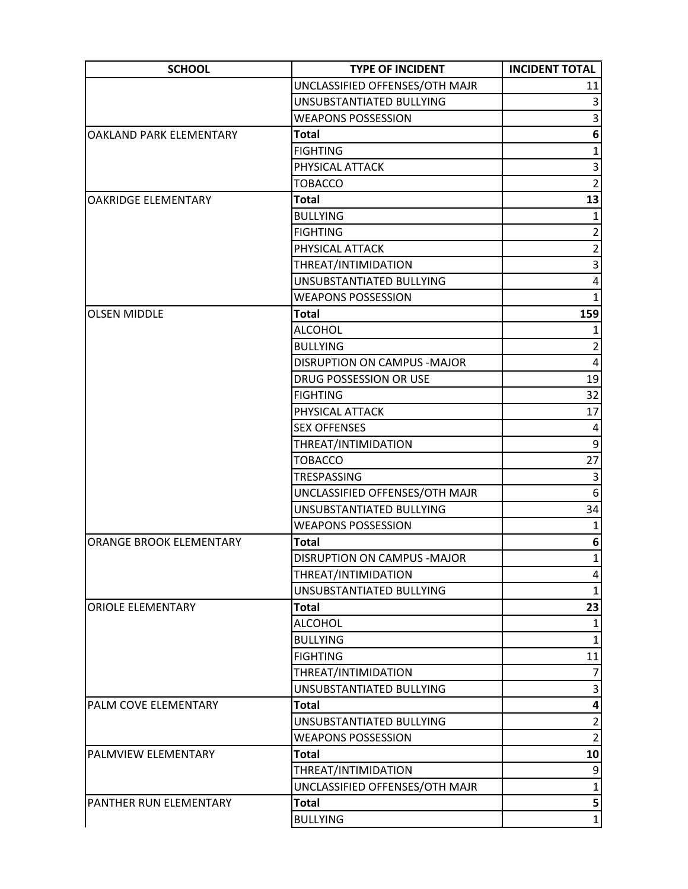| SCHOOL | TYPE OF INCIDENT | INCIDENT TOTAL |
|---|---|---|
| | UNCLASSIFIED OFFENSES/OTH MAJR | 11 |
| | UNSUBSTANTIATED BULLYING | 3 |
| | WEAPONS POSSESSION | 3 |
| OAKLAND PARK ELEMENTARY | **Total** | **6** |
| | FIGHTING | 1 |
| | PHYSICAL ATTACK | 3 |
| | TOBACCO | 2 |
| OAKRIDGE ELEMENTARY | **Total** | **13** |
| | BULLYING | 1 |
| | FIGHTING | 2 |
| | PHYSICAL ATTACK | 2 |
| | THREAT/INTIMIDATION | 3 |
| | UNSUBSTANTIATED BULLYING | 4 |
| | WEAPONS POSSESSION | 1 |
| OLSEN MIDDLE | **Total** | **159** |
| | ALCOHOL | 1 |
| | BULLYING | 2 |
| | DISRUPTION ON CAMPUS -MAJOR | 4 |
| | DRUG POSSESSION OR USE | 19 |
| | FIGHTING | 32 |
| | PHYSICAL ATTACK | 17 |
| | SEX OFFENSES | 4 |
| | THREAT/INTIMIDATION | 9 |
| | TOBACCO | 27 |
| | TRESPASSING | 3 |
| | UNCLASSIFIED OFFENSES/OTH MAJR | 6 |
| | UNSUBSTANTIATED BULLYING | 34 |
| | WEAPONS POSSESSION | 1 |
| ORANGE BROOK ELEMENTARY | **Total** | **6** |
| | DISRUPTION ON CAMPUS -MAJOR | 1 |
| | THREAT/INTIMIDATION | 4 |
| | UNSUBSTANTIATED BULLYING | 1 |
| ORIOLE ELEMENTARY | **Total** | **23** |
| | ALCOHOL | 1 |
| | BULLYING | 1 |
| | FIGHTING | 11 |
| | THREAT/INTIMIDATION | 7 |
| | UNSUBSTANTIATED BULLYING | 3 |
| PALM COVE ELEMENTARY | **Total** | **4** |
| | UNSUBSTANTIATED BULLYING | 2 |
| | WEAPONS POSSESSION | 2 |
| PALMVIEW ELEMENTARY | **Total** | **10** |
| | THREAT/INTIMIDATION | 9 |
| | UNCLASSIFIED OFFENSES/OTH MAJR | 1 |
| PANTHER RUN ELEMENTARY | **Total** | **5** |
| | BULLYING | 1 |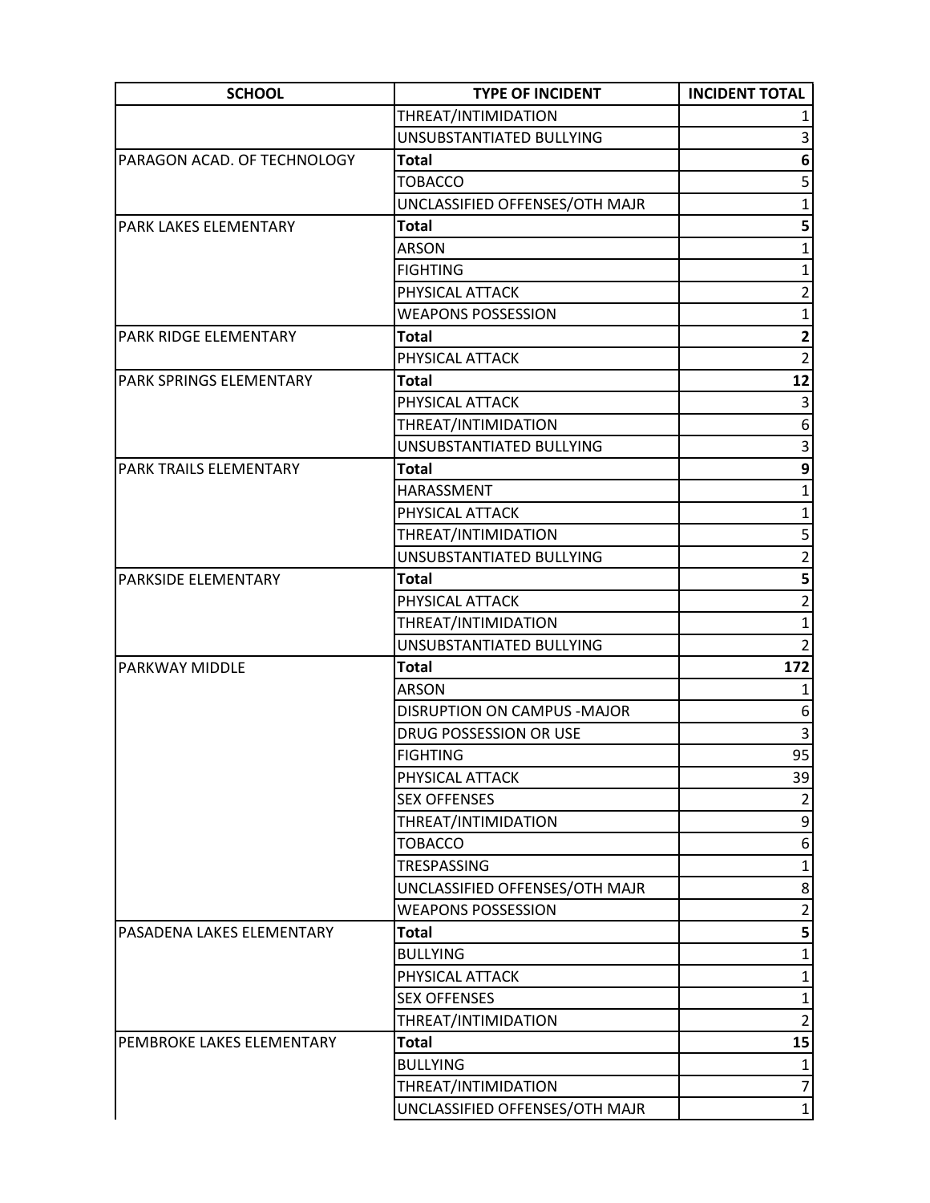| SCHOOL | TYPE OF INCIDENT | INCIDENT TOTAL |
|---|---|---|
| | THREAT/INTIMIDATION | 1 |
| | UNSUBSTANTIATED BULLYING | 3 |
| PARAGON ACAD. OF TECHNOLOGY | **Total** | **6** |
| | TOBACCO | 5 |
| | UNCLASSIFIED OFFENSES/OTH MAJR | 1 |
| PARK LAKES ELEMENTARY | **Total** | **5** |
| | ARSON | 1 |
| | FIGHTING | 1 |
| | PHYSICAL ATTACK | 2 |
| | WEAPONS POSSESSION | 1 |
| PARK RIDGE ELEMENTARY | **Total** | **2** |
| | PHYSICAL ATTACK | 2 |
| PARK SPRINGS ELEMENTARY | **Total** | **12** |
| | PHYSICAL ATTACK | 3 |
| | THREAT/INTIMIDATION | 6 |
| | UNSUBSTANTIATED BULLYING | 3 |
| PARK TRAILS ELEMENTARY | **Total** | **9** |
| | HARASSMENT | 1 |
| | PHYSICAL ATTACK | 1 |
| | THREAT/INTIMIDATION | 5 |
| | UNSUBSTANTIATED BULLYING | 2 |
| PARKSIDE ELEMENTARY | **Total** | **5** |
| | PHYSICAL ATTACK | 2 |
| | THREAT/INTIMIDATION | 1 |
| | UNSUBSTANTIATED BULLYING | 2 |
| PARKWAY MIDDLE | **Total** | **172** |
| | ARSON | 1 |
| | DISRUPTION ON CAMPUS -MAJOR | 6 |
| | DRUG POSSESSION OR USE | 3 |
| | FIGHTING | 95 |
| | PHYSICAL ATTACK | 39 |
| | SEX OFFENSES | 2 |
| | THREAT/INTIMIDATION | 9 |
| | TOBACCO | 6 |
| | TRESPASSING | 1 |
| | UNCLASSIFIED OFFENSES/OTH MAJR | 8 |
| | WEAPONS POSSESSION | 2 |
| PASADENA LAKES ELEMENTARY | **Total** | **5** |
| | BULLYING | 1 |
| | PHYSICAL ATTACK | 1 |
| | SEX OFFENSES | 1 |
| | THREAT/INTIMIDATION | 2 |
| PEMBROKE LAKES ELEMENTARY | **Total** | **15** |
| | BULLYING | 1 |
| | THREAT/INTIMIDATION | 7 |
| | UNCLASSIFIED OFFENSES/OTH MAJR | 1 |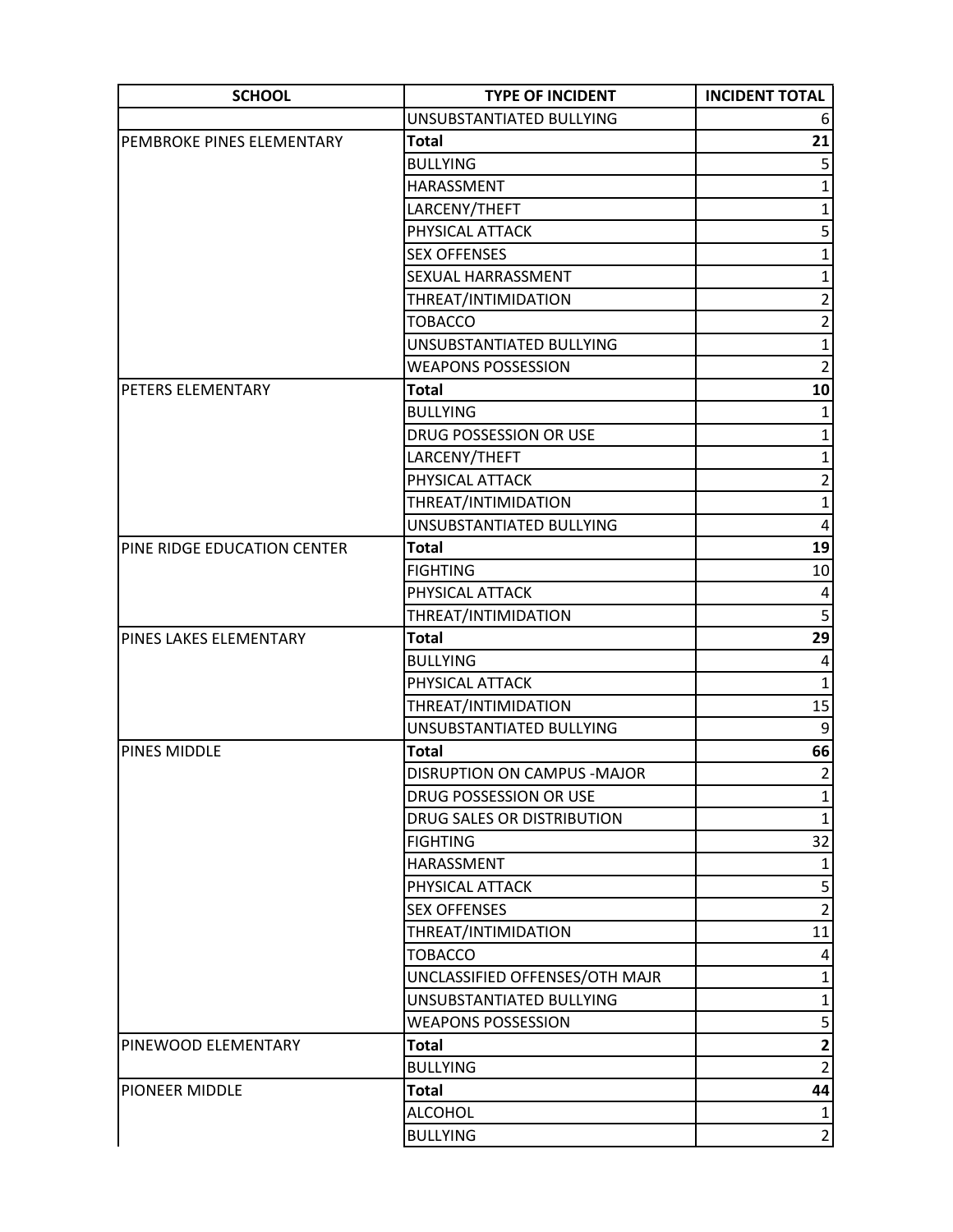| SCHOOL | TYPE OF INCIDENT | INCIDENT TOTAL |
| --- | --- | --- |
| | UNSUBSTANTIATED BULLYING | 6 |
| PEMBROKE PINES ELEMENTARY | **Total** | **21** |
| | BULLYING | 5 |
| | HARASSMENT | 1 |
| | LARCENY/THEFT | 1 |
| | PHYSICAL ATTACK | 5 |
| | SEX OFFENSES | 1 |
| | SEXUAL HARRASSMENT | 1 |
| | THREAT/INTIMIDATION | 2 |
| | TOBACCO | 2 |
| | UNSUBSTANTIATED BULLYING | 1 |
| | WEAPONS POSSESSION | 2 |
| PETERS ELEMENTARY | **Total** | **10** |
| | BULLYING | 1 |
| | DRUG POSSESSION OR USE | 1 |
| | LARCENY/THEFT | 1 |
| | PHYSICAL ATTACK | 2 |
| | THREAT/INTIMIDATION | 1 |
| | UNSUBSTANTIATED BULLYING | 4 |
| PINE RIDGE EDUCATION CENTER | **Total** | **19** |
| | FIGHTING | 10 |
| | PHYSICAL ATTACK | 4 |
| | THREAT/INTIMIDATION | 5 |
| PINES LAKES ELEMENTARY | **Total** | **29** |
| | BULLYING | 4 |
| | PHYSICAL ATTACK | 1 |
| | THREAT/INTIMIDATION | 15 |
| | UNSUBSTANTIATED BULLYING | 9 |
| PINES MIDDLE | **Total** | **66** |
| | DISRUPTION ON CAMPUS -MAJOR | 2 |
| | DRUG POSSESSION OR USE | 1 |
| | DRUG SALES OR DISTRIBUTION | 1 |
| | FIGHTING | 32 |
| | HARASSMENT | 1 |
| | PHYSICAL ATTACK | 5 |
| | SEX OFFENSES | 2 |
| | THREAT/INTIMIDATION | 11 |
| | TOBACCO | 4 |
| | UNCLASSIFIED OFFENSES/OTH MAJR | 1 |
| | UNSUBSTANTIATED BULLYING | 1 |
| | WEAPONS POSSESSION | 5 |
| PINEWOOD ELEMENTARY | **Total** | **2** |
| | BULLYING | 2 |
| PIONEER MIDDLE | **Total** | **44** |
| | ALCOHOL | 1 |
| | BULLYING | 2 |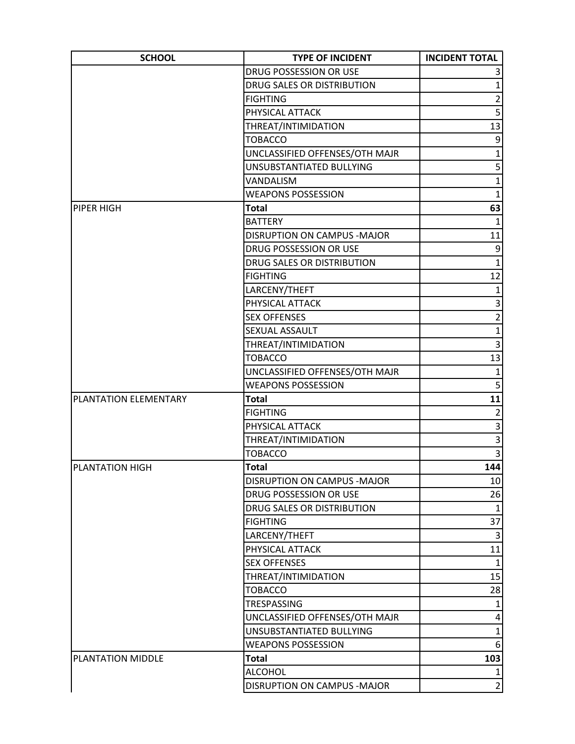| SCHOOL | TYPE OF INCIDENT | INCIDENT TOTAL |
|---|---|---|
| | DRUG POSSESSION OR USE | 3 |
| | DRUG SALES OR DISTRIBUTION | 1 |
| | FIGHTING | 2 |
| | PHYSICAL ATTACK | 5 |
| | THREAT/INTIMIDATION | 13 |
| | TOBACCO | 9 |
| | UNCLASSIFIED OFFENSES/OTH MAJR | 1 |
| | UNSUBSTANTIATED BULLYING | 5 |
| | VANDALISM | 1 |
| | WEAPONS POSSESSION | 1 |
| PIPER HIGH | **Total** | **63** |
| | BATTERY | 1 |
| | DISRUPTION ON CAMPUS -MAJOR | 11 |
| | DRUG POSSESSION OR USE | 9 |
| | DRUG SALES OR DISTRIBUTION | 1 |
| | FIGHTING | 12 |
| | LARCENY/THEFT | 1 |
| | PHYSICAL ATTACK | 3 |
| | SEX OFFENSES | 2 |
| | SEXUAL ASSAULT | 1 |
| | THREAT/INTIMIDATION | 3 |
| | TOBACCO | 13 |
| | UNCLASSIFIED OFFENSES/OTH MAJR | 1 |
| | WEAPONS POSSESSION | 5 |
| PLANTATION ELEMENTARY | **Total** | **11** |
| | FIGHTING | 2 |
| | PHYSICAL ATTACK | 3 |
| | THREAT/INTIMIDATION | 3 |
| | TOBACCO | 3 |
| PLANTATION HIGH | **Total** | **144** |
| | DISRUPTION ON CAMPUS -MAJOR | 10 |
| | DRUG POSSESSION OR USE | 26 |
| | DRUG SALES OR DISTRIBUTION | 1 |
| | FIGHTING | 37 |
| | LARCENY/THEFT | 3 |
| | PHYSICAL ATTACK | 11 |
| | SEX OFFENSES | 1 |
| | THREAT/INTIMIDATION | 15 |
| | TOBACCO | 28 |
| | TRESPASSING | 1 |
| | UNCLASSIFIED OFFENSES/OTH MAJR | 4 |
| | UNSUBSTANTIATED BULLYING | 1 |
| | WEAPONS POSSESSION | 6 |
| PLANTATION MIDDLE | **Total** | **103** |
| | ALCOHOL | 1 |
| | DISRUPTION ON CAMPUS -MAJOR | 2 |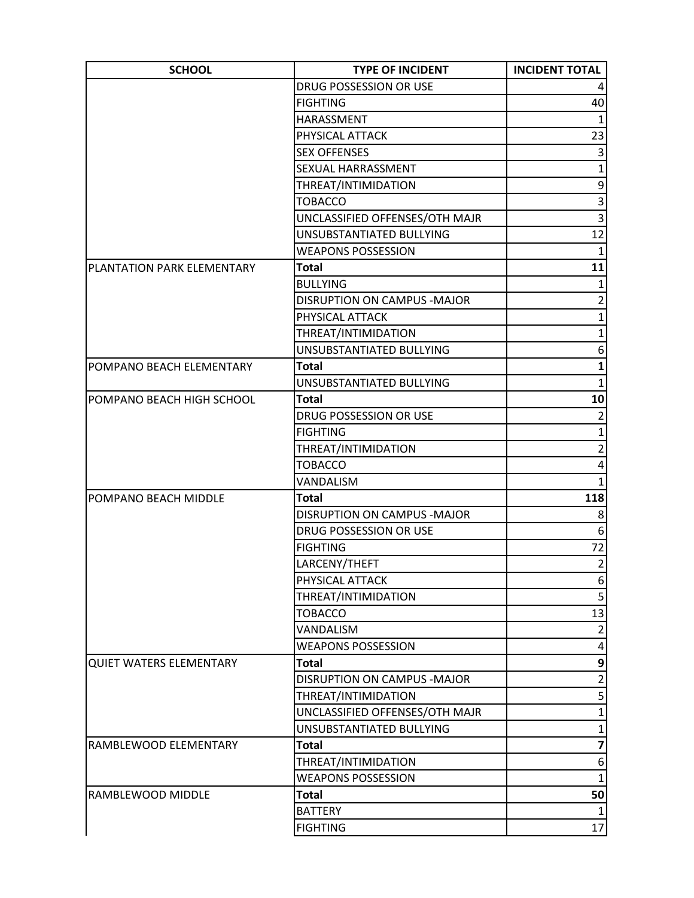| SCHOOL | TYPE OF INCIDENT | INCIDENT TOTAL |
| --- | --- | --- |
| | DRUG POSSESSION OR USE | 4 |
| | FIGHTING | 40 |
| | HARASSMENT | 1 |
| | PHYSICAL ATTACK | 23 |
| | SEX OFFENSES | 3 |
| | SEXUAL HARRASSMENT | 1 |
| | THREAT/INTIMIDATION | 9 |
| | TOBACCO | 3 |
| | UNCLASSIFIED OFFENSES/OTH MAJR | 3 |
| | UNSUBSTANTIATED BULLYING | 12 |
| | WEAPONS POSSESSION | 1 |
| PLANTATION PARK ELEMENTARY | **Total** | **11** |
| | BULLYING | 1 |
| | DISRUPTION ON CAMPUS -MAJOR | 2 |
| | PHYSICAL ATTACK | 1 |
| | THREAT/INTIMIDATION | 1 |
| | UNSUBSTANTIATED BULLYING | 6 |
| POMPANO BEACH ELEMENTARY | **Total** | **1** |
| | UNSUBSTANTIATED BULLYING | 1 |
| POMPANO BEACH HIGH SCHOOL | **Total** | **10** |
| | DRUG POSSESSION OR USE | 2 |
| | FIGHTING | 1 |
| | THREAT/INTIMIDATION | 2 |
| | TOBACCO | 4 |
| | VANDALISM | 1 |
| POMPANO BEACH MIDDLE | **Total** | **118** |
| | DISRUPTION ON CAMPUS -MAJOR | 8 |
| | DRUG POSSESSION OR USE | 6 |
| | FIGHTING | 72 |
| | LARCENY/THEFT | 2 |
| | PHYSICAL ATTACK | 6 |
| | THREAT/INTIMIDATION | 5 |
| | TOBACCO | 13 |
| | VANDALISM | 2 |
| | WEAPONS POSSESSION | 4 |
| QUIET WATERS ELEMENTARY | **Total** | **9** |
| | DISRUPTION ON CAMPUS -MAJOR | 2 |
| | THREAT/INTIMIDATION | 5 |
| | UNCLASSIFIED OFFENSES/OTH MAJR | 1 |
| | UNSUBSTANTIATED BULLYING | 1 |
| RAMBLEWOOD ELEMENTARY | **Total** | **7** |
| | THREAT/INTIMIDATION | 6 |
| | WEAPONS POSSESSION | 1 |
| RAMBLEWOOD MIDDLE | **Total** | **50** |
| | BATTERY | 1 |
| | FIGHTING | 17 |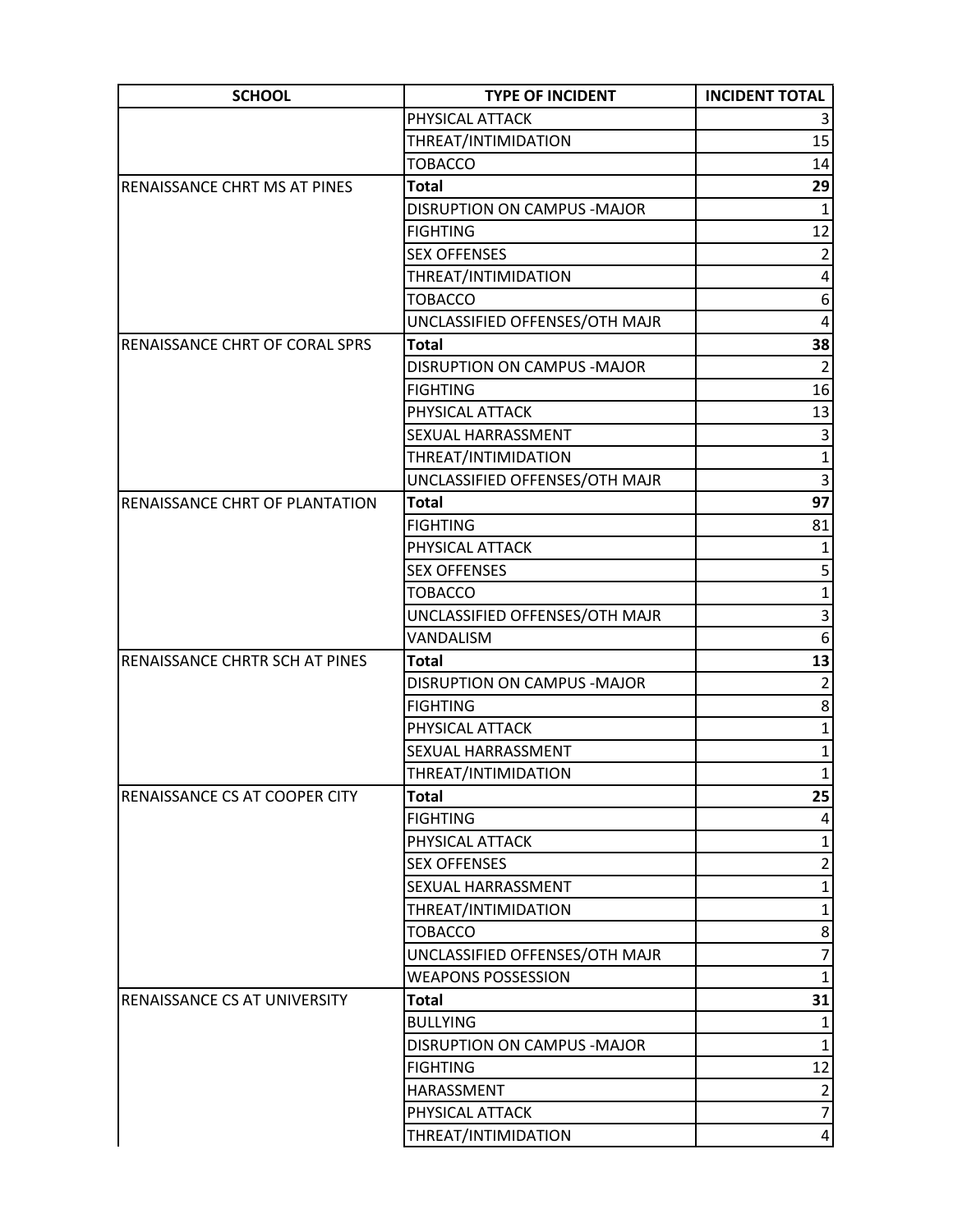| SCHOOL | TYPE OF INCIDENT | INCIDENT TOTAL |
|---|---|---|
| | PHYSICAL ATTACK | 3 |
| | THREAT/INTIMIDATION | 15 |
| | TOBACCO | 14 |
| RENAISSANCE CHRT MS AT PINES | **Total** | **29** |
| | DISRUPTION ON CAMPUS -MAJOR | 1 |
| | FIGHTING | 12 |
| | SEX OFFENSES | 2 |
| | THREAT/INTIMIDATION | 4 |
| | TOBACCO | 6 |
| | UNCLASSIFIED OFFENSES/OTH MAJR | 4 |
| RENAISSANCE CHRT OF CORAL SPRS | **Total** | **38** |
| | DISRUPTION ON CAMPUS -MAJOR | 2 |
| | FIGHTING | 16 |
| | PHYSICAL ATTACK | 13 |
| | SEXUAL HARRASSMENT | 3 |
| | THREAT/INTIMIDATION | 1 |
| | UNCLASSIFIED OFFENSES/OTH MAJR | 3 |
| RENAISSANCE CHRT OF PLANTATION | **Total** | **97** |
| | FIGHTING | 81 |
| | PHYSICAL ATTACK | 1 |
| | SEX OFFENSES | 5 |
| | TOBACCO | 1 |
| | UNCLASSIFIED OFFENSES/OTH MAJR | 3 |
| | VANDALISM | 6 |
| RENAISSANCE CHRTR SCH AT PINES | **Total** | **13** |
| | DISRUPTION ON CAMPUS -MAJOR | 2 |
| | FIGHTING | 8 |
| | PHYSICAL ATTACK | 1 |
| | SEXUAL HARRASSMENT | 1 |
| | THREAT/INTIMIDATION | 1 |
| RENAISSANCE CS AT COOPER CITY | **Total** | **25** |
| | FIGHTING | 4 |
| | PHYSICAL ATTACK | 1 |
| | SEX OFFENSES | 2 |
| | SEXUAL HARRASSMENT | 1 |
| | THREAT/INTIMIDATION | 1 |
| | TOBACCO | 8 |
| | UNCLASSIFIED OFFENSES/OTH MAJR | 7 |
| | WEAPONS POSSESSION | 1 |
| RENAISSANCE CS AT UNIVERSITY | **Total** | **31** |
| | BULLYING | 1 |
| | DISRUPTION ON CAMPUS -MAJOR | 1 |
| | FIGHTING | 12 |
| | HARASSMENT | 2 |
| | PHYSICAL ATTACK | 7 |
| | THREAT/INTIMIDATION | 4 |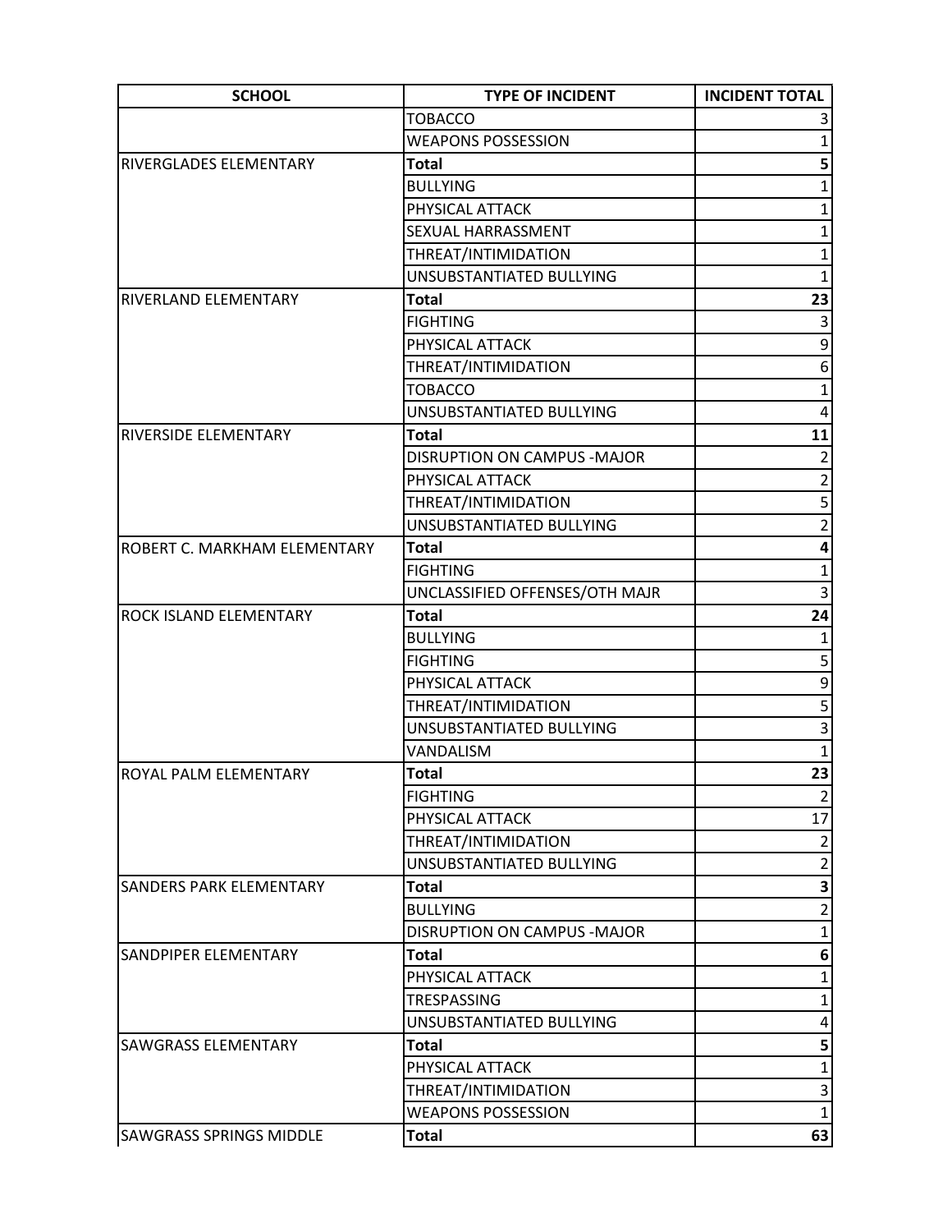| SCHOOL | TYPE OF INCIDENT | INCIDENT TOTAL |
|---|---|---|
| | TOBACCO | 3 |
| | WEAPONS POSSESSION | 1 |
| RIVERGLADES ELEMENTARY | **Total** | **5** |
| | BULLYING | 1 |
| | PHYSICAL ATTACK | 1 |
| | SEXUAL HARRASSMENT | 1 |
| | THREAT/INTIMIDATION | 1 |
| | UNSUBSTANTIATED BULLYING | 1 |
| RIVERLAND ELEMENTARY | **Total** | **23** |
| | FIGHTING | 3 |
| | PHYSICAL ATTACK | 9 |
| | THREAT/INTIMIDATION | 6 |
| | TOBACCO | 1 |
| | UNSUBSTANTIATED BULLYING | 4 |
| RIVERSIDE ELEMENTARY | **Total** | **11** |
| | DISRUPTION ON CAMPUS -MAJOR | 2 |
| | PHYSICAL ATTACK | 2 |
| | THREAT/INTIMIDATION | 5 |
| | UNSUBSTANTIATED BULLYING | 2 |
| ROBERT C. MARKHAM ELEMENTARY | **Total** | **4** |
| | FIGHTING | 1 |
| | UNCLASSIFIED OFFENSES/OTH MAJR | 3 |
| ROCK ISLAND ELEMENTARY | **Total** | **24** |
| | BULLYING | 1 |
| | FIGHTING | 5 |
| | PHYSICAL ATTACK | 9 |
| | THREAT/INTIMIDATION | 5 |
| | UNSUBSTANTIATED BULLYING | 3 |
| | VANDALISM | 1 |
| ROYAL PALM ELEMENTARY | **Total** | **23** |
| | FIGHTING | 2 |
| | PHYSICAL ATTACK | 17 |
| | THREAT/INTIMIDATION | 2 |
| | UNSUBSTANTIATED BULLYING | 2 |
| SANDERS PARK ELEMENTARY | **Total** | **3** |
| | BULLYING | 2 |
| | DISRUPTION ON CAMPUS -MAJOR | 1 |
| SANDPIPER ELEMENTARY | **Total** | **6** |
| | PHYSICAL ATTACK | 1 |
| | TRESPASSING | 1 |
| | UNSUBSTANTIATED BULLYING | 4 |
| SAWGRASS ELEMENTARY | **Total** | **5** |
| | PHYSICAL ATTACK | 1 |
| | THREAT/INTIMIDATION | 3 |
| | WEAPONS POSSESSION | 1 |
| SAWGRASS SPRINGS MIDDLE | **Total** | **63** |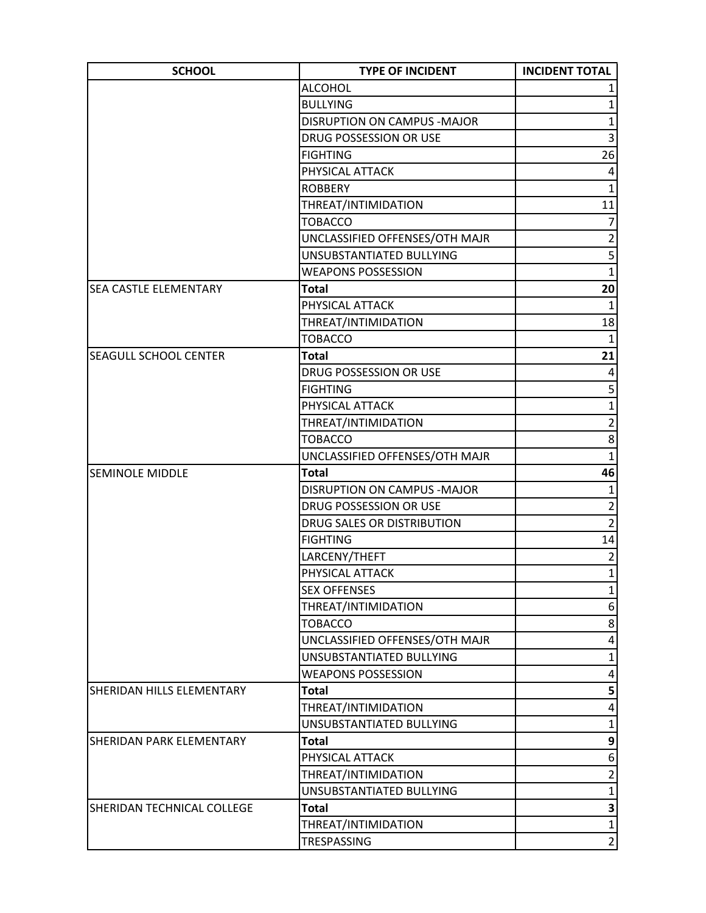| SCHOOL | TYPE OF INCIDENT | INCIDENT TOTAL |
|---|---|---|
| | ALCOHOL | 1 |
| | BULLYING | 1 |
| | DISRUPTION ON CAMPUS -MAJOR | 1 |
| | DRUG POSSESSION OR USE | 3 |
| | FIGHTING | 26 |
| | PHYSICAL ATTACK | 4 |
| | ROBBERY | 1 |
| | THREAT/INTIMIDATION | 11 |
| | TOBACCO | 7 |
| | UNCLASSIFIED OFFENSES/OTH MAJR | 2 |
| | UNSUBSTANTIATED BULLYING | 5 |
| | WEAPONS POSSESSION | 1 |
| SEA CASTLE ELEMENTARY | **Total** | **20** |
| | PHYSICAL ATTACK | 1 |
| | THREAT/INTIMIDATION | 18 |
| | TOBACCO | 1 |
| SEAGULL SCHOOL CENTER | **Total** | **21** |
| | DRUG POSSESSION OR USE | 4 |
| | FIGHTING | 5 |
| | PHYSICAL ATTACK | 1 |
| | THREAT/INTIMIDATION | 2 |
| | TOBACCO | 8 |
| | UNCLASSIFIED OFFENSES/OTH MAJR | 1 |
| SEMINOLE MIDDLE | **Total** | **46** |
| | DISRUPTION ON CAMPUS -MAJOR | 1 |
| | DRUG POSSESSION OR USE | 2 |
| | DRUG SALES OR DISTRIBUTION | 2 |
| | FIGHTING | 14 |
| | LARCENY/THEFT | 2 |
| | PHYSICAL ATTACK | 1 |
| | SEX OFFENSES | 1 |
| | THREAT/INTIMIDATION | 6 |
| | TOBACCO | 8 |
| | UNCLASSIFIED OFFENSES/OTH MAJR | 4 |
| | UNSUBSTANTIATED BULLYING | 1 |
| | WEAPONS POSSESSION | 4 |
| SHERIDAN HILLS ELEMENTARY | **Total** | **5** |
| | THREAT/INTIMIDATION | 4 |
| | UNSUBSTANTIATED BULLYING | 1 |
| SHERIDAN PARK ELEMENTARY | **Total** | **9** |
| | PHYSICAL ATTACK | 6 |
| | THREAT/INTIMIDATION | 2 |
| | UNSUBSTANTIATED BULLYING | 1 |
| SHERIDAN TECHNICAL COLLEGE | **Total** | **3** |
| | THREAT/INTIMIDATION | 1 |
| | TRESPASSING | 2 |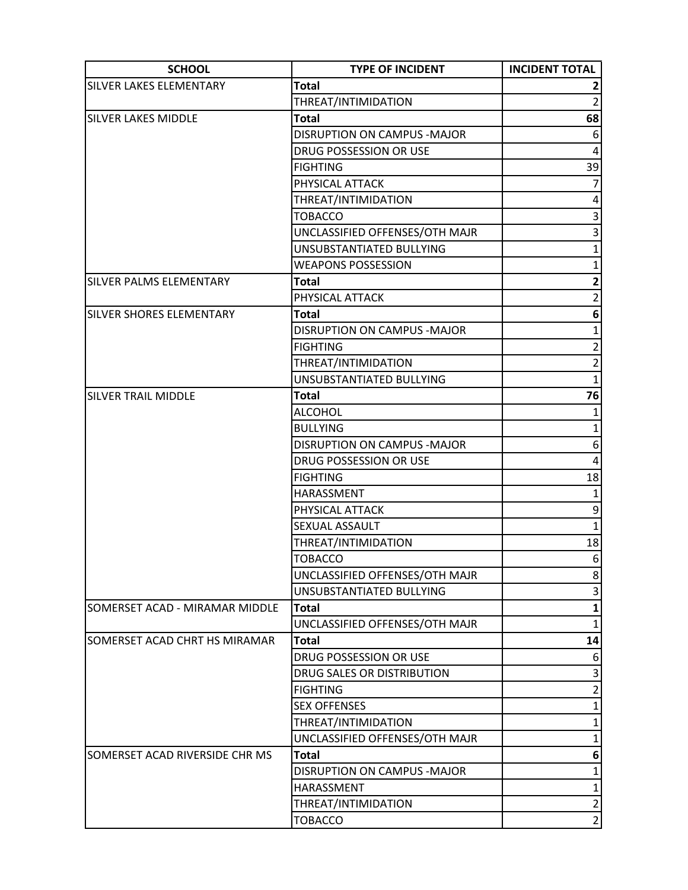| SCHOOL | TYPE OF INCIDENT | INCIDENT TOTAL |
|---|---|---|
| SILVER LAKES ELEMENTARY | **Total** | **2** |
| | THREAT/INTIMIDATION | 2 |
| SILVER LAKES MIDDLE | **Total** | **68** |
| | DISRUPTION ON CAMPUS -MAJOR | 6 |
| | DRUG POSSESSION OR USE | 4 |
| | FIGHTING | 39 |
| | PHYSICAL ATTACK | 7 |
| | THREAT/INTIMIDATION | 4 |
| | TOBACCO | 3 |
| | UNCLASSIFIED OFFENSES/OTH MAJR | 3 |
| | UNSUBSTANTIATED BULLYING | 1 |
| | WEAPONS POSSESSION | 1 |
| SILVER PALMS ELEMENTARY | **Total** | **2** |
| | PHYSICAL ATTACK | 2 |
| SILVER SHORES ELEMENTARY | **Total** | **6** |
| | DISRUPTION ON CAMPUS -MAJOR | 1 |
| | FIGHTING | 2 |
| | THREAT/INTIMIDATION | 2 |
| | UNSUBSTANTIATED BULLYING | 1 |
| SILVER TRAIL MIDDLE | **Total** | **76** |
| | ALCOHOL | 1 |
| | BULLYING | 1 |
| | DISRUPTION ON CAMPUS -MAJOR | 6 |
| | DRUG POSSESSION OR USE | 4 |
| | FIGHTING | 18 |
| | HARASSMENT | 1 |
| | PHYSICAL ATTACK | 9 |
| | SEXUAL ASSAULT | 1 |
| | THREAT/INTIMIDATION | 18 |
| | TOBACCO | 6 |
| | UNCLASSIFIED OFFENSES/OTH MAJR | 8 |
| | UNSUBSTANTIATED BULLYING | 3 |
| SOMERSET ACAD - MIRAMAR MIDDLE | **Total** | **1** |
| | UNCLASSIFIED OFFENSES/OTH MAJR | 1 |
| SOMERSET ACAD CHRT HS MIRAMAR | **Total** | **14** |
| | DRUG POSSESSION OR USE | 6 |
| | DRUG SALES OR DISTRIBUTION | 3 |
| | FIGHTING | 2 |
| | SEX OFFENSES | 1 |
| | THREAT/INTIMIDATION | 1 |
| | UNCLASSIFIED OFFENSES/OTH MAJR | 1 |
| SOMERSET ACAD RIVERSIDE CHR MS | **Total** | **6** |
| | DISRUPTION ON CAMPUS -MAJOR | 1 |
| | HARASSMENT | 1 |
| | THREAT/INTIMIDATION | 2 |
| | TOBACCO | 2 |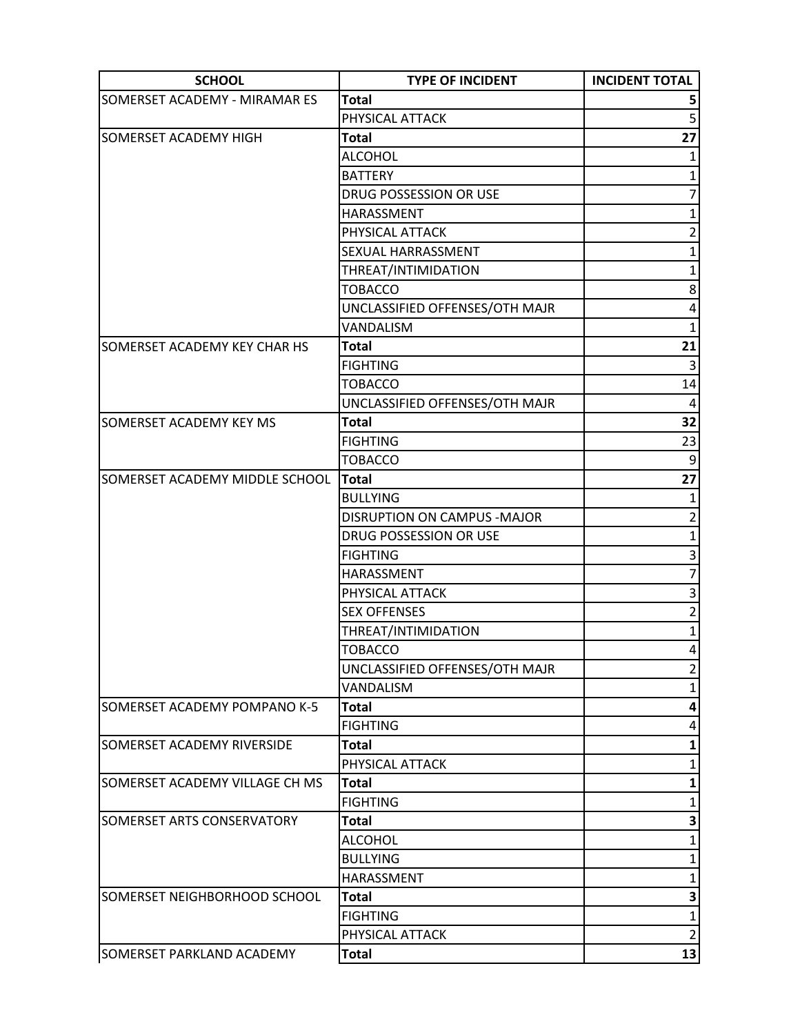| SCHOOL | TYPE OF INCIDENT | INCIDENT TOTAL |
| --- | --- | --- |
| SOMERSET ACADEMY - MIRAMAR ES | **Total** | **5** |
| | PHYSICAL ATTACK | 5 |
| SOMERSET ACADEMY HIGH | **Total** | **27** |
| | ALCOHOL | 1 |
| | BATTERY | 1 |
| | DRUG POSSESSION OR USE | 7 |
| | HARASSMENT | 1 |
| | PHYSICAL ATTACK | 2 |
| | SEXUAL HARRASSMENT | 1 |
| | THREAT/INTIMIDATION | 1 |
| | TOBACCO | 8 |
| | UNCLASSIFIED OFFENSES/OTH MAJR | 4 |
| | VANDALISM | 1 |
| SOMERSET ACADEMY KEY CHAR HS | **Total** | **21** |
| | FIGHTING | 3 |
| | TOBACCO | 14 |
| | UNCLASSIFIED OFFENSES/OTH MAJR | 4 |
| SOMERSET ACADEMY KEY MS | **Total** | **32** |
| | FIGHTING | 23 |
| | TOBACCO | 9 |
| SOMERSET ACADEMY MIDDLE SCHOOL | **Total** | **27** |
| | BULLYING | 1 |
| | DISRUPTION ON CAMPUS -MAJOR | 2 |
| | DRUG POSSESSION OR USE | 1 |
| | FIGHTING | 3 |
| | HARASSMENT | 7 |
| | PHYSICAL ATTACK | 3 |
| | SEX OFFENSES | 2 |
| | THREAT/INTIMIDATION | 1 |
| | TOBACCO | 4 |
| | UNCLASSIFIED OFFENSES/OTH MAJR | 2 |
| | VANDALISM | 1 |
| SOMERSET ACADEMY POMPANO K-5 | **Total** | **4** |
| | FIGHTING | 4 |
| SOMERSET ACADEMY RIVERSIDE | **Total** | **1** |
| | PHYSICAL ATTACK | 1 |
| SOMERSET ACADEMY VILLAGE CH MS | **Total** | **1** |
| | FIGHTING | 1 |
| SOMERSET ARTS CONSERVATORY | **Total** | **3** |
| | ALCOHOL | 1 |
| | BULLYING | 1 |
| | HARASSMENT | 1 |
| SOMERSET NEIGHBORHOOD SCHOOL | **Total** | **3** |
| | FIGHTING | 1 |
| | PHYSICAL ATTACK | 2 |
| SOMERSET PARKLAND ACADEMY | **Total** | **13** |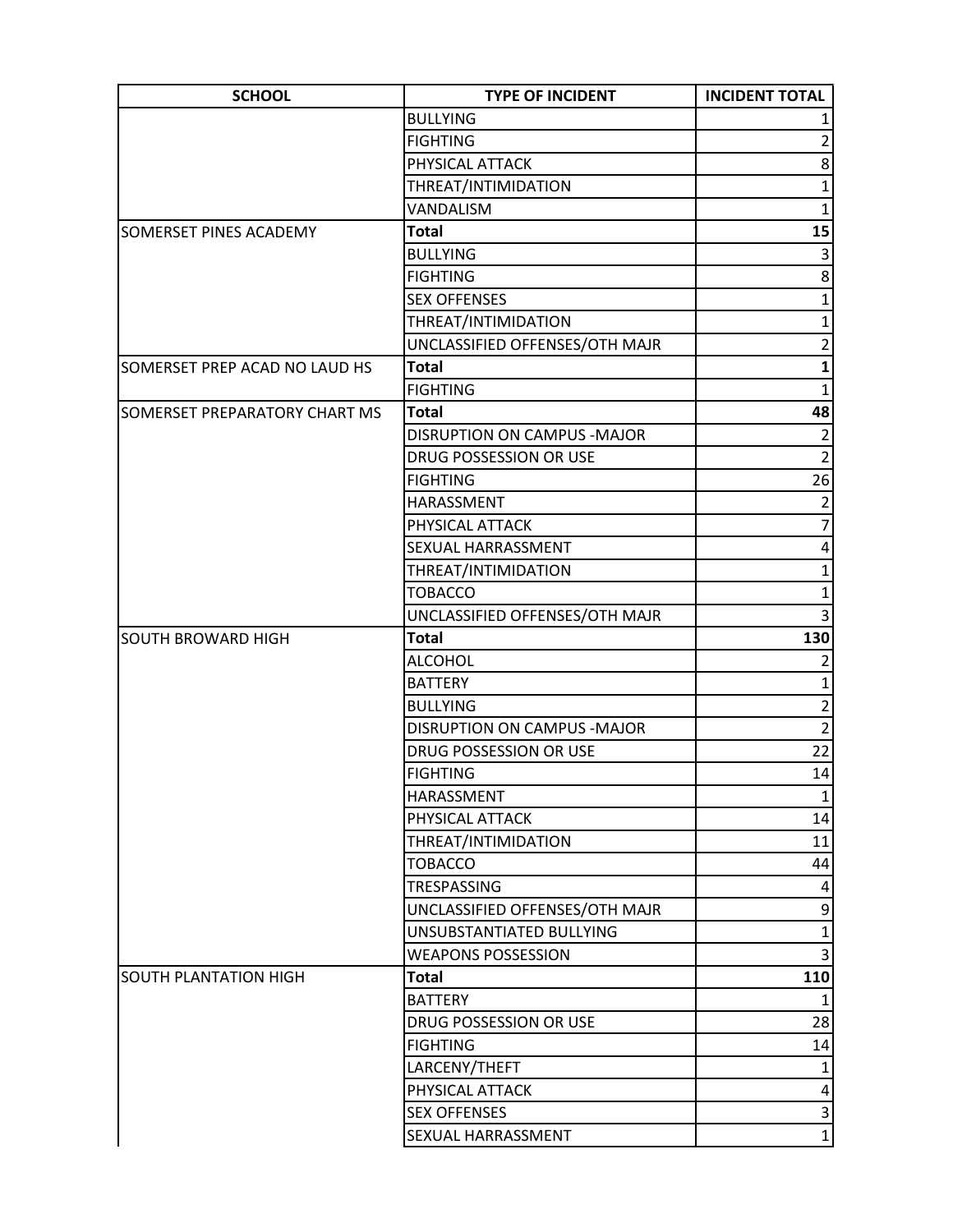| SCHOOL | TYPE OF INCIDENT | INCIDENT TOTAL |
|---|---|---|
| | BULLYING | 1 |
| | FIGHTING | 2 |
| | PHYSICAL ATTACK | 8 |
| | THREAT/INTIMIDATION | 1 |
| | VANDALISM | 1 |
| SOMERSET PINES ACADEMY | **Total** | **15** |
| | BULLYING | 3 |
| | FIGHTING | 8 |
| | SEX OFFENSES | 1 |
| | THREAT/INTIMIDATION | 1 |
| | UNCLASSIFIED OFFENSES/OTH MAJR | 2 |
| SOMERSET PREP ACAD NO LAUD HS | **Total** | **1** |
| | FIGHTING | 1 |
| SOMERSET PREPARATORY CHART MS | **Total** | **48** |
| | DISRUPTION ON CAMPUS -MAJOR | 2 |
| | DRUG POSSESSION OR USE | 2 |
| | FIGHTING | 26 |
| | HARASSMENT | 2 |
| | PHYSICAL ATTACK | 7 |
| | SEXUAL HARRASSMENT | 4 |
| | THREAT/INTIMIDATION | 1 |
| | TOBACCO | 1 |
| | UNCLASSIFIED OFFENSES/OTH MAJR | 3 |
| SOUTH BROWARD HIGH | **Total** | **130** |
| | ALCOHOL | 2 |
| | BATTERY | 1 |
| | BULLYING | 2 |
| | DISRUPTION ON CAMPUS -MAJOR | 2 |
| | DRUG POSSESSION OR USE | 22 |
| | FIGHTING | 14 |
| | HARASSMENT | 1 |
| | PHYSICAL ATTACK | 14 |
| | THREAT/INTIMIDATION | 11 |
| | TOBACCO | 44 |
| | TRESPASSING | 4 |
| | UNCLASSIFIED OFFENSES/OTH MAJR | 9 |
| | UNSUBSTANTIATED BULLYING | 1 |
| | WEAPONS POSSESSION | 3 |
| SOUTH PLANTATION HIGH | **Total** | **110** |
| | BATTERY | 1 |
| | DRUG POSSESSION OR USE | 28 |
| | FIGHTING | 14 |
| | LARCENY/THEFT | 1 |
| | PHYSICAL ATTACK | 4 |
| | SEX OFFENSES | 3 |
| | SEXUAL HARRASSMENT | 1 |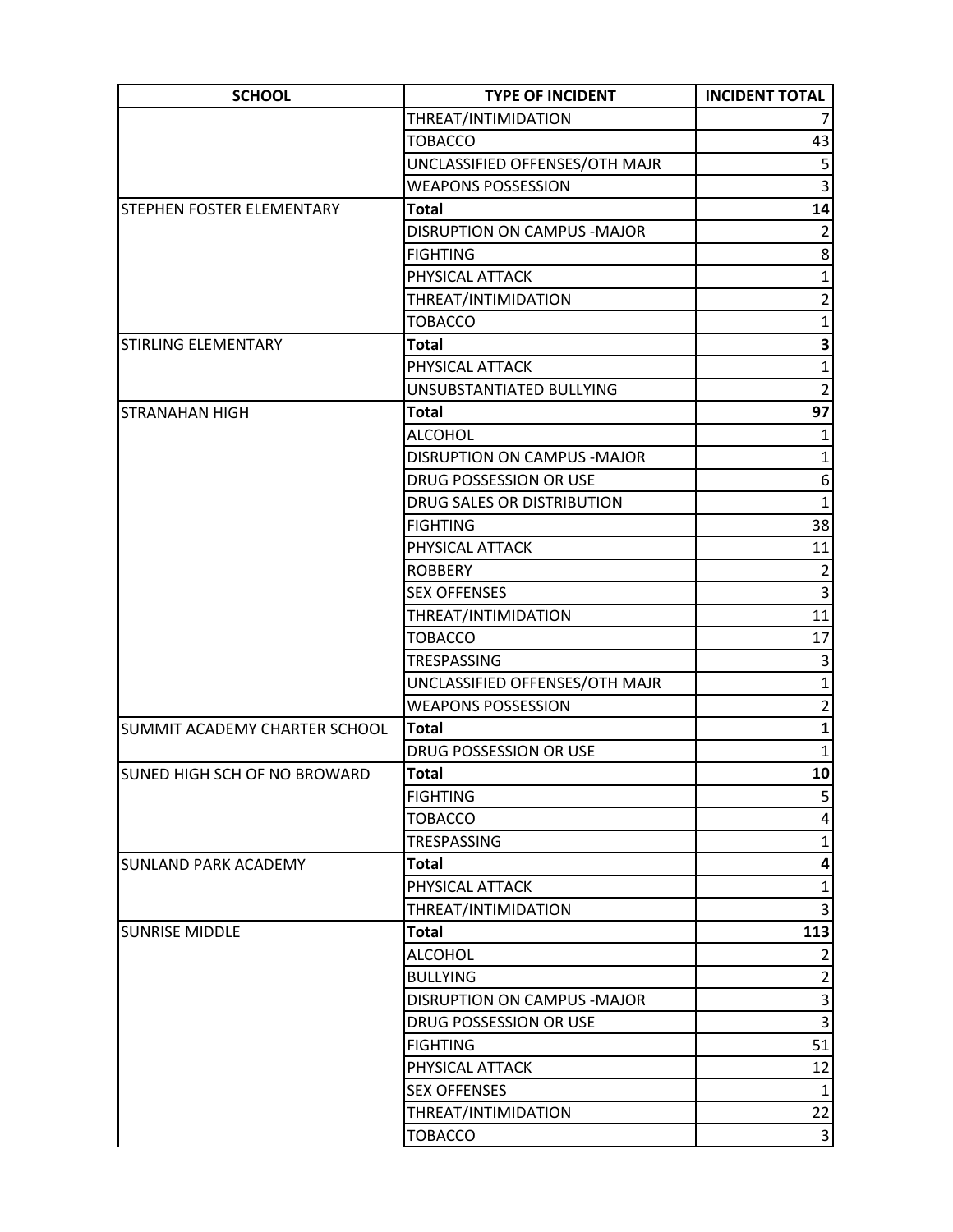| SCHOOL | TYPE OF INCIDENT | INCIDENT TOTAL |
|---|---|---|
| | THREAT/INTIMIDATION | 7 |
| | TOBACCO | 43 |
| | UNCLASSIFIED OFFENSES/OTH MAJR | 5 |
| | WEAPONS POSSESSION | 3 |
| STEPHEN FOSTER ELEMENTARY | **Total** | **14** |
| | DISRUPTION ON CAMPUS -MAJOR | 2 |
| | FIGHTING | 8 |
| | PHYSICAL ATTACK | 1 |
| | THREAT/INTIMIDATION | 2 |
| | TOBACCO | 1 |
| STIRLING ELEMENTARY | **Total** | **3** |
| | PHYSICAL ATTACK | 1 |
| | UNSUBSTANTIATED BULLYING | 2 |
| STRANAHAN HIGH | **Total** | **97** |
| | ALCOHOL | 1 |
| | DISRUPTION ON CAMPUS -MAJOR | 1 |
| | DRUG POSSESSION OR USE | 6 |
| | DRUG SALES OR DISTRIBUTION | 1 |
| | FIGHTING | 38 |
| | PHYSICAL ATTACK | 11 |
| | ROBBERY | 2 |
| | SEX OFFENSES | 3 |
| | THREAT/INTIMIDATION | 11 |
| | TOBACCO | 17 |
| | TRESPASSING | 3 |
| | UNCLASSIFIED OFFENSES/OTH MAJR | 1 |
| | WEAPONS POSSESSION | 2 |
| SUMMIT ACADEMY CHARTER SCHOOL | **Total** | **1** |
| | DRUG POSSESSION OR USE | 1 |
| SUNED HIGH SCH OF NO BROWARD | **Total** | **10** |
| | FIGHTING | 5 |
| | TOBACCO | 4 |
| | TRESPASSING | 1 |
| SUNLAND PARK ACADEMY | **Total** | **4** |
| | PHYSICAL ATTACK | 1 |
| | THREAT/INTIMIDATION | 3 |
| SUNRISE MIDDLE | **Total** | **113** |
| | ALCOHOL | 2 |
| | BULLYING | 2 |
| | DISRUPTION ON CAMPUS -MAJOR | 3 |
| | DRUG POSSESSION OR USE | 3 |
| | FIGHTING | 51 |
| | PHYSICAL ATTACK | 12 |
| | SEX OFFENSES | 1 |
| | THREAT/INTIMIDATION | 22 |
| | TOBACCO | 3 |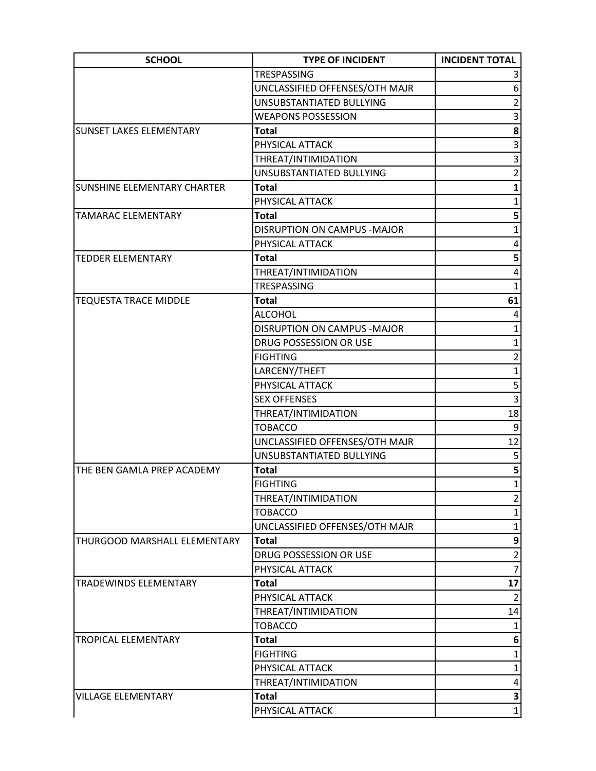| SCHOOL | TYPE OF INCIDENT | INCIDENT TOTAL |
|---|---|---|
| | TRESPASSING | 3 |
| | UNCLASSIFIED OFFENSES/OTH MAJR | 6 |
| | UNSUBSTANTIATED BULLYING | 2 |
| | WEAPONS POSSESSION | 3 |
| SUNSET LAKES ELEMENTARY | **Total** | **8** |
| | PHYSICAL ATTACK | 3 |
| | THREAT/INTIMIDATION | 3 |
| | UNSUBSTANTIATED BULLYING | 2 |
| SUNSHINE ELEMENTARY CHARTER | **Total** | **1** |
| | PHYSICAL ATTACK | 1 |
| TAMARAC ELEMENTARY | **Total** | **5** |
| | DISRUPTION ON CAMPUS -MAJOR | 1 |
| | PHYSICAL ATTACK | 4 |
| TEDDER ELEMENTARY | **Total** | **5** |
| | THREAT/INTIMIDATION | 4 |
| | TRESPASSING | 1 |
| TEQUESTA TRACE MIDDLE | **Total** | **61** |
| | ALCOHOL | 4 |
| | DISRUPTION ON CAMPUS -MAJOR | 1 |
| | DRUG POSSESSION OR USE | 1 |
| | FIGHTING | 2 |
| | LARCENY/THEFT | 1 |
| | PHYSICAL ATTACK | 5 |
| | SEX OFFENSES | 3 |
| | THREAT/INTIMIDATION | 18 |
| | TOBACCO | 9 |
| | UNCLASSIFIED OFFENSES/OTH MAJR | 12 |
| | UNSUBSTANTIATED BULLYING | 5 |
| THE BEN GAMLA PREP ACADEMY | **Total** | **5** |
| | FIGHTING | 1 |
| | THREAT/INTIMIDATION | 2 |
| | TOBACCO | 1 |
| | UNCLASSIFIED OFFENSES/OTH MAJR | 1 |
| THURGOOD MARSHALL ELEMENTARY | **Total** | **9** |
| | DRUG POSSESSION OR USE | 2 |
| | PHYSICAL ATTACK | 7 |
| TRADEWINDS ELEMENTARY | **Total** | **17** |
| | PHYSICAL ATTACK | 2 |
| | THREAT/INTIMIDATION | 14 |
| | TOBACCO | 1 |
| TROPICAL ELEMENTARY | **Total** | **6** |
| | FIGHTING | 1 |
| | PHYSICAL ATTACK | 1 |
| | THREAT/INTIMIDATION | 4 |
| VILLAGE ELEMENTARY | **Total** | **3** |
| | PHYSICAL ATTACK | 1 |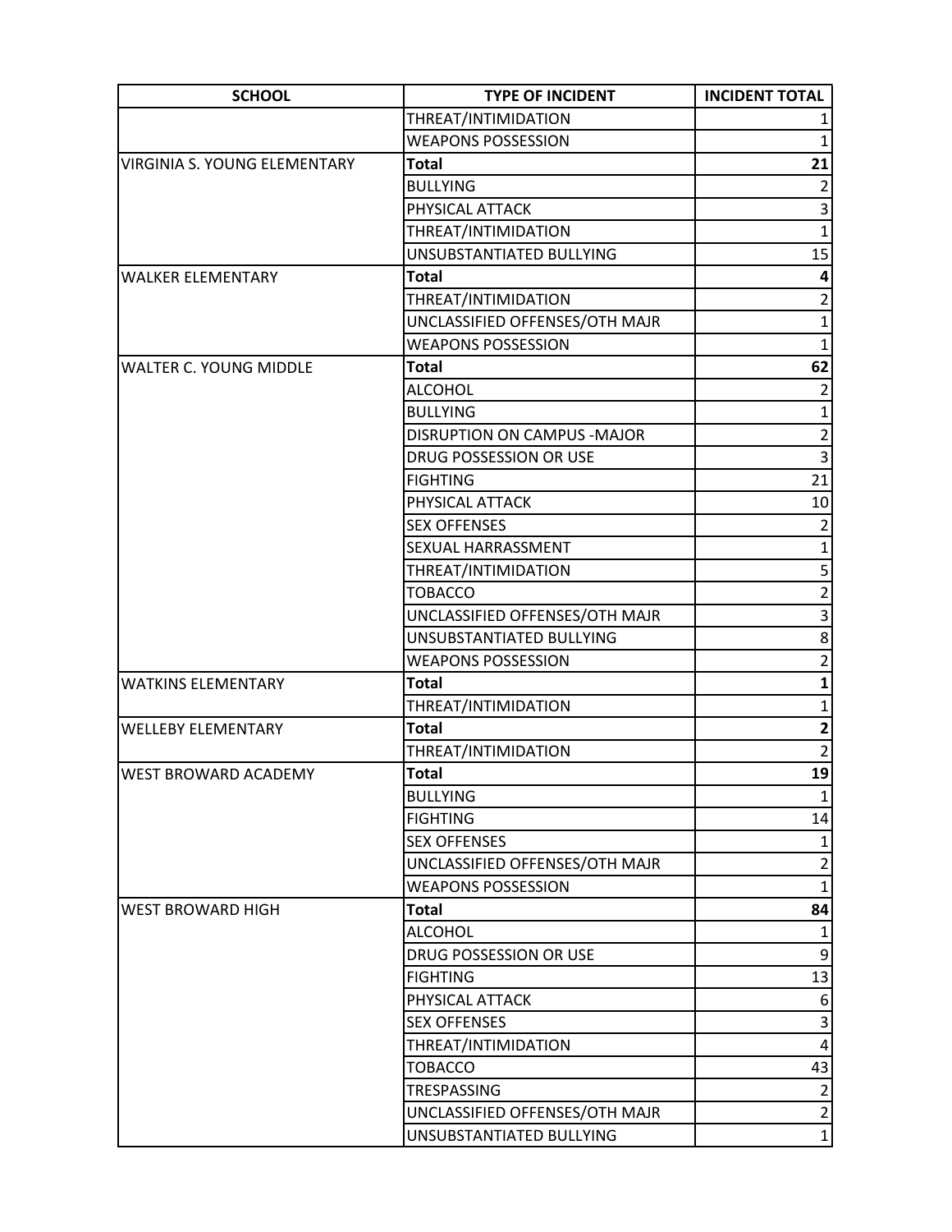| SCHOOL | TYPE OF INCIDENT | INCIDENT TOTAL |
|---|---|---|
| | THREAT/INTIMIDATION | 1 |
| | WEAPONS POSSESSION | 1 |
| VIRGINIA S. YOUNG ELEMENTARY | **Total** | **21** |
| | BULLYING | 2 |
| | PHYSICAL ATTACK | 3 |
| | THREAT/INTIMIDATION | 1 |
| | UNSUBSTANTIATED BULLYING | 15 |
| WALKER ELEMENTARY | **Total** | **4** |
| | THREAT/INTIMIDATION | 2 |
| | UNCLASSIFIED OFFENSES/OTH MAJR | 1 |
| | WEAPONS POSSESSION | 1 |
| WALTER C. YOUNG MIDDLE | **Total** | **62** |
| | ALCOHOL | 2 |
| | BULLYING | 1 |
| | DISRUPTION ON CAMPUS -MAJOR | 2 |
| | DRUG POSSESSION OR USE | 3 |
| | FIGHTING | 21 |
| | PHYSICAL ATTACK | 10 |
| | SEX OFFENSES | 2 |
| | SEXUAL HARRASSMENT | 1 |
| | THREAT/INTIMIDATION | 5 |
| | TOBACCO | 2 |
| | UNCLASSIFIED OFFENSES/OTH MAJR | 3 |
| | UNSUBSTANTIATED BULLYING | 8 |
| | WEAPONS POSSESSION | 2 |
| WATKINS ELEMENTARY | **Total** | **1** |
| | THREAT/INTIMIDATION | 1 |
| WELLEBY ELEMENTARY | **Total** | **2** |
| | THREAT/INTIMIDATION | 2 |
| WEST BROWARD ACADEMY | **Total** | **19** |
| | BULLYING | 1 |
| | FIGHTING | 14 |
| | SEX OFFENSES | 1 |
| | UNCLASSIFIED OFFENSES/OTH MAJR | 2 |
| | WEAPONS POSSESSION | 1 |
| WEST BROWARD HIGH | **Total** | **84** |
| | ALCOHOL | 1 |
| | DRUG POSSESSION OR USE | 9 |
| | FIGHTING | 13 |
| | PHYSICAL ATTACK | 6 |
| | SEX OFFENSES | 3 |
| | THREAT/INTIMIDATION | 4 |
| | TOBACCO | 43 |
| | TRESPASSING | 2 |
| | UNCLASSIFIED OFFENSES/OTH MAJR | 2 |
| | UNSUBSTANTIATED BULLYING | 1 |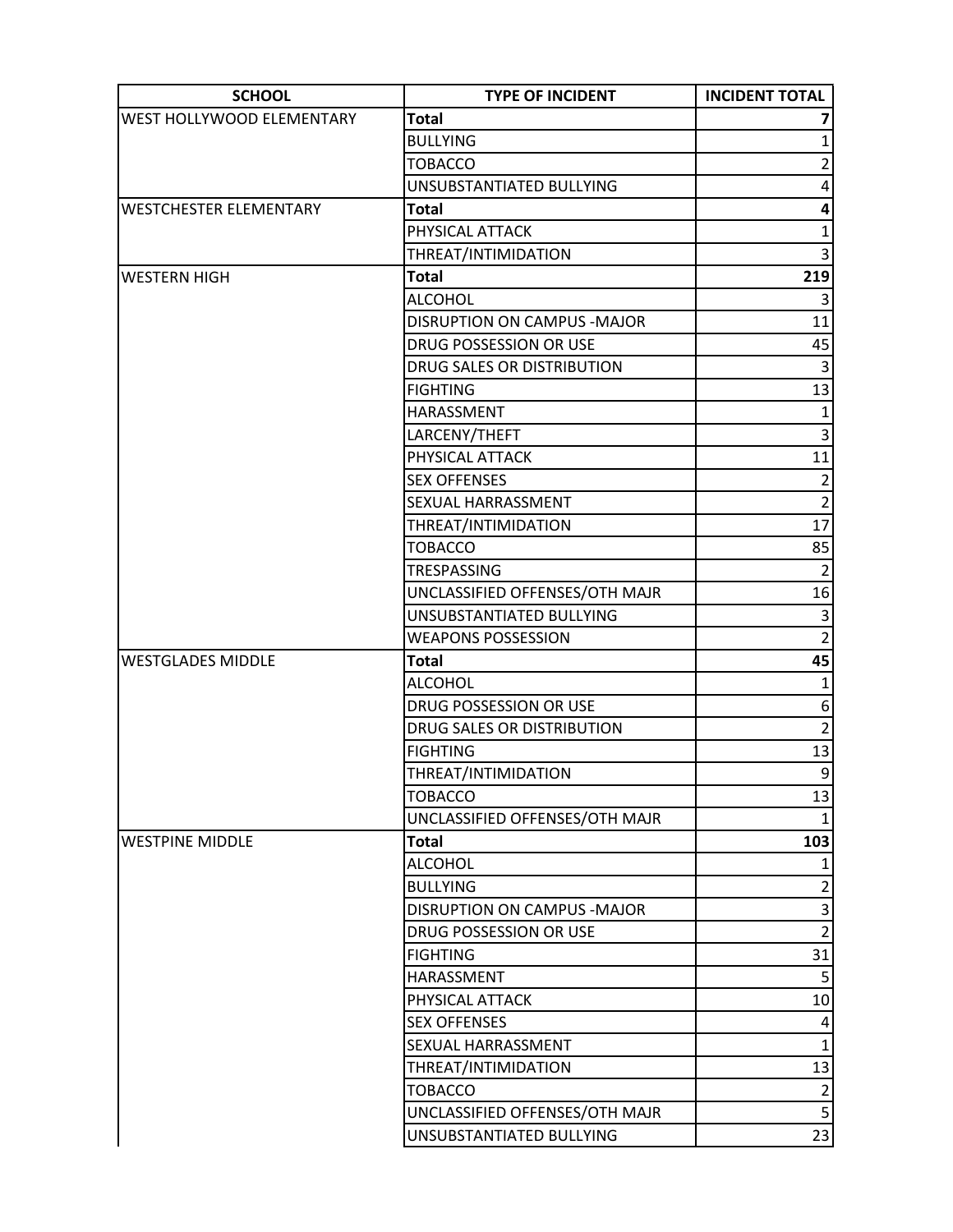| SCHOOL | TYPE OF INCIDENT | INCIDENT TOTAL |
|---|---|---|
| WEST HOLLYWOOD ELEMENTARY | **Total** | **7** |
| | BULLYING | 1 |
| | TOBACCO | 2 |
| | UNSUBSTANTIATED BULLYING | 4 |
| WESTCHESTER ELEMENTARY | **Total** | **4** |
| | PHYSICAL ATTACK | 1 |
| | THREAT/INTIMIDATION | 3 |
| WESTERN HIGH | **Total** | **219** |
| | ALCOHOL | 3 |
| | DISRUPTION ON CAMPUS -MAJOR | 11 |
| | DRUG POSSESSION OR USE | 45 |
| | DRUG SALES OR DISTRIBUTION | 3 |
| | FIGHTING | 13 |
| | HARASSMENT | 1 |
| | LARCENY/THEFT | 3 |
| | PHYSICAL ATTACK | 11 |
| | SEX OFFENSES | 2 |
| | SEXUAL HARRASSMENT | 2 |
| | THREAT/INTIMIDATION | 17 |
| | TOBACCO | 85 |
| | TRESPASSING | 2 |
| | UNCLASSIFIED OFFENSES/OTH MAJR | 16 |
| | UNSUBSTANTIATED BULLYING | 3 |
| | WEAPONS POSSESSION | 2 |
| WESTGLADES MIDDLE | **Total** | **45** |
| | ALCOHOL | 1 |
| | DRUG POSSESSION OR USE | 6 |
| | DRUG SALES OR DISTRIBUTION | 2 |
| | FIGHTING | 13 |
| | THREAT/INTIMIDATION | 9 |
| | TOBACCO | 13 |
| | UNCLASSIFIED OFFENSES/OTH MAJR | 1 |
| WESTPINE MIDDLE | **Total** | **103** |
| | ALCOHOL | 1 |
| | BULLYING | 2 |
| | DISRUPTION ON CAMPUS -MAJOR | 3 |
| | DRUG POSSESSION OR USE | 2 |
| | FIGHTING | 31 |
| | HARASSMENT | 5 |
| | PHYSICAL ATTACK | 10 |
| | SEX OFFENSES | 4 |
| | SEXUAL HARRASSMENT | 1 |
| | THREAT/INTIMIDATION | 13 |
| | TOBACCO | 2 |
| | UNCLASSIFIED OFFENSES/OTH MAJR | 5 |
| | UNSUBSTANTIATED BULLYING | 23 |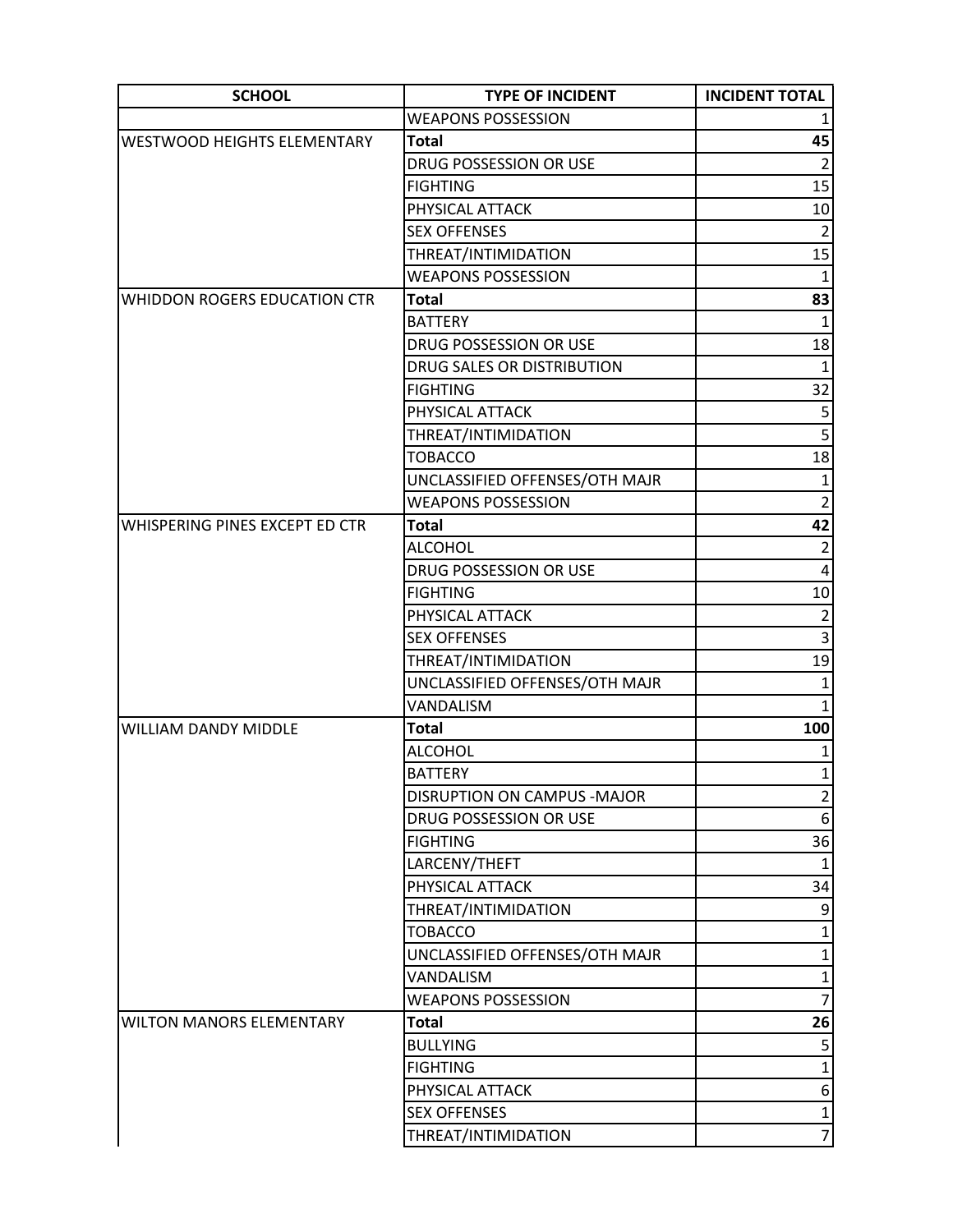| SCHOOL | TYPE OF INCIDENT | INCIDENT TOTAL |
|---|---|---|
| | WEAPONS POSSESSION | 1 |
| WESTWOOD HEIGHTS ELEMENTARY | **Total** | **45** |
| | DRUG POSSESSION OR USE | 2 |
| | FIGHTING | 15 |
| | PHYSICAL ATTACK | 10 |
| | SEX OFFENSES | 2 |
| | THREAT/INTIMIDATION | 15 |
| | WEAPONS POSSESSION | 1 |
| WHIDDON ROGERS EDUCATION CTR | **Total** | **83** |
| | BATTERY | 1 |
| | DRUG POSSESSION OR USE | 18 |
| | DRUG SALES OR DISTRIBUTION | 1 |
| | FIGHTING | 32 |
| | PHYSICAL ATTACK | 5 |
| | THREAT/INTIMIDATION | 5 |
| | TOBACCO | 18 |
| | UNCLASSIFIED OFFENSES/OTH MAJR | 1 |
| | WEAPONS POSSESSION | 2 |
| WHISPERING PINES EXCEPT ED CTR | **Total** | **42** |
| | ALCOHOL | 2 |
| | DRUG POSSESSION OR USE | 4 |
| | FIGHTING | 10 |
| | PHYSICAL ATTACK | 2 |
| | SEX OFFENSES | 3 |
| | THREAT/INTIMIDATION | 19 |
| | UNCLASSIFIED OFFENSES/OTH MAJR | 1 |
| | VANDALISM | 1 |
| WILLIAM DANDY MIDDLE | **Total** | **100** |
| | ALCOHOL | 1 |
| | BATTERY | 1 |
| | DISRUPTION ON CAMPUS -MAJOR | 2 |
| | DRUG POSSESSION OR USE | 6 |
| | FIGHTING | 36 |
| | LARCENY/THEFT | 1 |
| | PHYSICAL ATTACK | 34 |
| | THREAT/INTIMIDATION | 9 |
| | TOBACCO | 1 |
| | UNCLASSIFIED OFFENSES/OTH MAJR | 1 |
| | VANDALISM | 1 |
| | WEAPONS POSSESSION | 7 |
| WILTON MANORS ELEMENTARY | **Total** | **26** |
| | BULLYING | 5 |
| | FIGHTING | 1 |
| | PHYSICAL ATTACK | 6 |
| | SEX OFFENSES | 1 |
| | THREAT/INTIMIDATION | 7 |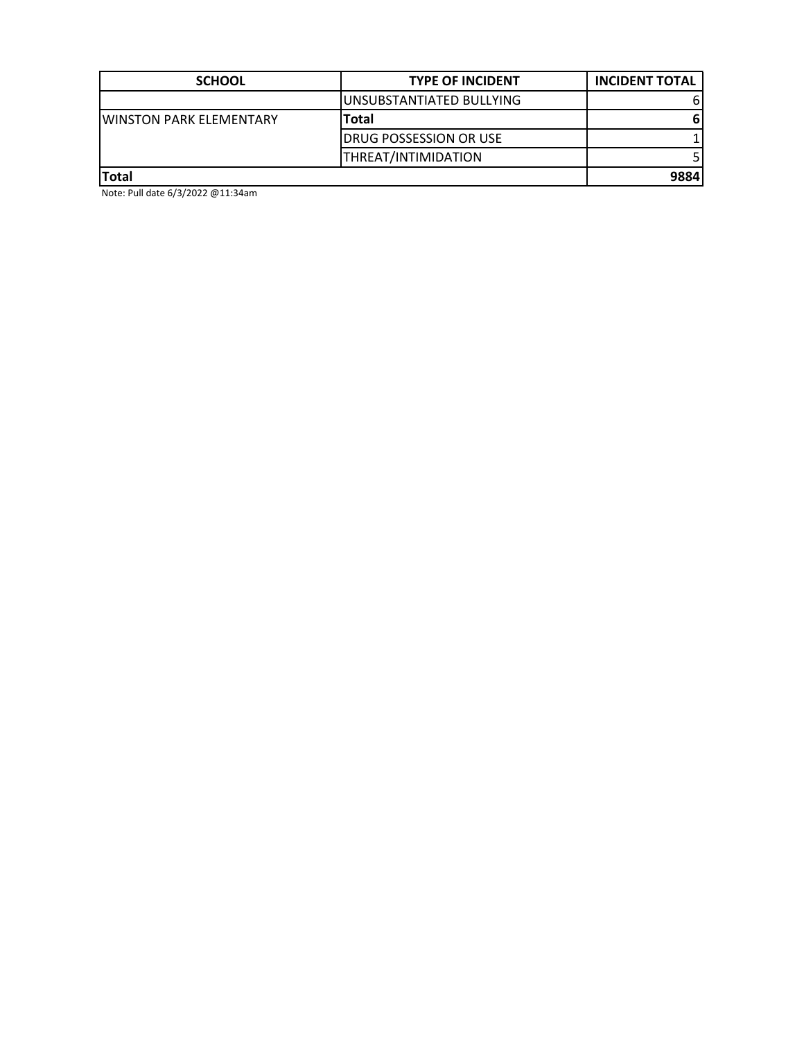| SCHOOL | TYPE OF INCIDENT | INCIDENT TOTAL |
|---|---|---|
| | UNSUBSTANTIATED BULLYING | 6 |
| WINSTON PARK ELEMENTARY | **Total** | **6** |
| | DRUG POSSESSION OR USE | 1 |
| | THREAT/INTIMIDATION | 5 |
| **Total** | | **9884** |

Note: Pull date 6/3/2022 @11:34am